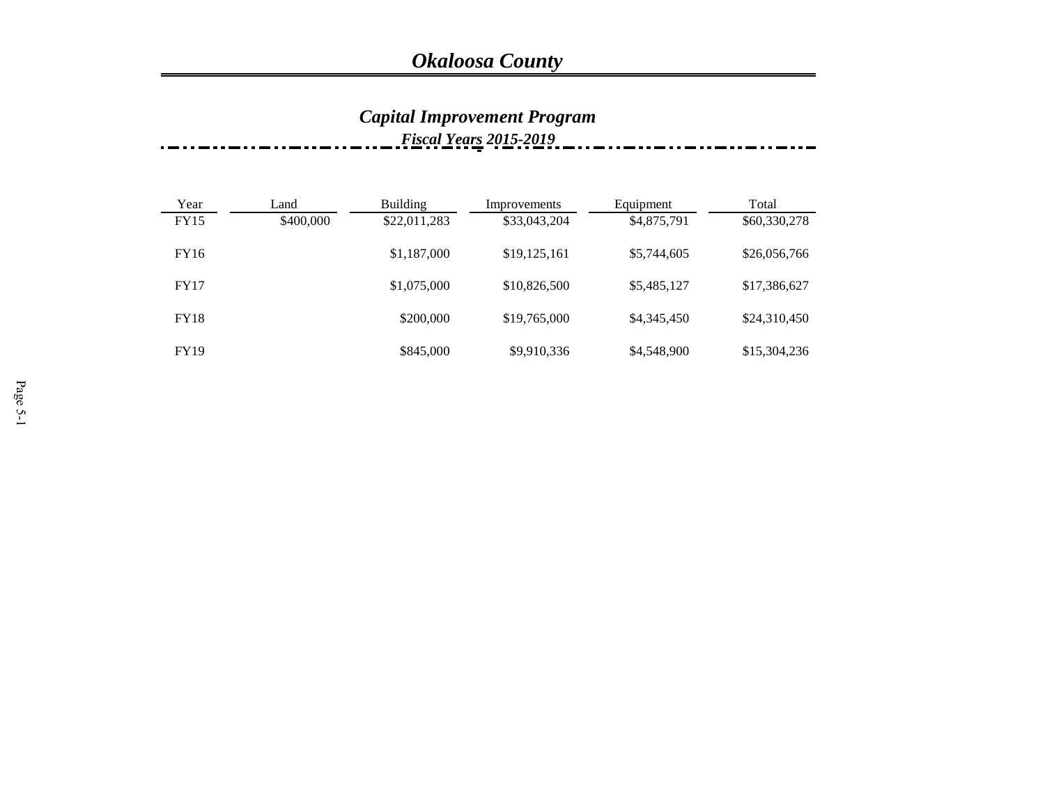# *Okaloosa County*

## *Capital Improvement Program*

### *Fiscal Years 2015-2019*

| Year | Land | Building | Improvements | Equipment | Total |
|---|---|---|---|---|---|
| FY15 | $400,000 | $22,011,283 | $33,043,204 | $4,875,791 | $60,330,278 |
| FY16 | | $1,187,000 | $19,125,161 | $5,744,605 | $26,056,766 |
| FY17 | | $1,075,000 | $10,826,500 | $5,485,127 | $17,386,627 |
| FY18 | | $200,000 | $19,765,000 | $4,345,450 | $24,310,450 |
| FY19 | | $845,000 | $9,910,336 | $4,548,900 | $15,304,236 |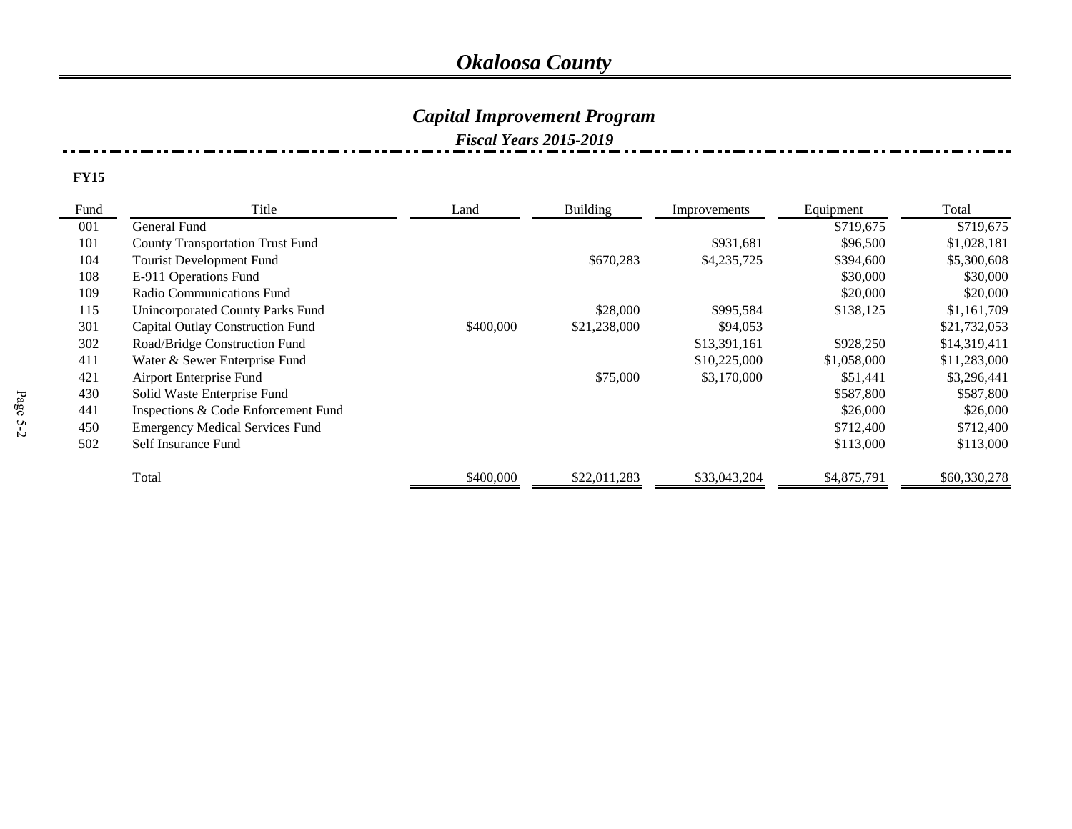# Okaloosa County

## Capital Improvement Program

### Fiscal Years 2015-2019

**FY15**

| Fund | Title | Land | Building | Improvements | Equipment | Total |
|---|---|---|---|---|---|---|
| 001 | General Fund | | | | $719,675 | $719,675 |
| 101 | County Transportation Trust Fund | | | $931,681 | $96,500 | $1,028,181 |
| 104 | Tourist Development Fund | | $670,283 | $4,235,725 | $394,600 | $5,300,608 |
| 108 | E-911 Operations Fund | | | | $30,000 | $30,000 |
| 109 | Radio Communications Fund | | | | $20,000 | $20,000 |
| 115 | Unincorporated County Parks Fund | | $28,000 | $995,584 | $138,125 | $1,161,709 |
| 301 | Capital Outlay Construction Fund | $400,000 | $21,238,000 | $94,053 | | $21,732,053 |
| 302 | Road/Bridge Construction Fund | | | $13,391,161 | $928,250 | $14,319,411 |
| 411 | Water & Sewer Enterprise Fund | | | $10,225,000 | $1,058,000 | $11,283,000 |
| 421 | Airport Enterprise Fund | | $75,000 | $3,170,000 | $51,441 | $3,296,441 |
| 430 | Solid Waste Enterprise Fund | | | | $587,800 | $587,800 |
| 441 | Inspections & Code Enforcement Fund | | | | $26,000 | $26,000 |
| 450 | Emergency Medical Services Fund | | | | $712,400 | $712,400 |
| 502 | Self Insurance Fund | | | | $113,000 | $113,000 |
| | Total | $400,000 | $22,011,283 | $33,043,204 | $4,875,791 | $60,330,278 |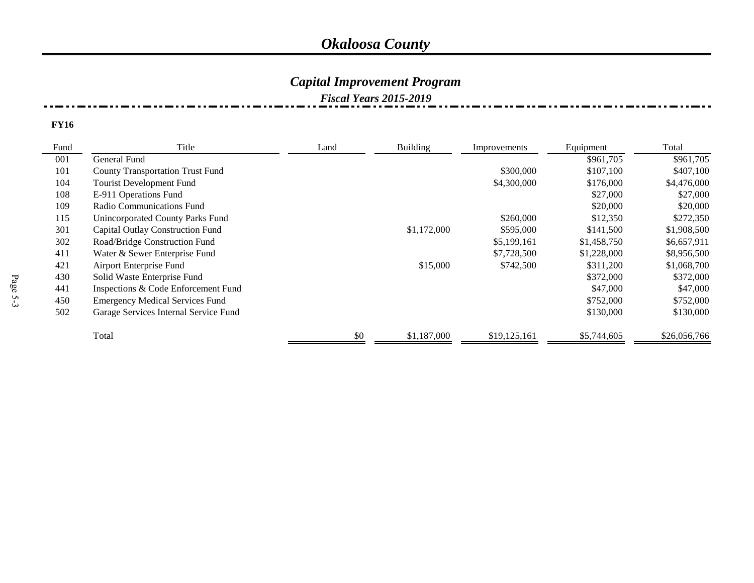# *Okaloosa County*

## *Capital Improvement Program*

### *Fiscal Years 2015-2019*

**FY16**

| Fund | Title | Land | Building | Improvements | Equipment | Total |
|---|---|---|---|---|---|---|
| 001 | General Fund | | | | $961,705 | $961,705 |
| 101 | County Transportation Trust Fund | | | $300,000 | $107,100 | $407,100 |
| 104 | Tourist Development Fund | | | $4,300,000 | $176,000 | $4,476,000 |
| 108 | E-911 Operations Fund | | | | $27,000 | $27,000 |
| 109 | Radio Communications Fund | | | | $20,000 | $20,000 |
| 115 | Unincorporated County Parks Fund | | | $260,000 | $12,350 | $272,350 |
| 301 | Capital Outlay Construction Fund | | $1,172,000 | $595,000 | $141,500 | $1,908,500 |
| 302 | Road/Bridge Construction Fund | | | $5,199,161 | $1,458,750 | $6,657,911 |
| 411 | Water & Sewer Enterprise Fund | | | $7,728,500 | $1,228,000 | $8,956,500 |
| 421 | Airport Enterprise Fund | | $15,000 | $742,500 | $311,200 | $1,068,700 |
| 430 | Solid Waste Enterprise Fund | | | | $372,000 | $372,000 |
| 441 | Inspections & Code Enforcement Fund | | | | $47,000 | $47,000 |
| 450 | Emergency Medical Services Fund | | | | $752,000 | $752,000 |
| 502 | Garage Services Internal Service Fund | | | | $130,000 | $130,000 |
| | Total | $0 | $1,187,000 | $19,125,161 | $5,744,605 | $26,056,766 |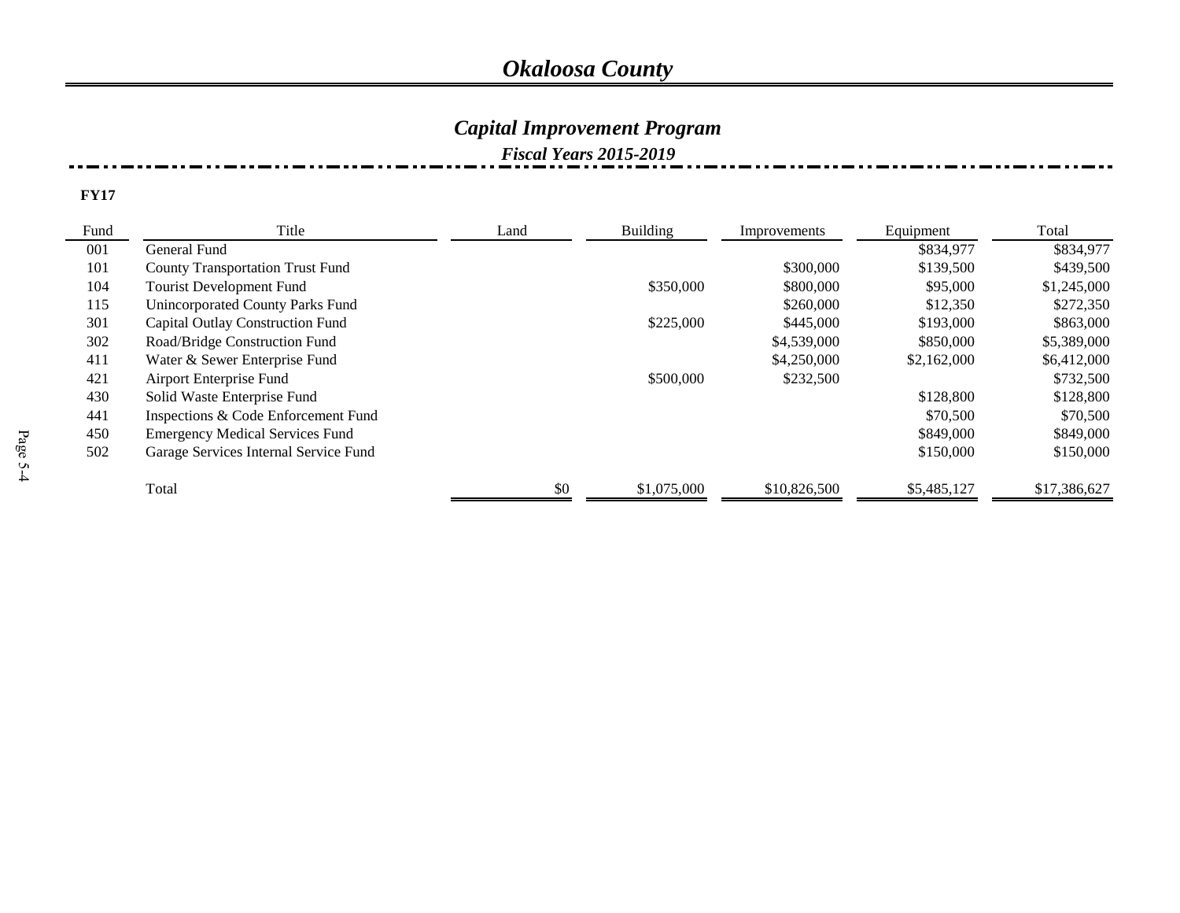# Okaloosa County

## Capital Improvement Program

### Fiscal Years 2015-2019

**FY17**

| Fund | Title | Land | Building | Improvements | Equipment | Total |
|---|---|---|---|---|---|---|
| 001 | General Fund | | | | $834,977 | $834,977 |
| 101 | County Transportation Trust Fund | | | $300,000 | $139,500 | $439,500 |
| 104 | Tourist Development Fund | | $350,000 | $800,000 | $95,000 | $1,245,000 |
| 115 | Unincorporated County Parks Fund | | | $260,000 | $12,350 | $272,350 |
| 301 | Capital Outlay Construction Fund | | $225,000 | $445,000 | $193,000 | $863,000 |
| 302 | Road/Bridge Construction Fund | | | $4,539,000 | $850,000 | $5,389,000 |
| 411 | Water & Sewer Enterprise Fund | | | $4,250,000 | $2,162,000 | $6,412,000 |
| 421 | Airport Enterprise Fund | | $500,000 | $232,500 | | $732,500 |
| 430 | Solid Waste Enterprise Fund | | | | $128,800 | $128,800 |
| 441 | Inspections & Code Enforcement Fund | | | | $70,500 | $70,500 |
| 450 | Emergency Medical Services Fund | | | | $849,000 | $849,000 |
| 502 | Garage Services Internal Service Fund | | | | $150,000 | $150,000 |
| | Total | $0 | $1,075,000 | $10,826,500 | $5,485,127 | $17,386,627 |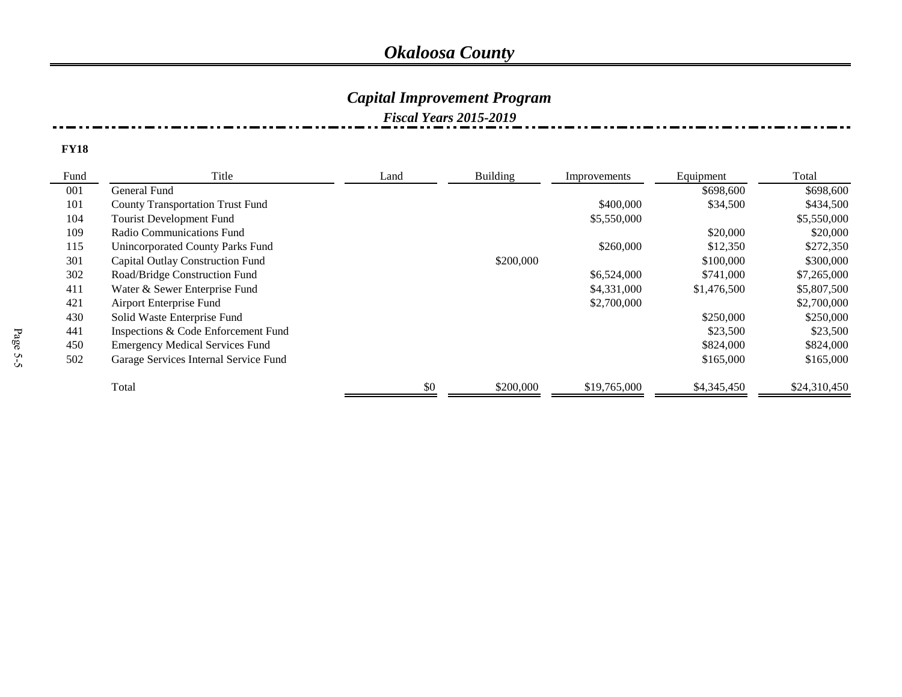# *Okaloosa County*

## *Capital Improvement Program*

### *Fiscal Years 2015-2019*

**FY18**

| Fund | Title | Land | Building | Improvements | Equipment | Total |
|---|---|---|---|---|---|---|
| 001 | General Fund | | | | $698,600 | $698,600 |
| 101 | County Transportation Trust Fund | | | $400,000 | $34,500 | $434,500 |
| 104 | Tourist Development Fund | | | $5,550,000 | | $5,550,000 |
| 109 | Radio Communications Fund | | | | $20,000 | $20,000 |
| 115 | Unincorporated County Parks Fund | | | $260,000 | $12,350 | $272,350 |
| 301 | Capital Outlay Construction Fund | | $200,000 | | $100,000 | $300,000 |
| 302 | Road/Bridge Construction Fund | | | $6,524,000 | $741,000 | $7,265,000 |
| 411 | Water & Sewer Enterprise Fund | | | $4,331,000 | $1,476,500 | $5,807,500 |
| 421 | Airport Enterprise Fund | | | $2,700,000 | | $2,700,000 |
| 430 | Solid Waste Enterprise Fund | | | | $250,000 | $250,000 |
| 441 | Inspections & Code Enforcement Fund | | | | $23,500 | $23,500 |
| 450 | Emergency Medical Services Fund | | | | $824,000 | $824,000 |
| 502 | Garage Services Internal Service Fund | | | | $165,000 | $165,000 |
| | Total | $0 | $200,000 | $19,765,000 | $4,345,450 | $24,310,450 |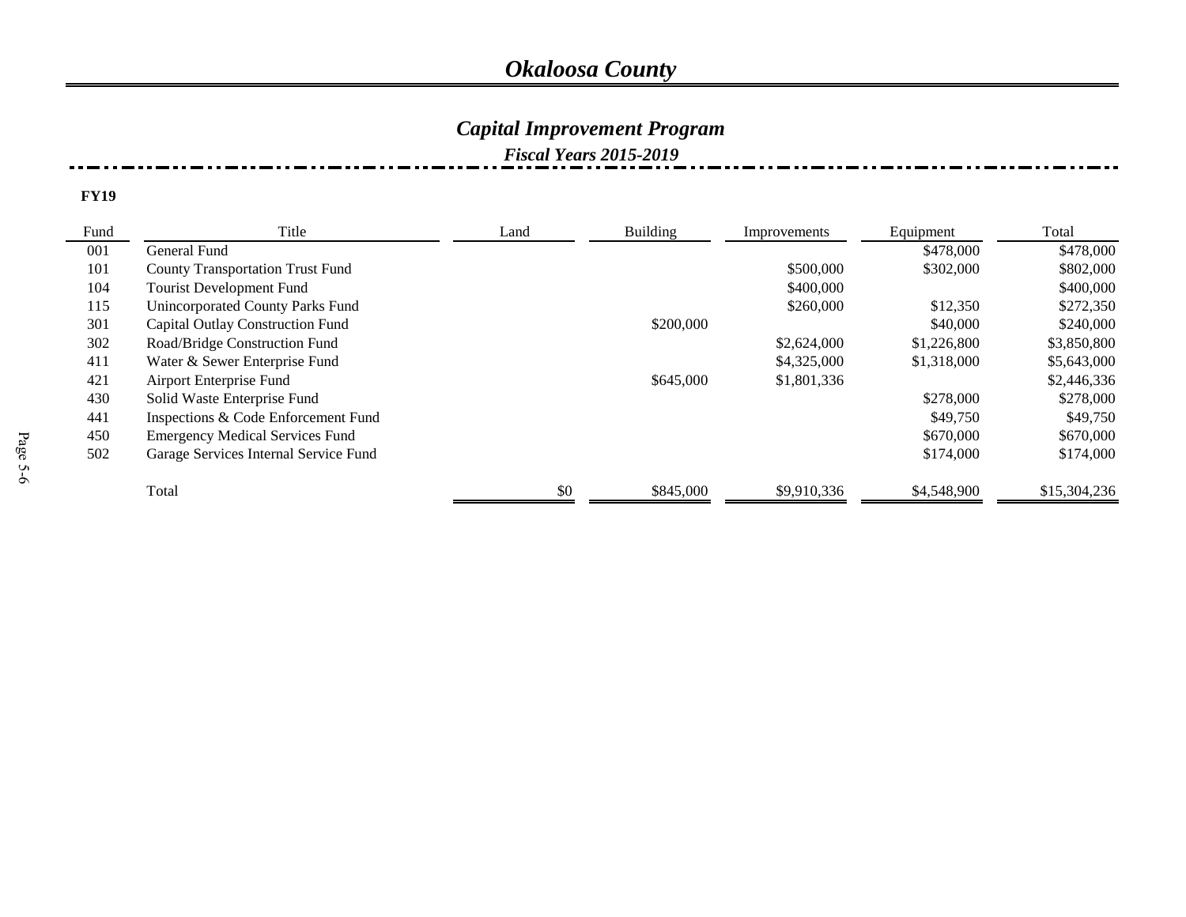# *Okaloosa County*

## *Capital Improvement Program*

### *Fiscal Years 2015-2019*

**FY19**

| Fund | Title | Land | Building | Improvements | Equipment | Total |
|---|---|---|---|---|---|---|
| 001 | General Fund | | | | $478,000 | $478,000 |
| 101 | County Transportation Trust Fund | | | $500,000 | $302,000 | $802,000 |
| 104 | Tourist Development Fund | | | $400,000 | | $400,000 |
| 115 | Unincorporated County Parks Fund | | | $260,000 | $12,350 | $272,350 |
| 301 | Capital Outlay Construction Fund | | $200,000 | | $40,000 | $240,000 |
| 302 | Road/Bridge Construction Fund | | | $2,624,000 | $1,226,800 | $3,850,800 |
| 411 | Water & Sewer Enterprise Fund | | | $4,325,000 | $1,318,000 | $5,643,000 |
| 421 | Airport Enterprise Fund | | $645,000 | $1,801,336 | | $2,446,336 |
| 430 | Solid Waste Enterprise Fund | | | | $278,000 | $278,000 |
| 441 | Inspections & Code Enforcement Fund | | | | $49,750 | $49,750 |
| 450 | Emergency Medical Services Fund | | | | $670,000 | $670,000 |
| 502 | Garage Services Internal Service Fund | | | | $174,000 | $174,000 |
| | Total | $0 | $845,000 | $9,910,336 | $4,548,900 | $15,304,236 |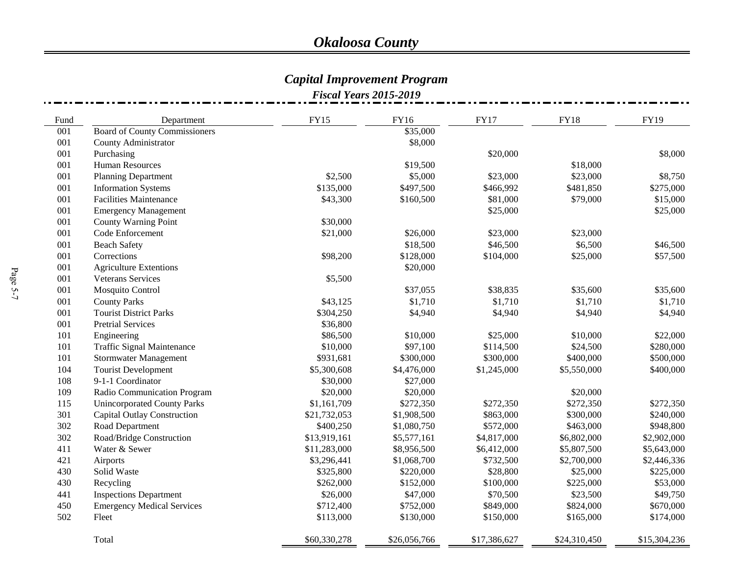# Okaloosa County

## Capital Improvement Program

### Fiscal Years 2015-2019

| Fund | Department | FY15 | FY16 | FY17 | FY18 | FY19 |
|---|---|---|---|---|---|---|
| 001 | Board of County Commissioners | | $35,000 | | | |
| 001 | County Administrator | | $8,000 | | | |
| 001 | Purchasing | | | $20,000 | | $8,000 |
| 001 | Human Resources | | $19,500 | | $18,000 | |
| 001 | Planning Department | $2,500 | $5,000 | $23,000 | $23,000 | $8,750 |
| 001 | Information Systems | $135,000 | $497,500 | $466,992 | $481,850 | $275,000 |
| 001 | Facilities Maintenance | $43,300 | $160,500 | $81,000 | $79,000 | $15,000 |
| 001 | Emergency Management | | | $25,000 | | $25,000 |
| 001 | County Warning Point | $30,000 | | | | |
| 001 | Code Enforcement | $21,000 | $26,000 | $23,000 | $23,000 | |
| 001 | Beach Safety | | $18,500 | $46,500 | $6,500 | $46,500 |
| 001 | Corrections | $98,200 | $128,000 | $104,000 | $25,000 | $57,500 |
| 001 | Agriculture Extentions | | $20,000 | | | |
| 001 | Veterans Services | $5,500 | | | | |
| 001 | Mosquito Control | | $37,055 | $38,835 | $35,600 | $35,600 |
| 001 | County Parks | $43,125 | $1,710 | $1,710 | $1,710 | $1,710 |
| 001 | Tourist District Parks | $304,250 | $4,940 | $4,940 | $4,940 | $4,940 |
| 001 | Pretrial Services | $36,800 | | | | |
| 101 | Engineering | $86,500 | $10,000 | $25,000 | $10,000 | $22,000 |
| 101 | Traffic Signal Maintenance | $10,000 | $97,100 | $114,500 | $24,500 | $280,000 |
| 101 | Stormwater Management | $931,681 | $300,000 | $300,000 | $400,000 | $500,000 |
| 104 | Tourist Development | $5,300,608 | $4,476,000 | $1,245,000 | $5,550,000 | $400,000 |
| 108 | 9-1-1 Coordinator | $30,000 | $27,000 | | | |
| 109 | Radio Communication Program | $20,000 | $20,000 | | $20,000 | |
| 115 | Unincorporated County Parks | $1,161,709 | $272,350 | $272,350 | $272,350 | $272,350 |
| 301 | Capital Outlay Construction | $21,732,053 | $1,908,500 | $863,000 | $300,000 | $240,000 |
| 302 | Road Department | $400,250 | $1,080,750 | $572,000 | $463,000 | $948,800 |
| 302 | Road/Bridge Construction | $13,919,161 | $5,577,161 | $4,817,000 | $6,802,000 | $2,902,000 |
| 411 | Water & Sewer | $11,283,000 | $8,956,500 | $6,412,000 | $5,807,500 | $5,643,000 |
| 421 | Airports | $3,296,441 | $1,068,700 | $732,500 | $2,700,000 | $2,446,336 |
| 430 | Solid Waste | $325,800 | $220,000 | $28,800 | $25,000 | $225,000 |
| 430 | Recycling | $262,000 | $152,000 | $100,000 | $225,000 | $53,000 |
| 441 | Inspections Department | $26,000 | $47,000 | $70,500 | $23,500 | $49,750 |
| 450 | Emergency Medical Services | $712,400 | $752,000 | $849,000 | $824,000 | $670,000 |
| 502 | Fleet | $113,000 | $130,000 | $150,000 | $165,000 | $174,000 |
| | Total | $60,330,278 | $26,056,766 | $17,386,627 | $24,310,450 | $15,304,236 |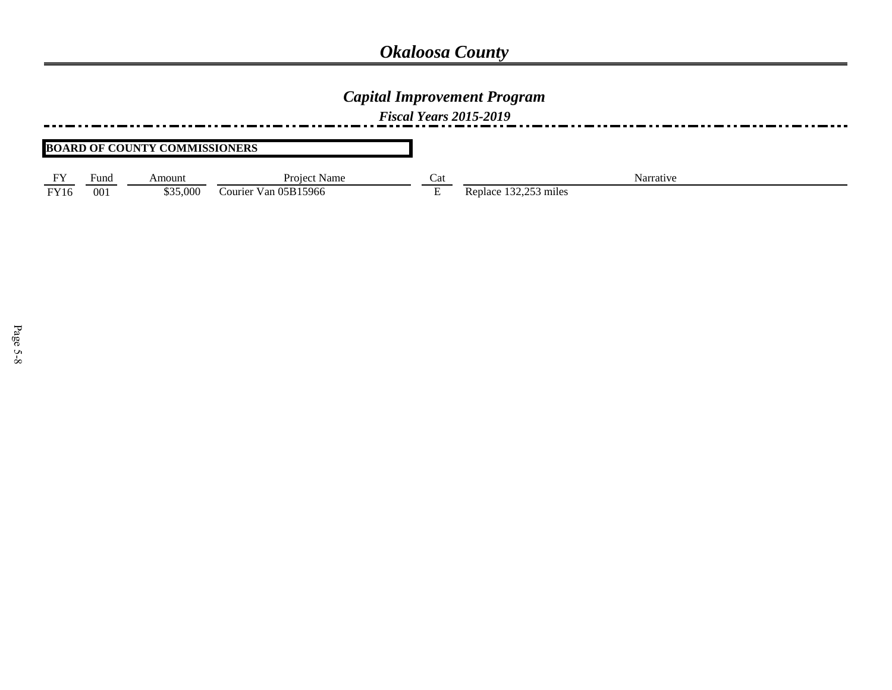# *Okaloosa County*

## *Capital Improvement Program*

### *Fiscal Years 2015-2019*

**BOARD OF COUNTY COMMISSIONERS**

| FY | Fund | Amount | Project Name | Cat | Narrative |
|---|---|---|---|---|---|
| FY16 | 001 | $35,000 | Courier Van 05B15966 | E | Replace 132,253 miles |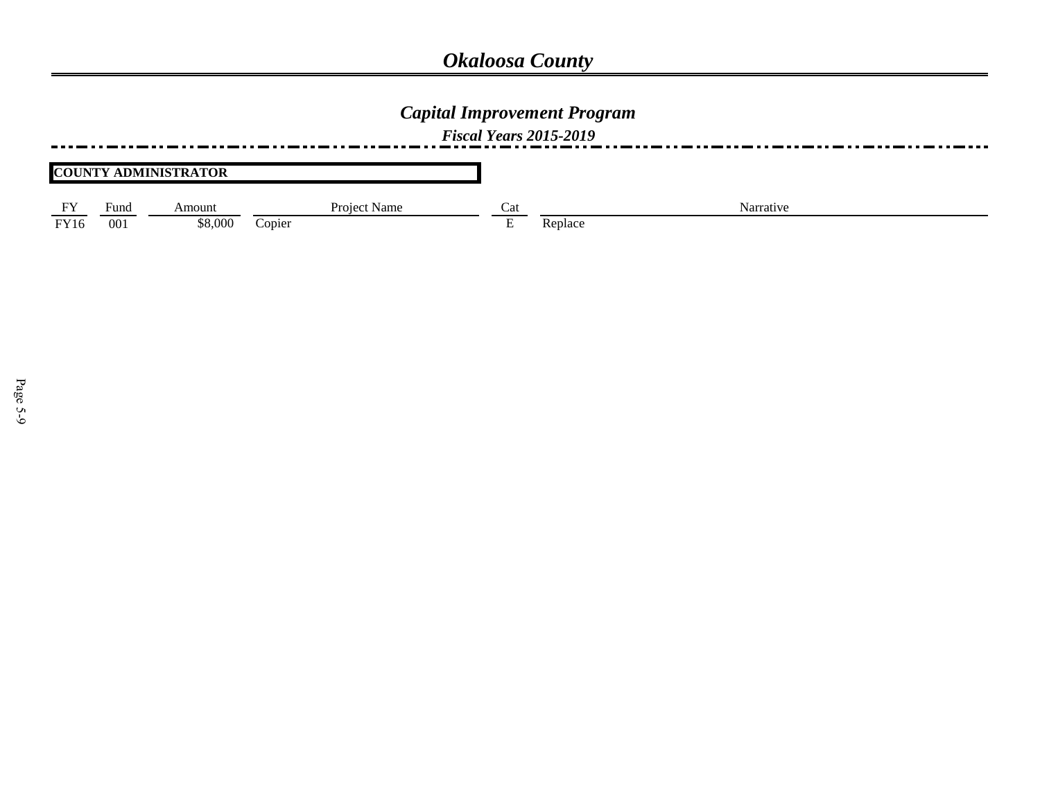# Okaloosa County

## Capital Improvement Program

### Fiscal Years 2015-2019

**COUNTY ADMINISTRATOR**

| FY | Fund | Amount | Project Name | Cat | Narrative |
|---|---|---|---|---|---|
| FY16 | 001 | $8,000 | Copier | E | Replace |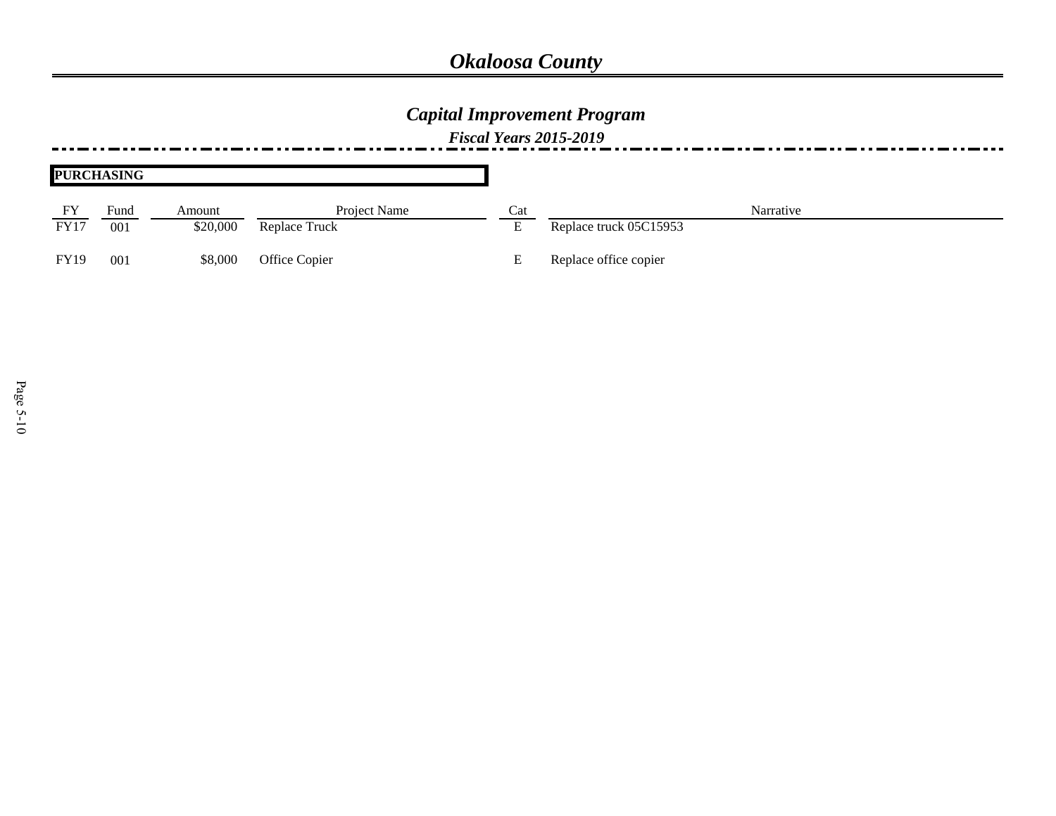# *Okaloosa County*

## *Capital Improvement Program*

### *Fiscal Years 2015-2019*

**PURCHASING**

| FY | Fund | Amount | Project Name | Cat | Narrative |
|---|---|---|---|---|---|
| FY17 | 001 | $20,000 | Replace Truck | E | Replace truck 05C15953 |
| FY19 | 001 | $8,000 | Office Copier | E | Replace office copier |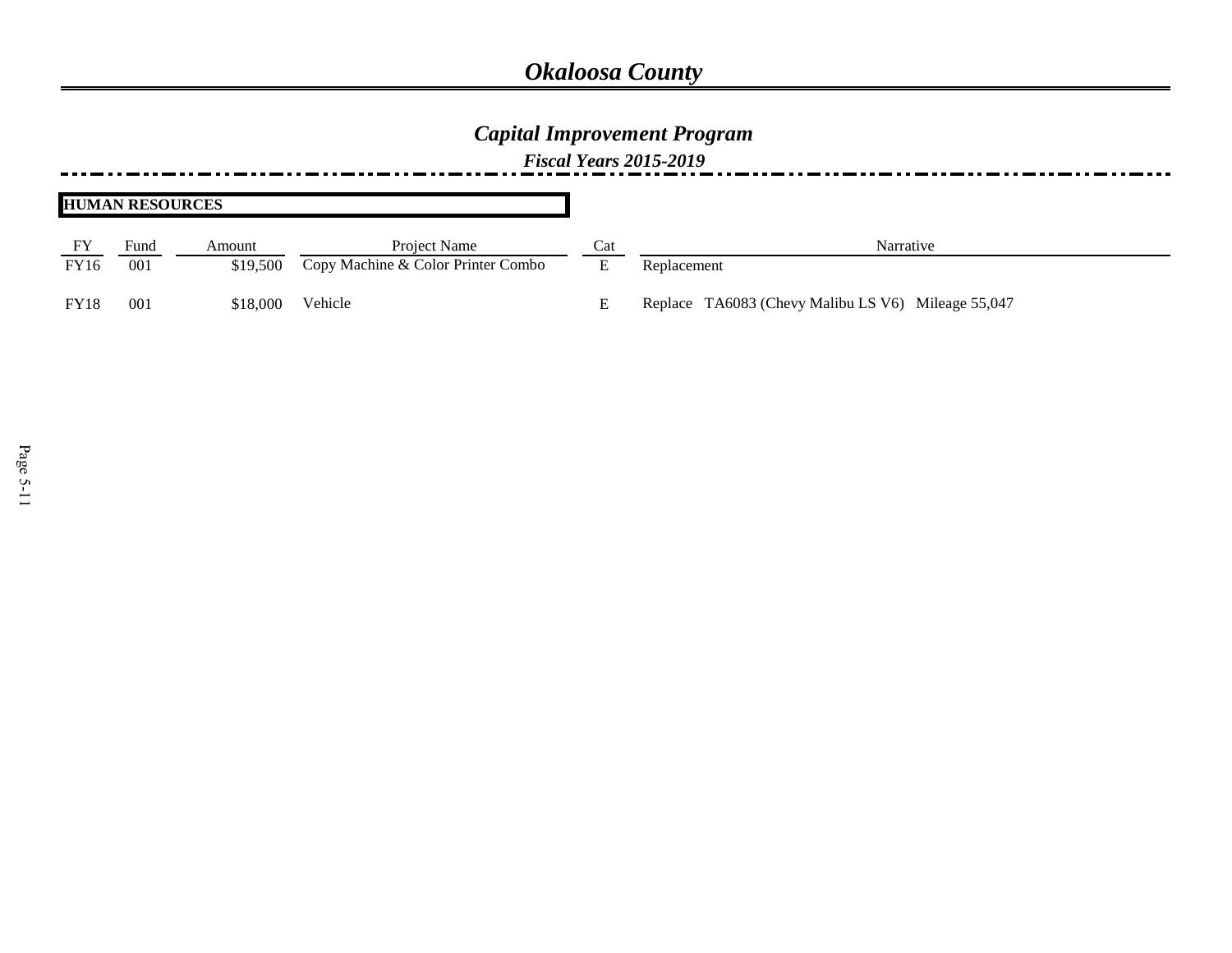# *Okaloosa County*

## *Capital Improvement Program*

### *Fiscal Years 2015-2019*

**HUMAN RESOURCES**

| FY | Fund | Amount | Project Name | Cat | Narrative |
|---|---|---|---|---|---|
| FY16 | 001 | $19,500 | Copy Machine & Color Printer Combo | E | Replacement |
| FY18 | 001 | $18,000 | Vehicle | E | Replace TA6083 (Chevy Malibu LS V6) Mileage 55,047 |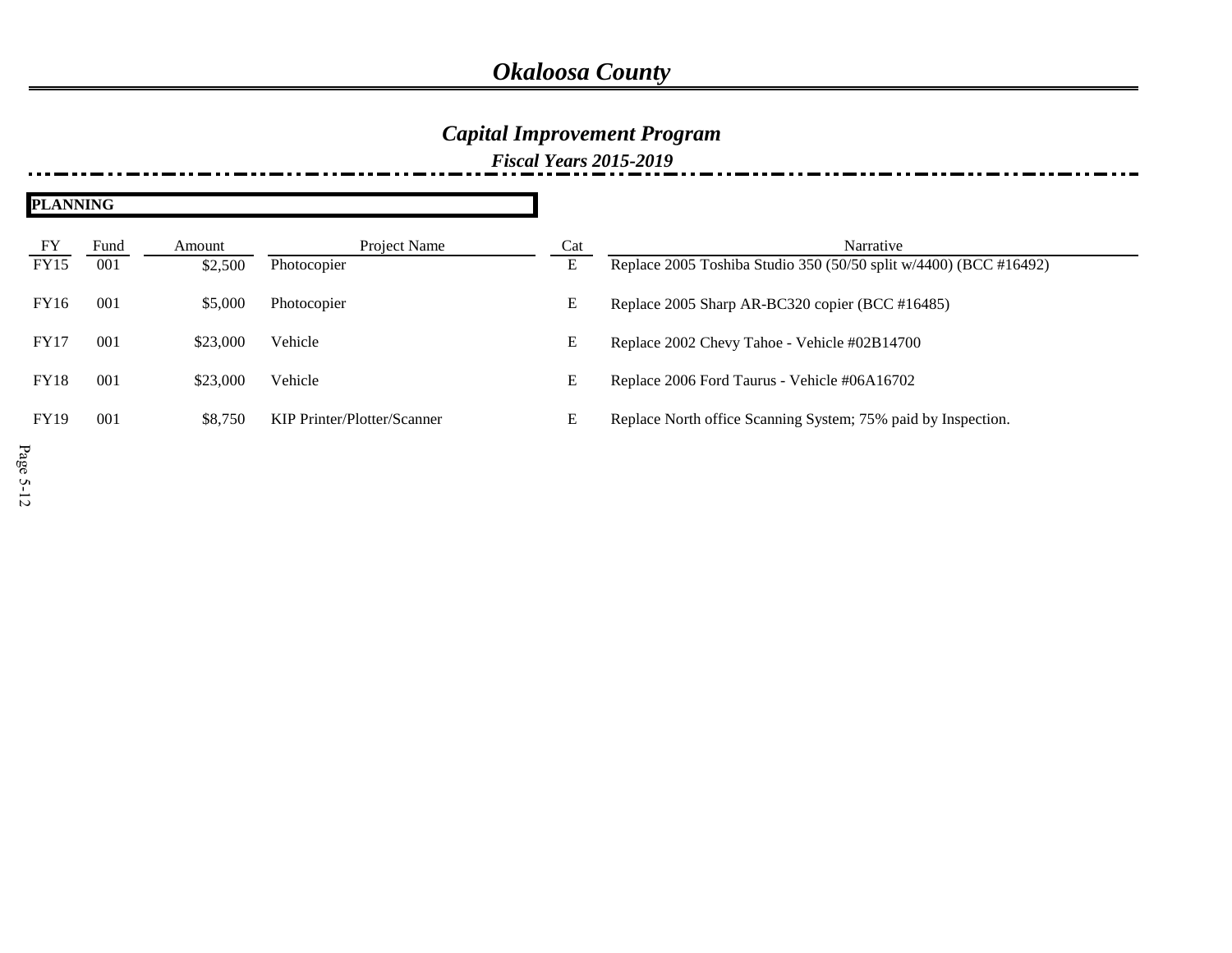# Okaloosa County

## Capital Improvement Program

### Fiscal Years 2015-2019

**PLANNING**

| FY | Fund | Amount | Project Name | Cat | Narrative |
|---|---|---|---|---|---|
| FY15 | 001 | $2,500 | Photocopier | E | Replace 2005 Toshiba Studio 350 (50/50 split w/4400) (BCC #16492) |
| FY16 | 001 | $5,000 | Photocopier | E | Replace 2005 Sharp AR-BC320 copier (BCC #16485) |
| FY17 | 001 | $23,000 | Vehicle | E | Replace 2002 Chevy Tahoe - Vehicle #02B14700 |
| FY18 | 001 | $23,000 | Vehicle | E | Replace 2006 Ford Taurus - Vehicle #06A16702 |
| FY19 | 001 | $8,750 | KIP Printer/Plotter/Scanner | E | Replace North office Scanning System; 75% paid by Inspection. |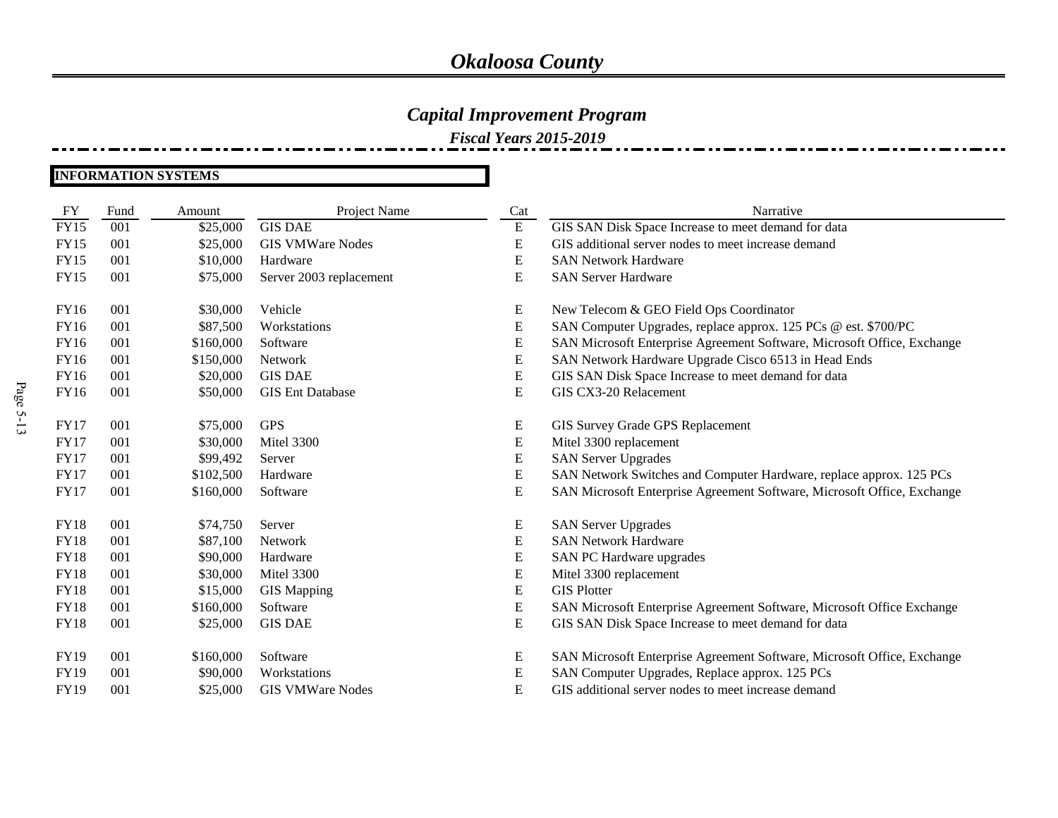# *Okaloosa County*

## *Capital Improvement Program*

### *Fiscal Years 2015-2019*

**INFORMATION SYSTEMS**

| FY | Fund | Amount | Project Name | Cat | Narrative |
|---|---|---|---|---|---|
| FY15 | 001 | $25,000 | GIS DAE | E | GIS SAN Disk Space Increase to meet demand for data |
| FY15 | 001 | $25,000 | GIS VMWare Nodes | E | GIS additional server nodes to meet increase demand |
| FY15 | 001 | $10,000 | Hardware | E | SAN Network Hardware |
| FY15 | 001 | $75,000 | Server 2003 replacement | E | SAN Server Hardware |
| FY16 | 001 | $30,000 | Vehicle | E | New Telecom & GEO Field Ops Coordinator |
| FY16 | 001 | $87,500 | Workstations | E | SAN Computer Upgrades, replace approx. 125 PCs @ est. $700/PC |
| FY16 | 001 | $160,000 | Software | E | SAN Microsoft Enterprise Agreement Software, Microsoft Office, Exchange |
| FY16 | 001 | $150,000 | Network | E | SAN Network Hardware Upgrade Cisco 6513 in Head Ends |
| FY16 | 001 | $20,000 | GIS DAE | E | GIS SAN Disk Space Increase to meet demand for data |
| FY16 | 001 | $50,000 | GIS Ent Database | E | GIS CX3-20 Relacement |
| FY17 | 001 | $75,000 | GPS | E | GIS Survey Grade GPS Replacement |
| FY17 | 001 | $30,000 | Mitel 3300 | E | Mitel 3300 replacement |
| FY17 | 001 | $99,492 | Server | E | SAN Server Upgrades |
| FY17 | 001 | $102,500 | Hardware | E | SAN Network Switches and Computer Hardware, replace approx. 125 PCs |
| FY17 | 001 | $160,000 | Software | E | SAN Microsoft Enterprise Agreement Software, Microsoft Office, Exchange |
| FY18 | 001 | $74,750 | Server | E | SAN Server Upgrades |
| FY18 | 001 | $87,100 | Network | E | SAN Network Hardware |
| FY18 | 001 | $90,000 | Hardware | E | SAN PC Hardware upgrades |
| FY18 | 001 | $30,000 | Mitel 3300 | E | Mitel 3300 replacement |
| FY18 | 001 | $15,000 | GIS Mapping | E | GIS Plotter |
| FY18 | 001 | $160,000 | Software | E | SAN Microsoft Enterprise Agreement Software, Microsoft Office Exchange |
| FY18 | 001 | $25,000 | GIS DAE | E | GIS SAN Disk Space Increase to meet demand for data |
| FY19 | 001 | $160,000 | Software | E | SAN Microsoft Enterprise Agreement Software, Microsoft Office, Exchange |
| FY19 | 001 | $90,000 | Workstations | E | SAN Computer Upgrades, Replace approx. 125 PCs |
| FY19 | 001 | $25,000 | GIS VMWare Nodes | E | GIS additional server nodes to meet increase demand |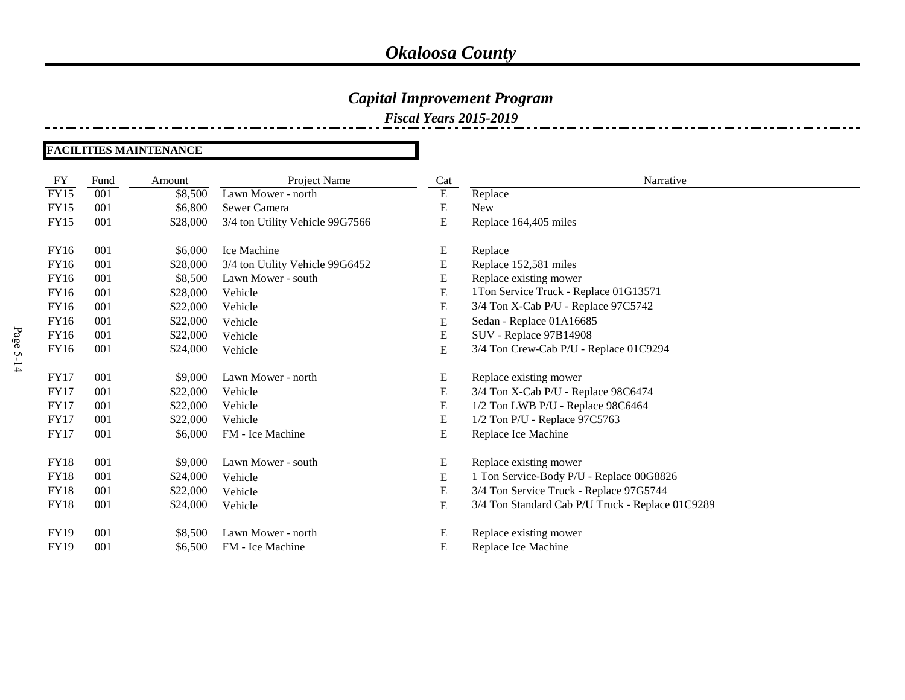# *Okaloosa County*

## *Capital Improvement Program*

### *Fiscal Years 2015-2019*

**FACILITIES MAINTENANCE**

| FY | Fund | Amount | Project Name | Cat | Narrative |
|---|---|---|---|---|---|
| FY15 | 001 | $8,500 | Lawn Mower - north | E | Replace |
| FY15 | 001 | $6,800 | Sewer Camera | E | New |
| FY15 | 001 | $28,000 | 3/4 ton Utility Vehicle 99G7566 | E | Replace 164,405 miles |
| FY16 | 001 | $6,000 | Ice Machine | E | Replace |
| FY16 | 001 | $28,000 | 3/4 ton Utility Vehicle 99G6452 | E | Replace 152,581 miles |
| FY16 | 001 | $8,500 | Lawn Mower - south | E | Replace existing mower |
| FY16 | 001 | $28,000 | Vehicle | E | 1Ton Service Truck - Replace 01G13571 |
| FY16 | 001 | $22,000 | Vehicle | E | 3/4 Ton X-Cab P/U - Replace 97C5742 |
| FY16 | 001 | $22,000 | Vehicle | E | Sedan - Replace 01A16685 |
| FY16 | 001 | $22,000 | Vehicle | E | SUV - Replace 97B14908 |
| FY16 | 001 | $24,000 | Vehicle | E | 3/4 Ton Crew-Cab P/U - Replace 01C9294 |
| FY17 | 001 | $9,000 | Lawn Mower - north | E | Replace existing mower |
| FY17 | 001 | $22,000 | Vehicle | E | 3/4 Ton X-Cab P/U - Replace 98C6474 |
| FY17 | 001 | $22,000 | Vehicle | E | 1/2 Ton LWB P/U - Replace 98C6464 |
| FY17 | 001 | $22,000 | Vehicle | E | 1/2 Ton P/U - Replace 97C5763 |
| FY17 | 001 | $6,000 | FM - Ice Machine | E | Replace Ice Machine |
| FY18 | 001 | $9,000 | Lawn Mower - south | E | Replace existing mower |
| FY18 | 001 | $24,000 | Vehicle | E | 1 Ton Service-Body P/U - Replace 00G8826 |
| FY18 | 001 | $22,000 | Vehicle | E | 3/4 Ton Service Truck - Replace 97G5744 |
| FY18 | 001 | $24,000 | Vehicle | E | 3/4 Ton Standard Cab P/U Truck - Replace 01C9289 |
| FY19 | 001 | $8,500 | Lawn Mower - north | E | Replace existing mower |
| FY19 | 001 | $6,500 | FM - Ice Machine | E | Replace Ice Machine |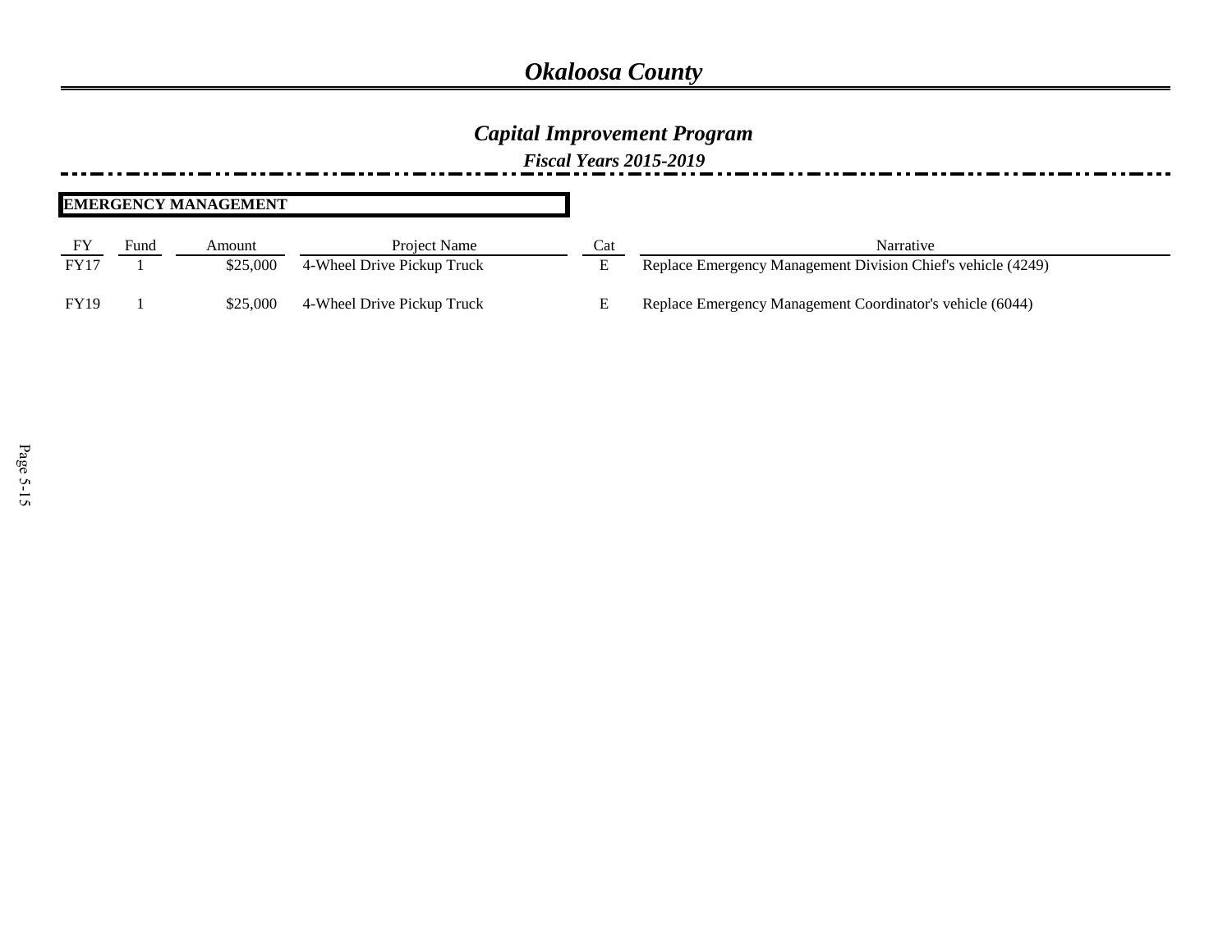# Okaloosa County

## Capital Improvement Program

### Fiscal Years 2015-2019

**EMERGENCY MANAGEMENT**

| FY | Fund | Amount | Project Name | Cat | Narrative |
|---|---|---|---|---|---|
| FY17 | 1 | $25,000 | 4-Wheel Drive Pickup Truck | E | Replace Emergency Management Division Chief's vehicle (4249) |
| FY19 | 1 | $25,000 | 4-Wheel Drive Pickup Truck | E | Replace Emergency Management Coordinator's vehicle (6044) |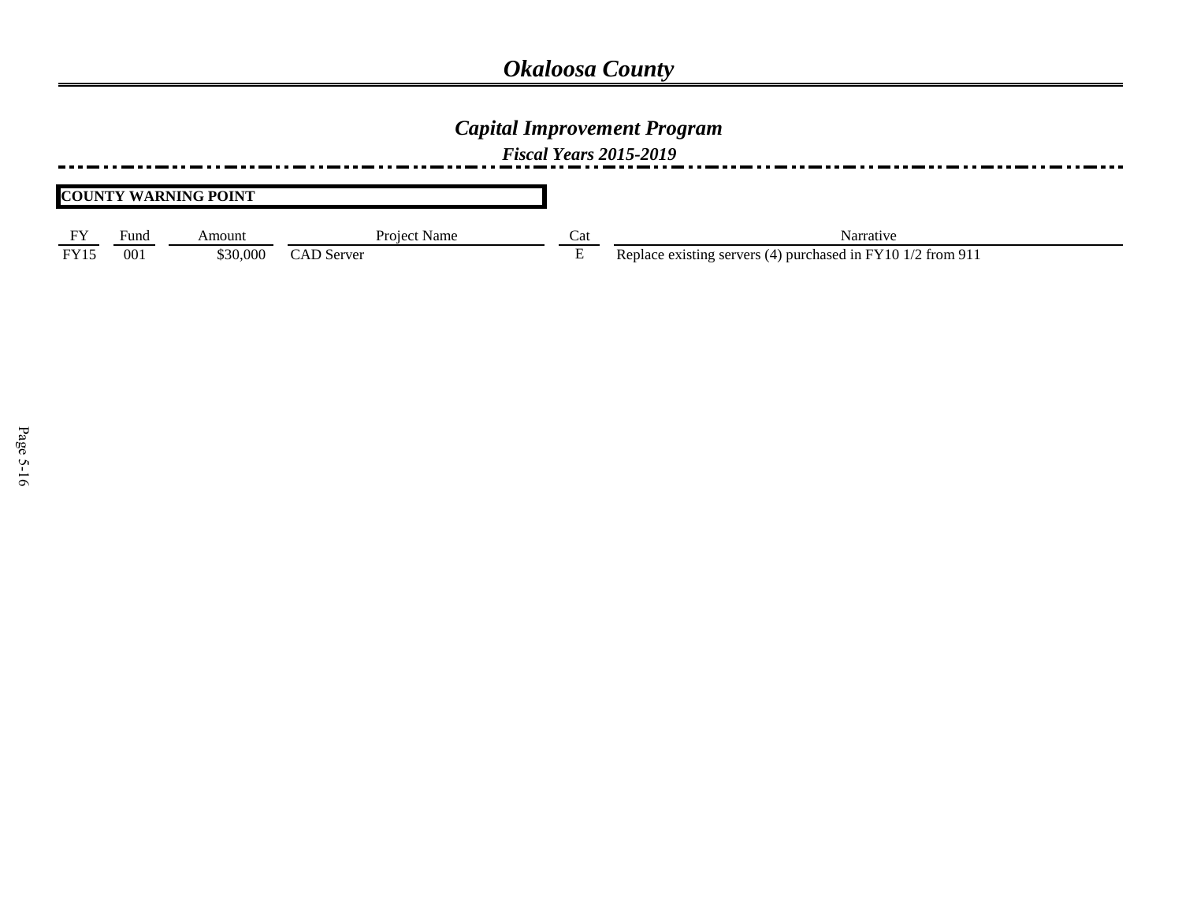# Okaloosa County

## Capital Improvement Program

### Fiscal Years 2015-2019

**COUNTY WARNING POINT**

| FY | Fund | Amount | Project Name | Cat | Narrative |
|---|---|---|---|---|---|
| FY15 | 001 | $30,000 | CAD Server | E | Replace existing servers (4) purchased in FY10 1/2 from 911 |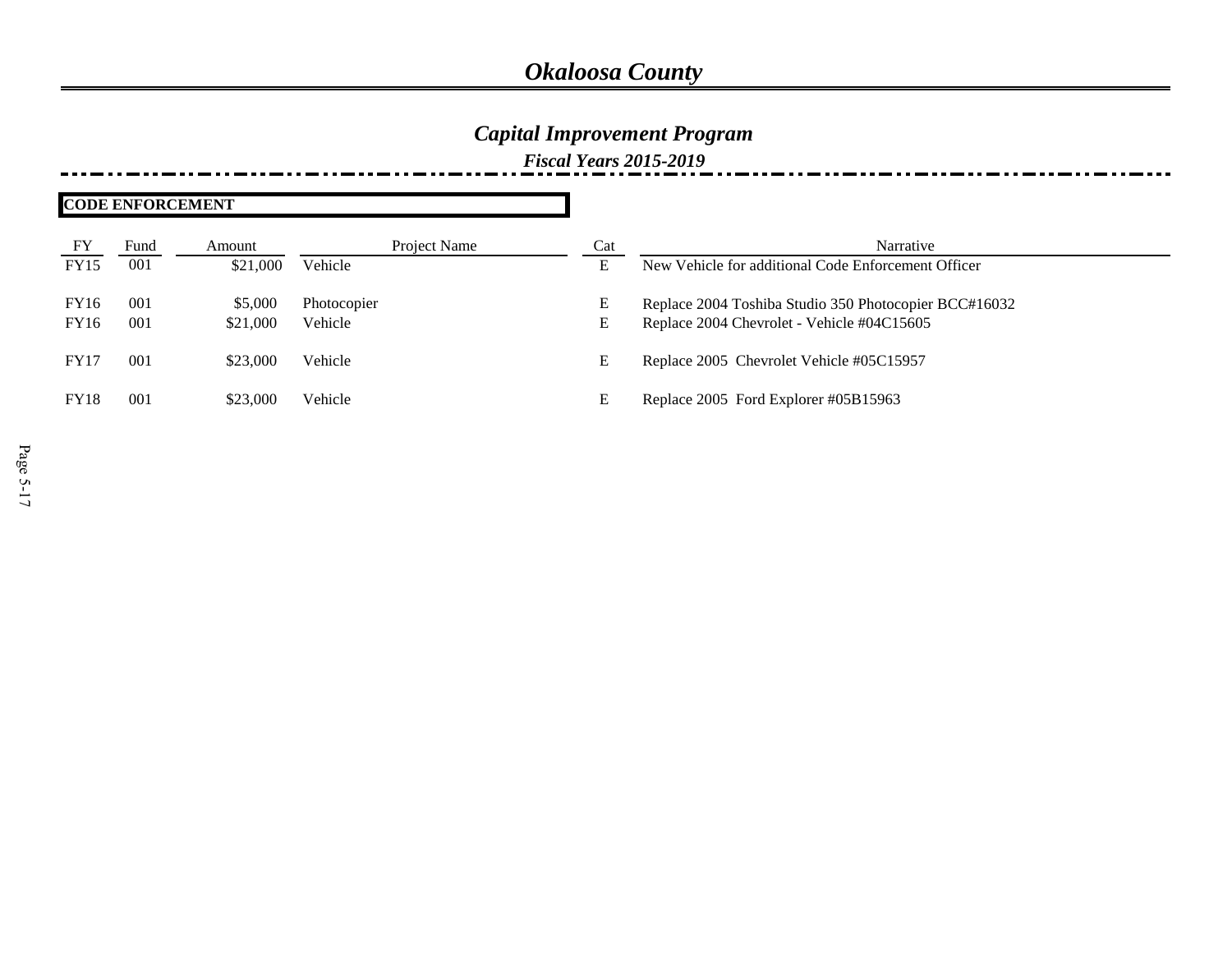# *Okaloosa County*

## *Capital Improvement Program*

### *Fiscal Years 2015-2019*

**CODE ENFORCEMENT**

| FY | Fund | Amount | Project Name | Cat | Narrative |
|---|---|---|---|---|---|
| FY15 | 001 | $21,000 | Vehicle | E | New Vehicle for additional Code Enforcement Officer |
| FY16 | 001 | $5,000 | Photocopier | E | Replace 2004 Toshiba Studio 350 Photocopier BCC#16032 |
| FY16 | 001 | $21,000 | Vehicle | E | Replace 2004 Chevrolet - Vehicle #04C15605 |
| FY17 | 001 | $23,000 | Vehicle | E | Replace 2005 Chevrolet Vehicle #05C15957 |
| FY18 | 001 | $23,000 | Vehicle | E | Replace 2005 Ford Explorer #05B15963 |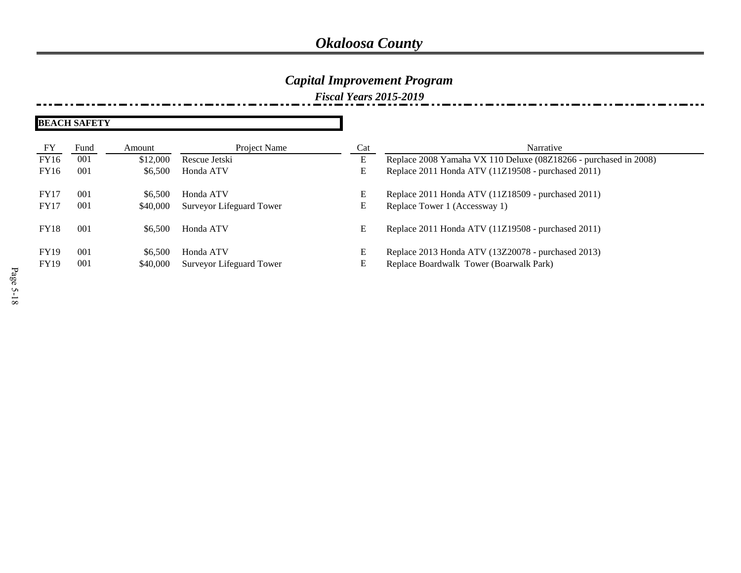# Okaloosa County

## Capital Improvement Program

### Fiscal Years 2015-2019

**BEACH SAFETY**

| FY | Fund | Amount | Project Name | Cat | Narrative |
|---|---|---|---|---|---|
| FY16 | 001 | $12,000 | Rescue Jetski | E | Replace 2008 Yamaha VX 110 Deluxe (08Z18266 - purchased in 2008) |
| FY16 | 001 | $6,500 | Honda ATV | E | Replace 2011 Honda ATV (11Z19508 - purchased 2011) |
| FY17 | 001 | $6,500 | Honda ATV | E | Replace 2011 Honda ATV (11Z18509 - purchased 2011) |
| FY17 | 001 | $40,000 | Surveyor Lifeguard Tower | E | Replace Tower 1 (Accessway 1) |
| FY18 | 001 | $6,500 | Honda ATV | E | Replace 2011 Honda ATV (11Z19508 - purchased 2011) |
| FY19 | 001 | $6,500 | Honda ATV | E | Replace 2013 Honda ATV (13Z20078 - purchased 2013) |
| FY19 | 001 | $40,000 | Surveyor Lifeguard Tower | E | Replace Boardwalk Tower (Boarwalk Park) |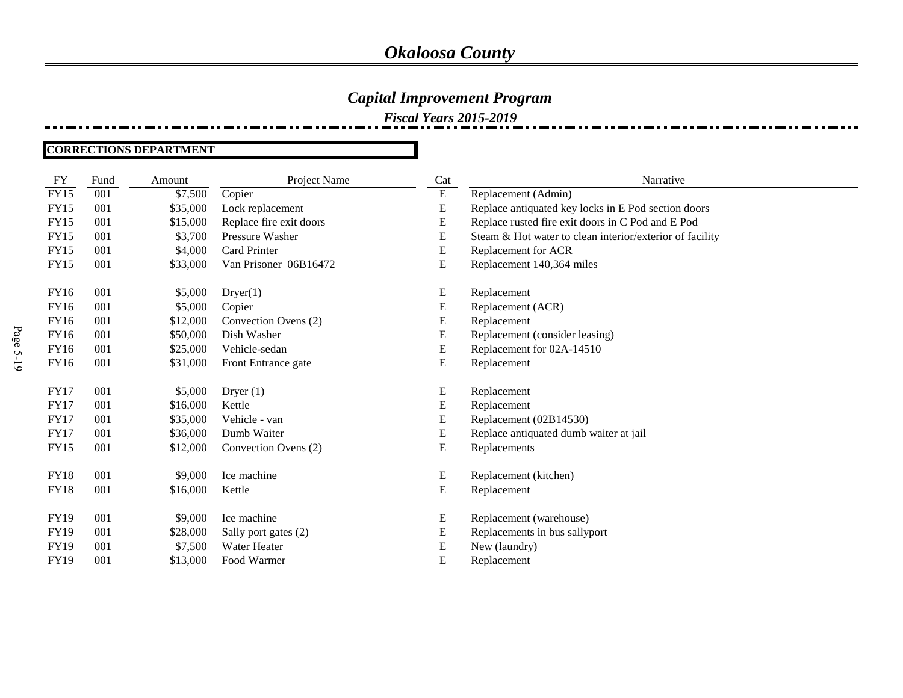# *Okaloosa County*

## *Capital Improvement Program*

### *Fiscal Years 2015-2019*

**CORRECTIONS DEPARTMENT**

| FY | Fund | Amount | Project Name | Cat | Narrative |
|---|---|---|---|---|---|
| FY15 | 001 | $7,500 | Copier | E | Replacement (Admin) |
| FY15 | 001 | $35,000 | Lock replacement | E | Replace antiquated key locks in E Pod section doors |
| FY15 | 001 | $15,000 | Replace fire exit doors | E | Replace rusted fire exit doors in C Pod and E Pod |
| FY15 | 001 | $3,700 | Pressure Washer | E | Steam & Hot water to clean interior/exterior of facility |
| FY15 | 001 | $4,000 | Card Printer | E | Replacement for ACR |
| FY15 | 001 | $33,000 | Van Prisoner 06B16472 | E | Replacement 140,364 miles |
| FY16 | 001 | $5,000 | Dryer(1) | E | Replacement |
| FY16 | 001 | $5,000 | Copier | E | Replacement (ACR) |
| FY16 | 001 | $12,000 | Convection Ovens (2) | E | Replacement |
| FY16 | 001 | $50,000 | Dish Washer | E | Replacement (consider leasing) |
| FY16 | 001 | $25,000 | Vehicle-sedan | E | Replacement for 02A-14510 |
| FY16 | 001 | $31,000 | Front Entrance gate | E | Replacement |
| FY17 | 001 | $5,000 | Dryer (1) | E | Replacement |
| FY17 | 001 | $16,000 | Kettle | E | Replacement |
| FY17 | 001 | $35,000 | Vehicle - van | E | Replacement (02B14530) |
| FY17 | 001 | $36,000 | Dumb Waiter | E | Replace antiquated dumb waiter at jail |
| FY15 | 001 | $12,000 | Convection Ovens (2) | E | Replacements |
| FY18 | 001 | $9,000 | Ice machine | E | Replacement (kitchen) |
| FY18 | 001 | $16,000 | Kettle | E | Replacement |
| FY19 | 001 | $9,000 | Ice machine | E | Replacement (warehouse) |
| FY19 | 001 | $28,000 | Sally port gates (2) | E | Replacements in bus sallyport |
| FY19 | 001 | $7,500 | Water Heater | E | New (laundry) |
| FY19 | 001 | $13,000 | Food Warmer | E | Replacement |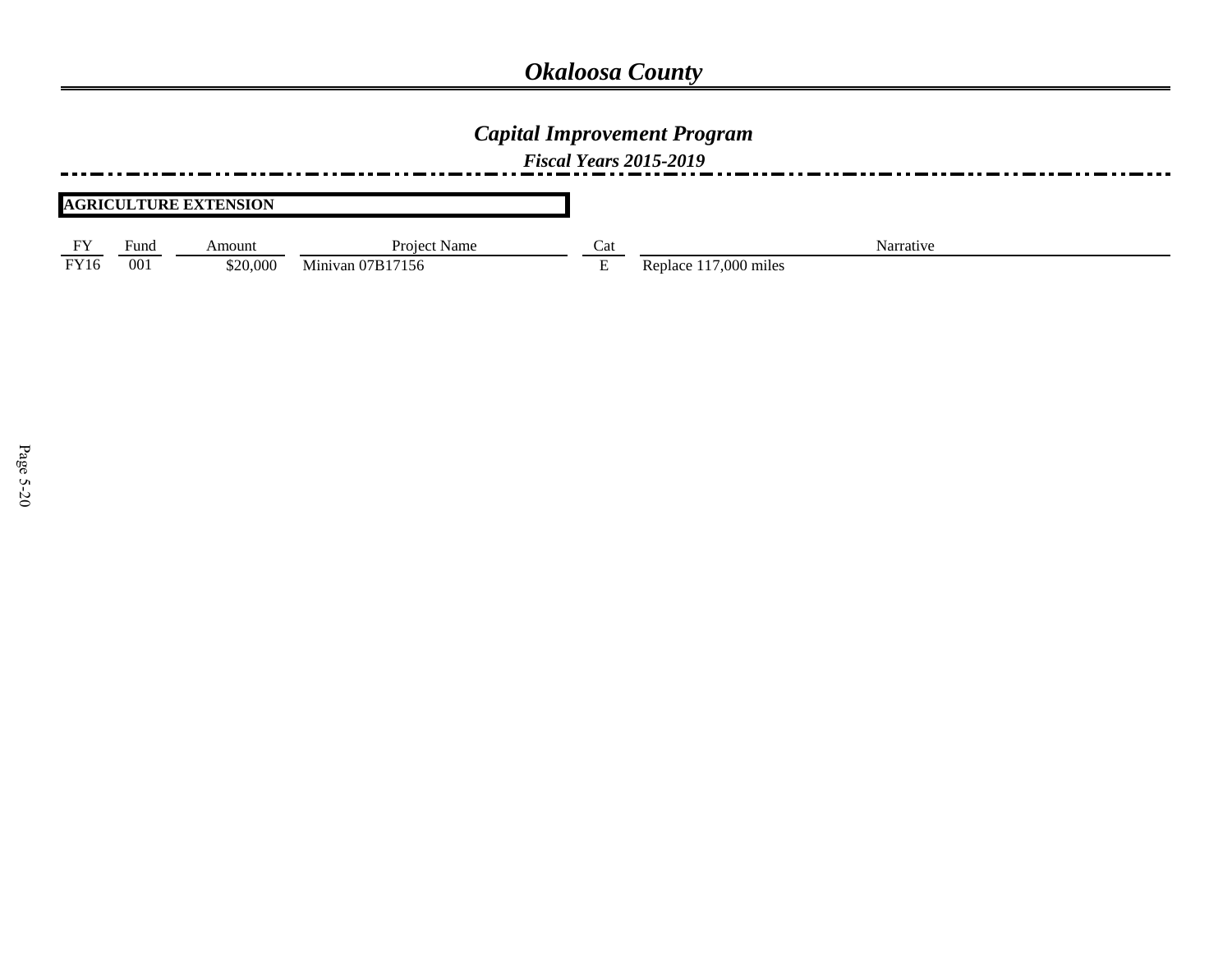# Okaloosa County

## Capital Improvement Program

### Fiscal Years 2015-2019

**AGRICULTURE EXTENSION**

| FY | Fund | Amount | Project Name | Cat | Narrative |
|---|---|---|---|---|---|
| FY16 | 001 | $20,000 | Minivan 07B17156 | E | Replace 117,000 miles |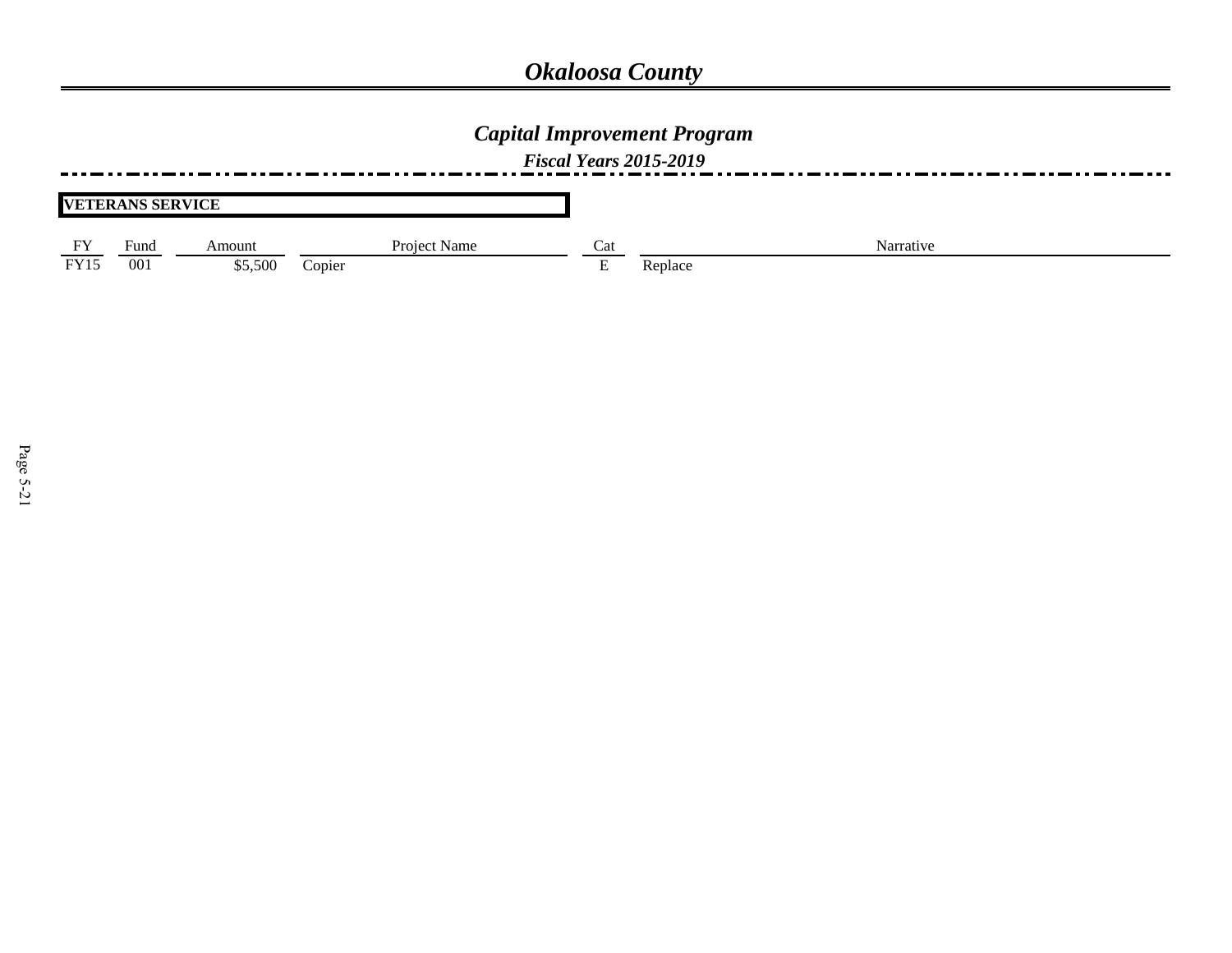# Okaloosa County

## Capital Improvement Program

### Fiscal Years 2015-2019

**VETERANS SERVICE**

| FY | Fund | Amount | Project Name | Cat | Narrative |
|---|---|---|---|---|---|
| FY15 | 001 | $5,500 | Copier | E | Replace |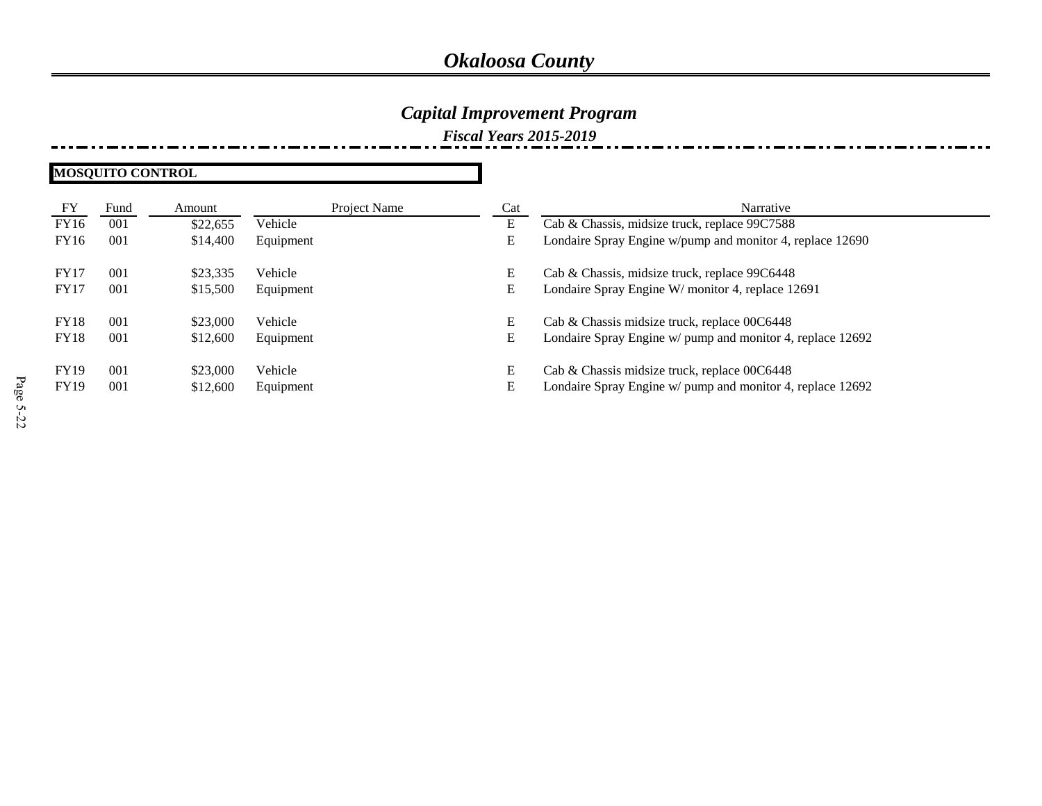# *Okaloosa County*

## *Capital Improvement Program*

### *Fiscal Years 2015-2019*

**MOSQUITO CONTROL**

| FY | Fund | Amount | Project Name | Cat | Narrative |
|---|---|---|---|---|---|
| FY16 | 001 | $22,655 | Vehicle | E | Cab & Chassis, midsize truck, replace 99C7588 |
| FY16 | 001 | $14,400 | Equipment | E | Londaire Spray Engine w/pump and monitor 4, replace 12690 |
| FY17 | 001 | $23,335 | Vehicle | E | Cab & Chassis, midsize truck, replace 99C6448 |
| FY17 | 001 | $15,500 | Equipment | E | Londaire Spray Engine W/ monitor 4, replace 12691 |
| FY18 | 001 | $23,000 | Vehicle | E | Cab & Chassis midsize truck, replace 00C6448 |
| FY18 | 001 | $12,600 | Equipment | E | Londaire Spray Engine w/ pump and monitor 4, replace 12692 |
| FY19 | 001 | $23,000 | Vehicle | E | Cab & Chassis midsize truck, replace 00C6448 |
| FY19 | 001 | $12,600 | Equipment | E | Londaire Spray Engine w/ pump and monitor 4, replace 12692 |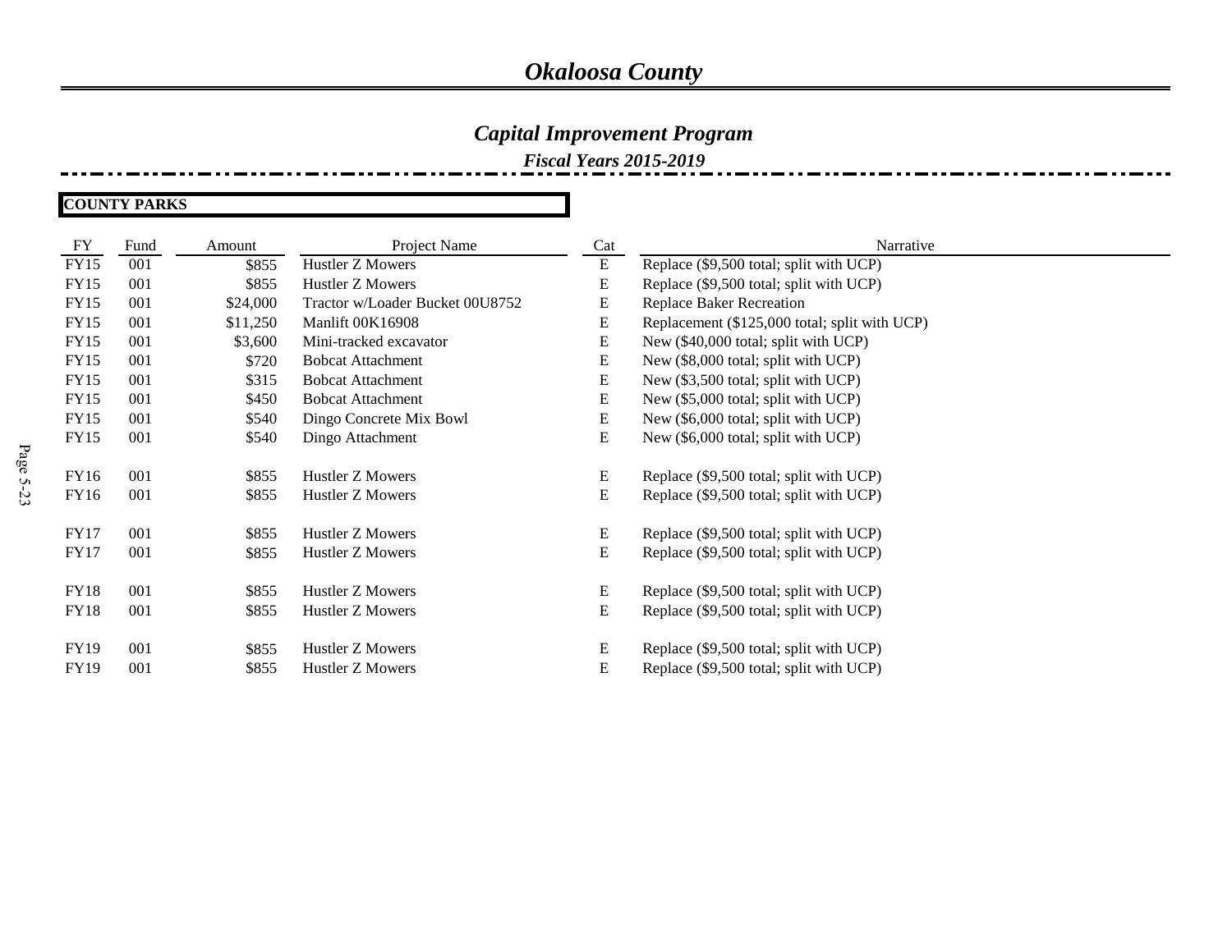# *Okaloosa County*

## *Capital Improvement Program*

### *Fiscal Years 2015-2019*

**COUNTY PARKS**

| FY | Fund | Amount | Project Name | Cat | Narrative |
|---|---|---|---|---|---|
| FY15 | 001 | $855 | Hustler Z Mowers | E | Replace ($9,500 total; split with UCP) |
| FY15 | 001 | $855 | Hustler Z Mowers | E | Replace ($9,500 total; split with UCP) |
| FY15 | 001 | $24,000 | Tractor w/Loader Bucket 00U8752 | E | Replace Baker Recreation |
| FY15 | 001 | $11,250 | Manlift 00K16908 | E | Replacement ($125,000 total; split with UCP) |
| FY15 | 001 | $3,600 | Mini-tracked excavator | E | New ($40,000 total; split with UCP) |
| FY15 | 001 | $720 | Bobcat Attachment | E | New ($8,000 total; split with UCP) |
| FY15 | 001 | $315 | Bobcat Attachment | E | New ($3,500 total; split with UCP) |
| FY15 | 001 | $450 | Bobcat Attachment | E | New ($5,000 total; split with UCP) |
| FY15 | 001 | $540 | Dingo Concrete Mix Bowl | E | New ($6,000 total; split with UCP) |
| FY15 | 001 | $540 | Dingo Attachment | E | New ($6,000 total; split with UCP) |
| | | | | | |
| FY16 | 001 | $855 | Hustler Z Mowers | E | Replace ($9,500 total; split with UCP) |
| FY16 | 001 | $855 | Hustler Z Mowers | E | Replace ($9,500 total; split with UCP) |
| | | | | | |
| FY17 | 001 | $855 | Hustler Z Mowers | E | Replace ($9,500 total; split with UCP) |
| FY17 | 001 | $855 | Hustler Z Mowers | E | Replace ($9,500 total; split with UCP) |
| | | | | | |
| FY18 | 001 | $855 | Hustler Z Mowers | E | Replace ($9,500 total; split with UCP) |
| FY18 | 001 | $855 | Hustler Z Mowers | E | Replace ($9,500 total; split with UCP) |
| | | | | | |
| FY19 | 001 | $855 | Hustler Z Mowers | E | Replace ($9,500 total; split with UCP) |
| FY19 | 001 | $855 | Hustler Z Mowers | E | Replace ($9,500 total; split with UCP) |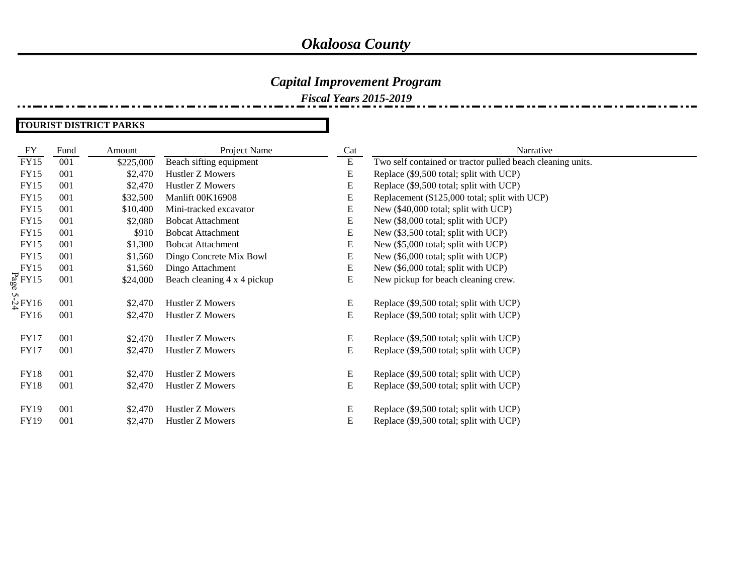# *Okaloosa County*

## *Capital Improvement Program*

### *Fiscal Years 2015-2019*

**TOURIST DISTRICT PARKS**

| FY | Fund | Amount | Project Name | Cat | Narrative |
|---|---|---|---|---|---|
| FY15 | 001 | $225,000 | Beach sifting equipment | E | Two self contained or tractor pulled beach cleaning units. |
| FY15 | 001 | $2,470 | Hustler Z Mowers | E | Replace ($9,500 total; split with UCP) |
| FY15 | 001 | $2,470 | Hustler Z Mowers | E | Replace ($9,500 total; split with UCP) |
| FY15 | 001 | $32,500 | Manlift 00K16908 | E | Replacement ($125,000 total; split with UCP) |
| FY15 | 001 | $10,400 | Mini-tracked excavator | E | New ($40,000 total; split with UCP) |
| FY15 | 001 | $2,080 | Bobcat Attachment | E | New ($8,000 total; split with UCP) |
| FY15 | 001 | $910 | Bobcat Attachment | E | New ($3,500 total; split with UCP) |
| FY15 | 001 | $1,300 | Bobcat Attachment | E | New ($5,000 total; split with UCP) |
| FY15 | 001 | $1,560 | Dingo Concrete Mix Bowl | E | New ($6,000 total; split with UCP) |
| FY15 | 001 | $1,560 | Dingo Attachment | E | New ($6,000 total; split with UCP) |
| FY15 | 001 | $24,000 | Beach cleaning 4 x 4 pickup | E | New pickup for beach cleaning crew. |
| FY16 | 001 | $2,470 | Hustler Z Mowers | E | Replace ($9,500 total; split with UCP) |
| FY16 | 001 | $2,470 | Hustler Z Mowers | E | Replace ($9,500 total; split with UCP) |
| FY17 | 001 | $2,470 | Hustler Z Mowers | E | Replace ($9,500 total; split with UCP) |
| FY17 | 001 | $2,470 | Hustler Z Mowers | E | Replace ($9,500 total; split with UCP) |
| FY18 | 001 | $2,470 | Hustler Z Mowers | E | Replace ($9,500 total; split with UCP) |
| FY18 | 001 | $2,470 | Hustler Z Mowers | E | Replace ($9,500 total; split with UCP) |
| FY19 | 001 | $2,470 | Hustler Z Mowers | E | Replace ($9,500 total; split with UCP) |
| FY19 | 001 | $2,470 | Hustler Z Mowers | E | Replace ($9,500 total; split with UCP) |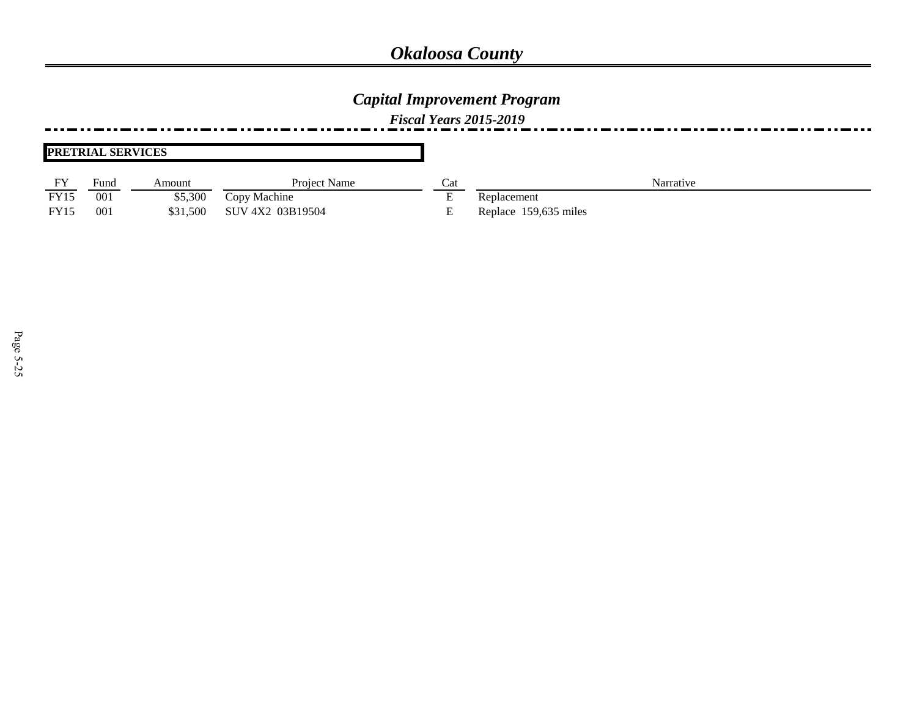# *Okaloosa County*

## *Capital Improvement Program*

### *Fiscal Years 2015-2019*

**PRETRIAL SERVICES**

| FY | Fund | Amount | Project Name | Cat | Narrative |
|---|---|---|---|---|---|
| FY15 | 001 | $5,300 | Copy Machine | E | Replacement |
| FY15 | 001 | $31,500 | SUV 4X2 03B19504 | E | Replace 159,635 miles |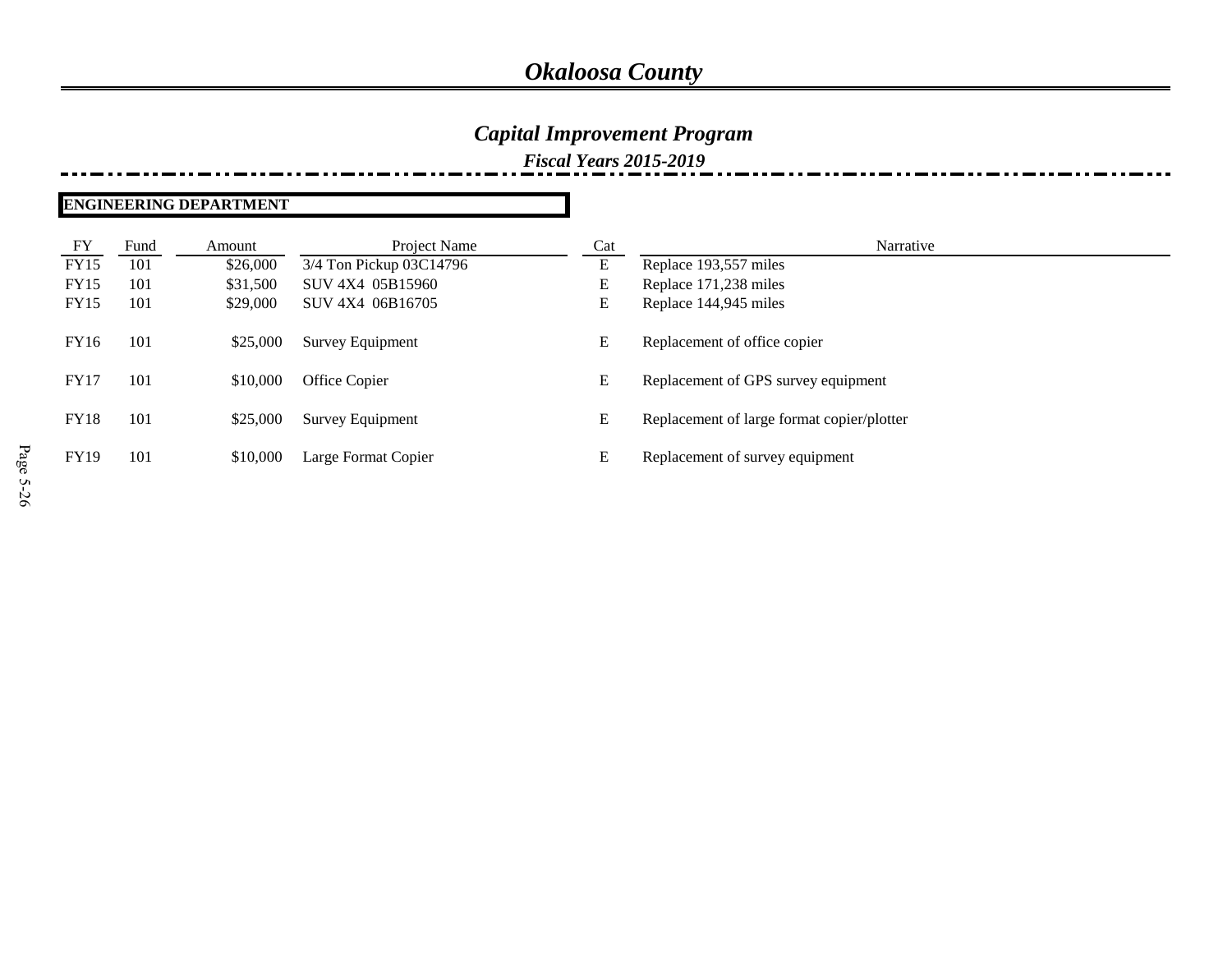# Okaloosa County

## Capital Improvement Program

### Fiscal Years 2015-2019

**ENGINEERING DEPARTMENT**

| FY | Fund | Amount | Project Name | Cat | Narrative |
|---|---|---|---|---|---|
| FY15 | 101 | $26,000 | 3/4 Ton Pickup 03C14796 | E | Replace 193,557 miles |
| FY15 | 101 | $31,500 | SUV 4X4 05B15960 | E | Replace 171,238 miles |
| FY15 | 101 | $29,000 | SUV 4X4 06B16705 | E | Replace 144,945 miles |
| FY16 | 101 | $25,000 | Survey Equipment | E | Replacement of office copier |
| FY17 | 101 | $10,000 | Office Copier | E | Replacement of GPS survey equipment |
| FY18 | 101 | $25,000 | Survey Equipment | E | Replacement of large format copier/plotter |
| FY19 | 101 | $10,000 | Large Format Copier | E | Replacement of survey equipment |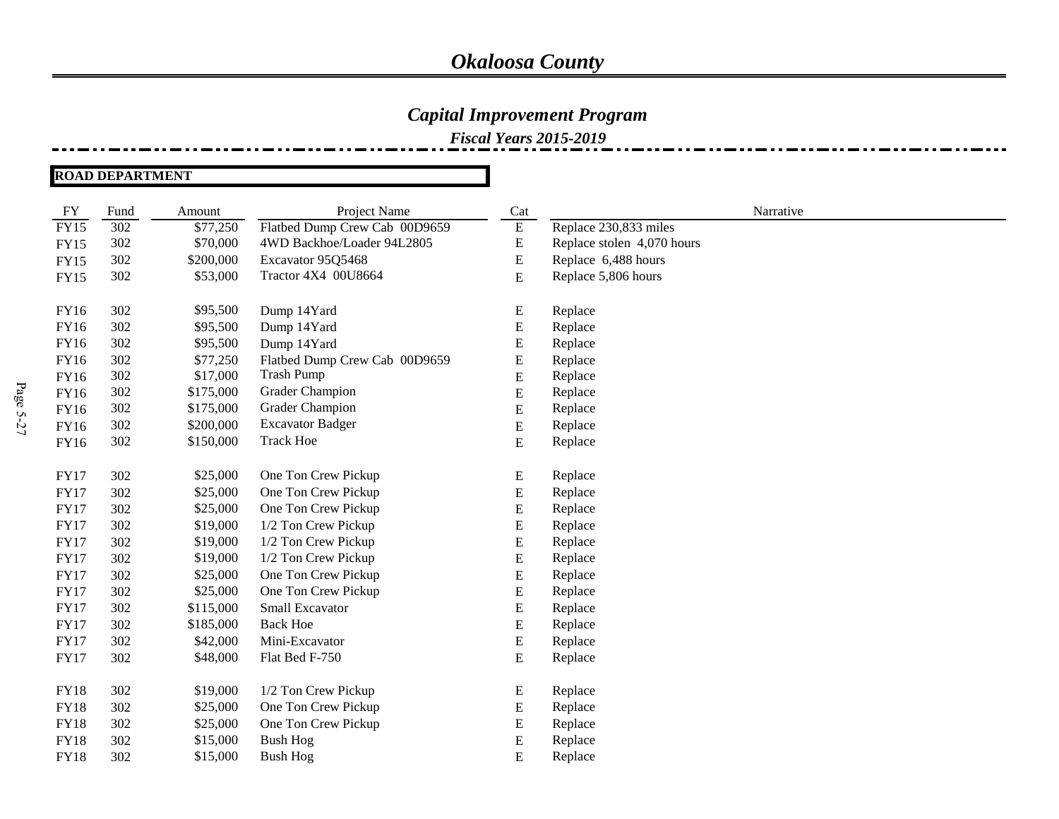# *Okaloosa County*

## *Capital Improvement Program*

### *Fiscal Years 2015-2019*

**ROAD DEPARTMENT**

| FY | Fund | Amount | Project Name | Cat | Narrative |
|---|---|---|---|---|---|
| FY15 | 302 | $77,250 | Flatbed Dump Crew Cab 00D9659 | E | Replace 230,833 miles |
| FY15 | 302 | $70,000 | 4WD Backhoe/Loader 94L2805 | E | Replace stolen 4,070 hours |
| FY15 | 302 | $200,000 | Excavator 95Q5468 | E | Replace 6,488 hours |
| FY15 | 302 | $53,000 | Tractor 4X4 00U8664 | E | Replace 5,806 hours |
| FY16 | 302 | $95,500 | Dump 14Yard | E | Replace |
| FY16 | 302 | $95,500 | Dump 14Yard | E | Replace |
| FY16 | 302 | $95,500 | Dump 14Yard | E | Replace |
| FY16 | 302 | $77,250 | Flatbed Dump Crew Cab 00D9659 | E | Replace |
| FY16 | 302 | $17,000 | Trash Pump | E | Replace |
| FY16 | 302 | $175,000 | Grader Champion | E | Replace |
| FY16 | 302 | $175,000 | Grader Champion | E | Replace |
| FY16 | 302 | $200,000 | Excavator Badger | E | Replace |
| FY16 | 302 | $150,000 | Track Hoe | E | Replace |
| FY17 | 302 | $25,000 | One Ton Crew Pickup | E | Replace |
| FY17 | 302 | $25,000 | One Ton Crew Pickup | E | Replace |
| FY17 | 302 | $25,000 | One Ton Crew Pickup | E | Replace |
| FY17 | 302 | $19,000 | 1/2 Ton Crew Pickup | E | Replace |
| FY17 | 302 | $19,000 | 1/2 Ton Crew Pickup | E | Replace |
| FY17 | 302 | $19,000 | 1/2 Ton Crew Pickup | E | Replace |
| FY17 | 302 | $25,000 | One Ton Crew Pickup | E | Replace |
| FY17 | 302 | $25,000 | One Ton Crew Pickup | E | Replace |
| FY17 | 302 | $115,000 | Small Excavator | E | Replace |
| FY17 | 302 | $185,000 | Back Hoe | E | Replace |
| FY17 | 302 | $42,000 | Mini-Excavator | E | Replace |
| FY17 | 302 | $48,000 | Flat Bed F-750 | E | Replace |
| FY18 | 302 | $19,000 | 1/2 Ton Crew Pickup | E | Replace |
| FY18 | 302 | $25,000 | One Ton Crew Pickup | E | Replace |
| FY18 | 302 | $25,000 | One Ton Crew Pickup | E | Replace |
| FY18 | 302 | $15,000 | Bush Hog | E | Replace |
| FY18 | 302 | $15,000 | Bush Hog | E | Replace |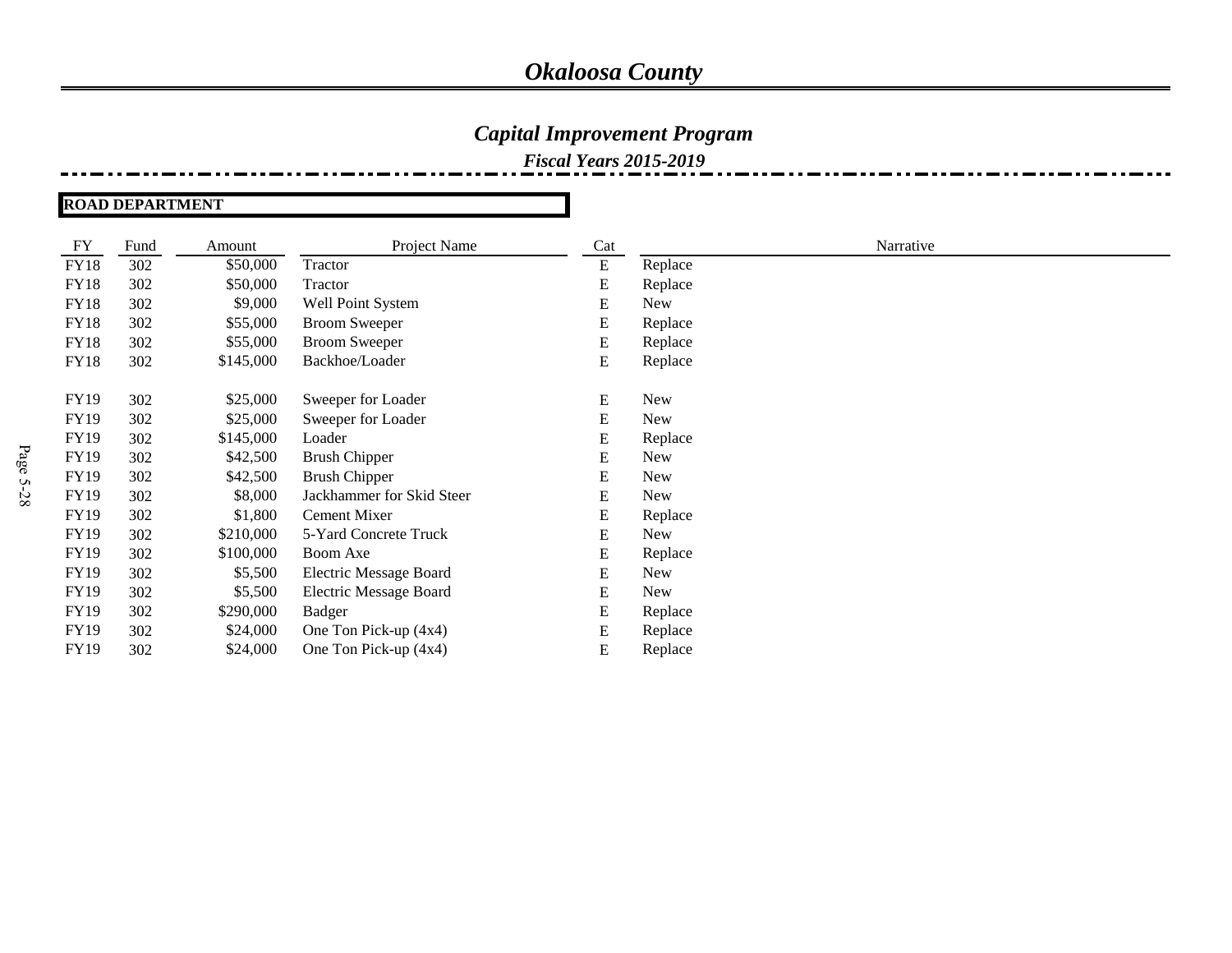# Okaloosa County

## Capital Improvement Program

### Fiscal Years 2015-2019

**ROAD DEPARTMENT**

| FY | Fund | Amount | Project Name | Cat | Narrative |
|---|---|---|---|---|---|
| FY18 | 302 | $50,000 | Tractor | E | Replace |
| FY18 | 302 | $50,000 | Tractor | E | Replace |
| FY18 | 302 | $9,000 | Well Point System | E | New |
| FY18 | 302 | $55,000 | Broom Sweeper | E | Replace |
| FY18 | 302 | $55,000 | Broom Sweeper | E | Replace |
| FY18 | 302 | $145,000 | Backhoe/Loader | E | Replace |
| FY19 | 302 | $25,000 | Sweeper for Loader | E | New |
| FY19 | 302 | $25,000 | Sweeper for Loader | E | New |
| FY19 | 302 | $145,000 | Loader | E | Replace |
| FY19 | 302 | $42,500 | Brush Chipper | E | New |
| FY19 | 302 | $42,500 | Brush Chipper | E | New |
| FY19 | 302 | $8,000 | Jackhammer for Skid Steer | E | New |
| FY19 | 302 | $1,800 | Cement Mixer | E | Replace |
| FY19 | 302 | $210,000 | 5-Yard Concrete Truck | E | New |
| FY19 | 302 | $100,000 | Boom Axe | E | Replace |
| FY19 | 302 | $5,500 | Electric Message Board | E | New |
| FY19 | 302 | $5,500 | Electric Message Board | E | New |
| FY19 | 302 | $290,000 | Badger | E | Replace |
| FY19 | 302 | $24,000 | One Ton Pick-up (4x4) | E | Replace |
| FY19 | 302 | $24,000 | One Ton Pick-up (4x4) | E | Replace |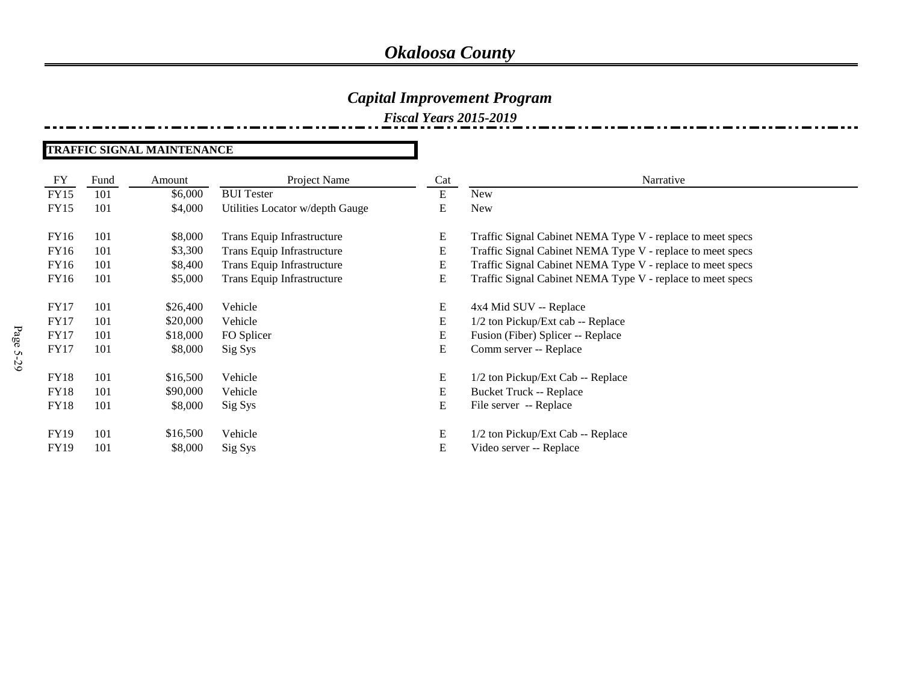# *Okaloosa County*

## *Capital Improvement Program*

### *Fiscal Years 2015-2019*

**TRAFFIC SIGNAL MAINTENANCE**

| FY | Fund | Amount | Project Name | Cat | Narrative |
|---|---|---|---|---|---|
| FY15 | 101 | $6,000 | BUI Tester | E | New |
| FY15 | 101 | $4,000 | Utilities Locator w/depth Gauge | E | New |
| FY16 | 101 | $8,000 | Trans Equip Infrastructure | E | Traffic Signal Cabinet NEMA Type V - replace to meet specs |
| FY16 | 101 | $3,300 | Trans Equip Infrastructure | E | Traffic Signal Cabinet NEMA Type V - replace to meet specs |
| FY16 | 101 | $8,400 | Trans Equip Infrastructure | E | Traffic Signal Cabinet NEMA Type V - replace to meet specs |
| FY16 | 101 | $5,000 | Trans Equip Infrastructure | E | Traffic Signal Cabinet NEMA Type V - replace to meet specs |
| FY17 | 101 | $26,400 | Vehicle | E | 4x4 Mid SUV -- Replace |
| FY17 | 101 | $20,000 | Vehicle | E | 1/2 ton Pickup/Ext cab -- Replace |
| FY17 | 101 | $18,000 | FO Splicer | E | Fusion (Fiber) Splicer -- Replace |
| FY17 | 101 | $8,000 | Sig Sys | E | Comm server -- Replace |
| FY18 | 101 | $16,500 | Vehicle | E | 1/2 ton Pickup/Ext Cab -- Replace |
| FY18 | 101 | $90,000 | Vehicle | E | Bucket Truck -- Replace |
| FY18 | 101 | $8,000 | Sig Sys | E | File server -- Replace |
| FY19 | 101 | $16,500 | Vehicle | E | 1/2 ton Pickup/Ext Cab -- Replace |
| FY19 | 101 | $8,000 | Sig Sys | E | Video server -- Replace |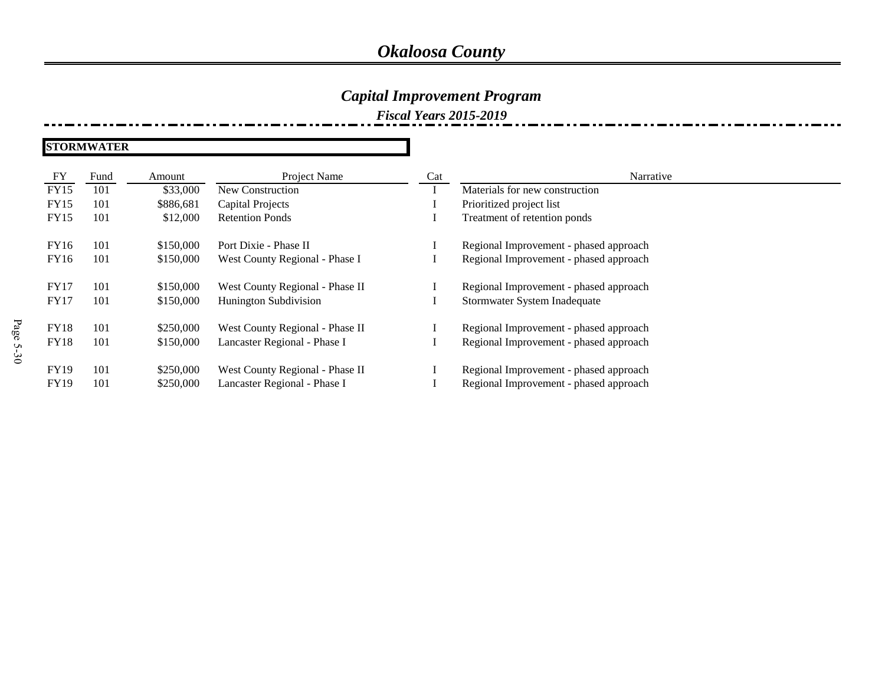# Okaloosa County

## Capital Improvement Program

### Fiscal Years 2015-2019

**STORMWATER**

| FY | Fund | Amount | Project Name | Cat | Narrative |
|---|---|---|---|---|---|
| FY15 | 101 | $33,000 | New Construction | I | Materials for new construction |
| FY15 | 101 | $886,681 | Capital Projects | I | Prioritized project list |
| FY15 | 101 | $12,000 | Retention Ponds | I | Treatment of retention ponds |
| FY16 | 101 | $150,000 | Port Dixie - Phase II | I | Regional Improvement - phased approach |
| FY16 | 101 | $150,000 | West County Regional - Phase I | I | Regional Improvement - phased approach |
| FY17 | 101 | $150,000 | West County Regional - Phase II | I | Regional Improvement - phased approach |
| FY17 | 101 | $150,000 | Hunington Subdivision | I | Stormwater System Inadequate |
| FY18 | 101 | $250,000 | West County Regional - Phase II | I | Regional Improvement - phased approach |
| FY18 | 101 | $150,000 | Lancaster Regional - Phase I | I | Regional Improvement - phased approach |
| FY19 | 101 | $250,000 | West County Regional - Phase II | I | Regional Improvement - phased approach |
| FY19 | 101 | $250,000 | Lancaster Regional - Phase I | I | Regional Improvement - phased approach |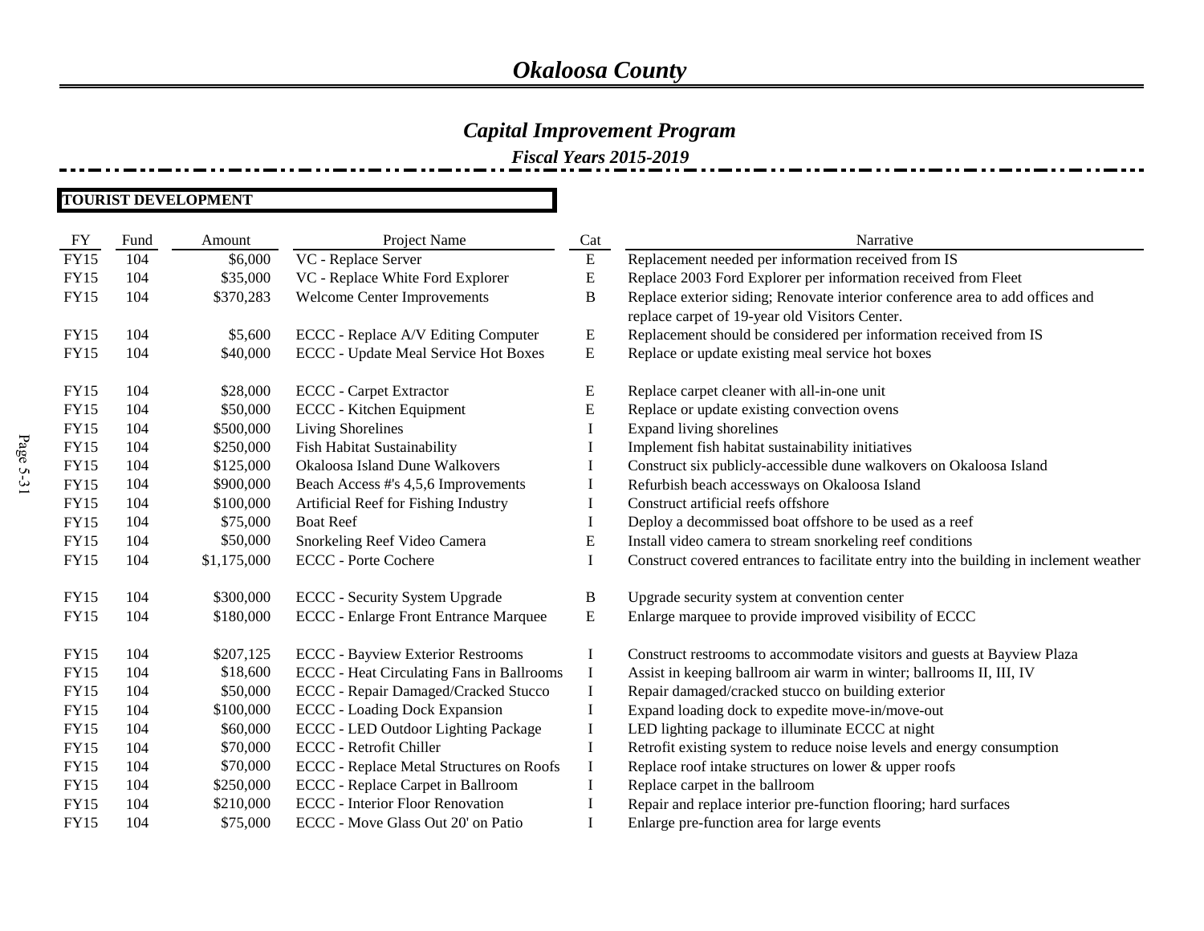# Okaloosa County

## Capital Improvement Program

### Fiscal Years 2015-2019

**TOURIST DEVELOPMENT**

| FY | Fund | Amount | Project Name | Cat | Narrative |
|---|---|---|---|---|---|
| FY15 | 104 | $6,000 | VC - Replace Server | E | Replacement needed per information received from IS |
| FY15 | 104 | $35,000 | VC - Replace White Ford Explorer | E | Replace 2003 Ford Explorer per information received from Fleet |
| FY15 | 104 | $370,283 | Welcome Center Improvements | B | Replace exterior siding; Renovate interior conference area to add offices and replace carpet of 19-year old Visitors Center. |
| FY15 | 104 | $5,600 | ECCC - Replace A/V Editing Computer | E | Replacement should be considered per information received from IS |
| FY15 | 104 | $40,000 | ECCC - Update Meal Service Hot Boxes | E | Replace or update existing meal service hot boxes |
| FY15 | 104 | $28,000 | ECCC - Carpet Extractor | E | Replace carpet cleaner with all-in-one unit |
| FY15 | 104 | $50,000 | ECCC - Kitchen Equipment | E | Replace or update existing convection ovens |
| FY15 | 104 | $500,000 | Living Shorelines | I | Expand living shorelines |
| FY15 | 104 | $250,000 | Fish Habitat Sustainability | I | Implement fish habitat sustainability initiatives |
| FY15 | 104 | $125,000 | Okaloosa Island Dune Walkovers | I | Construct six publicly-accessible dune walkovers on Okaloosa Island |
| FY15 | 104 | $900,000 | Beach Access #'s 4,5,6 Improvements | I | Refurbish beach accessways on Okaloosa Island |
| FY15 | 104 | $100,000 | Artificial Reef for Fishing Industry | I | Construct artificial reefs offshore |
| FY15 | 104 | $75,000 | Boat Reef | I | Deploy a decommissed boat offshore to be used as a reef |
| FY15 | 104 | $50,000 | Snorkeling Reef Video Camera | E | Install video camera to stream snorkeling reef conditions |
| FY15 | 104 | $1,175,000 | ECCC - Porte Cochere | I | Construct covered entrances to facilitate entry into the building in inclement weather |
| FY15 | 104 | $300,000 | ECCC - Security System Upgrade | B | Upgrade security system at convention center |
| FY15 | 104 | $180,000 | ECCC - Enlarge Front Entrance Marquee | E | Enlarge marquee to provide improved visibility of ECCC |
| FY15 | 104 | $207,125 | ECCC - Bayview Exterior Restrooms | I | Construct restrooms to accommodate visitors and guests at Bayview Plaza |
| FY15 | 104 | $18,600 | ECCC - Heat Circulating Fans in Ballrooms | I | Assist in keeping ballroom air warm in winter; ballrooms II, III, IV |
| FY15 | 104 | $50,000 | ECCC - Repair Damaged/Cracked Stucco | I | Repair damaged/cracked stucco on building exterior |
| FY15 | 104 | $100,000 | ECCC - Loading Dock Expansion | I | Expand loading dock to expedite move-in/move-out |
| FY15 | 104 | $60,000 | ECCC - LED Outdoor Lighting Package | I | LED lighting package to illuminate ECCC at night |
| FY15 | 104 | $70,000 | ECCC - Retrofit Chiller | I | Retrofit existing system to reduce noise levels and energy consumption |
| FY15 | 104 | $70,000 | ECCC - Replace Metal Structures on Roofs | I | Replace roof intake structures on lower & upper roofs |
| FY15 | 104 | $250,000 | ECCC - Replace Carpet in Ballroom | I | Replace carpet in the ballroom |
| FY15 | 104 | $210,000 | ECCC - Interior Floor Renovation | I | Repair and replace interior pre-function flooring; hard surfaces |
| FY15 | 104 | $75,000 | ECCC - Move Glass Out 20' on Patio | I | Enlarge pre-function area for large events |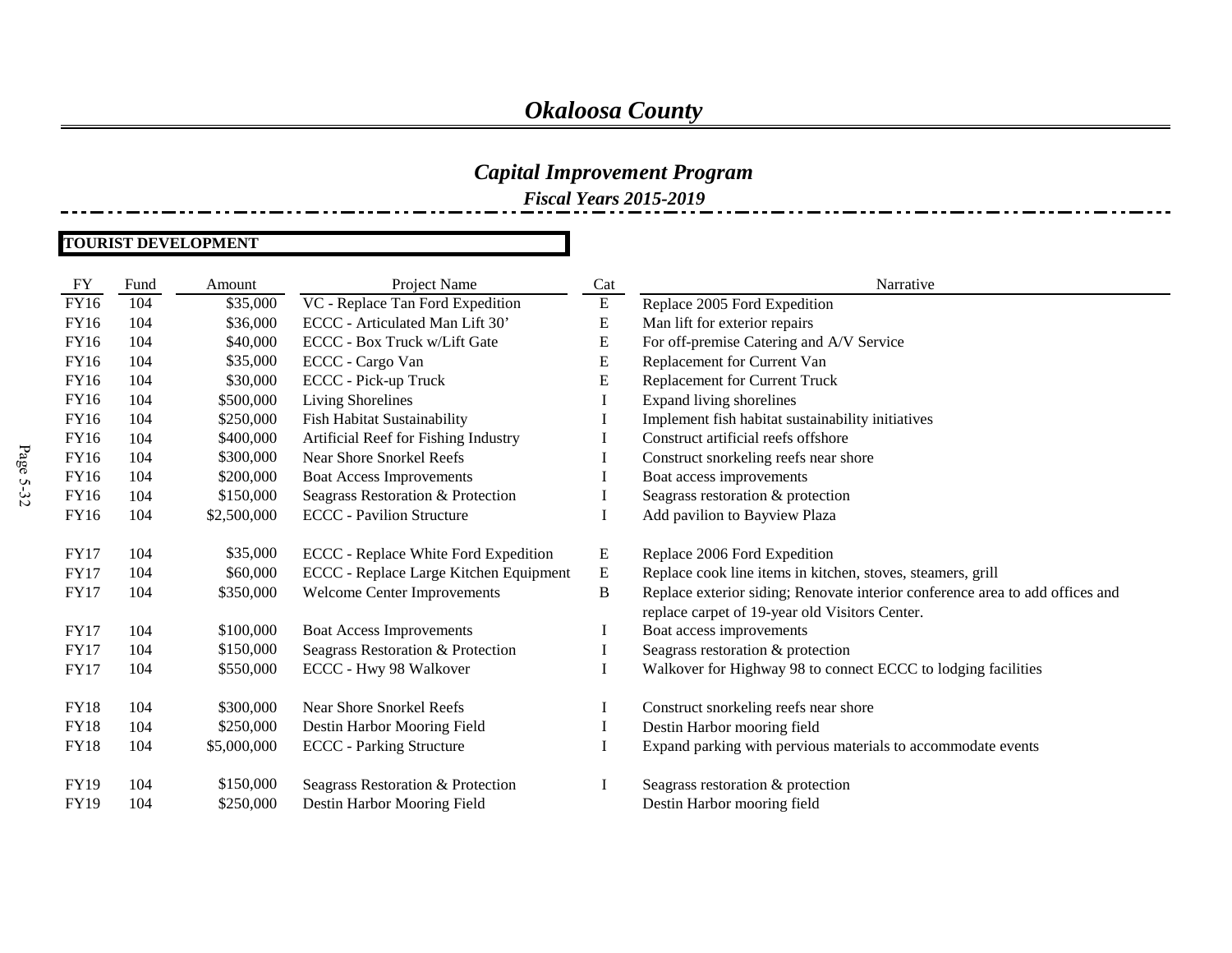# *Okaloosa County*

## *Capital Improvement Program*

### *Fiscal Years 2015-2019*

**TOURIST DEVELOPMENT**

| FY | Fund | Amount | Project Name | Cat | Narrative |
|---|---|---|---|---|---|
| FY16 | 104 | $35,000 | VC - Replace Tan Ford Expedition | E | Replace 2005 Ford Expedition |
| FY16 | 104 | $36,000 | ECCC - Articulated Man Lift 30' | E | Man lift for exterior repairs |
| FY16 | 104 | $40,000 | ECCC - Box Truck w/Lift Gate | E | For off-premise Catering and A/V Service |
| FY16 | 104 | $35,000 | ECCC - Cargo Van | E | Replacement for Current Van |
| FY16 | 104 | $30,000 | ECCC - Pick-up Truck | E | Replacement for Current Truck |
| FY16 | 104 | $500,000 | Living Shorelines | I | Expand living shorelines |
| FY16 | 104 | $250,000 | Fish Habitat Sustainability | I | Implement fish habitat sustainability initiatives |
| FY16 | 104 | $400,000 | Artificial Reef for Fishing Industry | I | Construct artificial reefs offshore |
| FY16 | 104 | $300,000 | Near Shore Snorkel Reefs | I | Construct snorkeling reefs near shore |
| FY16 | 104 | $200,000 | Boat Access Improvements | I | Boat access improvements |
| FY16 | 104 | $150,000 | Seagrass Restoration & Protection | I | Seagrass restoration & protection |
| FY16 | 104 | $2,500,000 | ECCC - Pavilion Structure | I | Add pavilion to Bayview Plaza |
| FY17 | 104 | $35,000 | ECCC - Replace White Ford Expedition | E | Replace 2006 Ford Expedition |
| FY17 | 104 | $60,000 | ECCC - Replace Large Kitchen Equipment | E | Replace cook line items in kitchen, stoves, steamers, grill |
| FY17 | 104 | $350,000 | Welcome Center Improvements | B | Replace exterior siding; Renovate interior conference area to add offices and replace carpet of 19-year old Visitors Center. |
| FY17 | 104 | $100,000 | Boat Access Improvements | I | Boat access improvements |
| FY17 | 104 | $150,000 | Seagrass Restoration & Protection | I | Seagrass restoration & protection |
| FY17 | 104 | $550,000 | ECCC - Hwy 98 Walkover | I | Walkover for Highway 98 to connect ECCC to lodging facilities |
| FY18 | 104 | $300,000 | Near Shore Snorkel Reefs | I | Construct snorkeling reefs near shore |
| FY18 | 104 | $250,000 | Destin Harbor Mooring Field | I | Destin Harbor mooring field |
| FY18 | 104 | $5,000,000 | ECCC - Parking Structure | I | Expand parking with pervious materials to accommodate events |
| FY19 | 104 | $150,000 | Seagrass Restoration & Protection | I | Seagrass restoration & protection |
| FY19 | 104 | $250,000 | Destin Harbor Mooring Field | | Destin Harbor mooring field |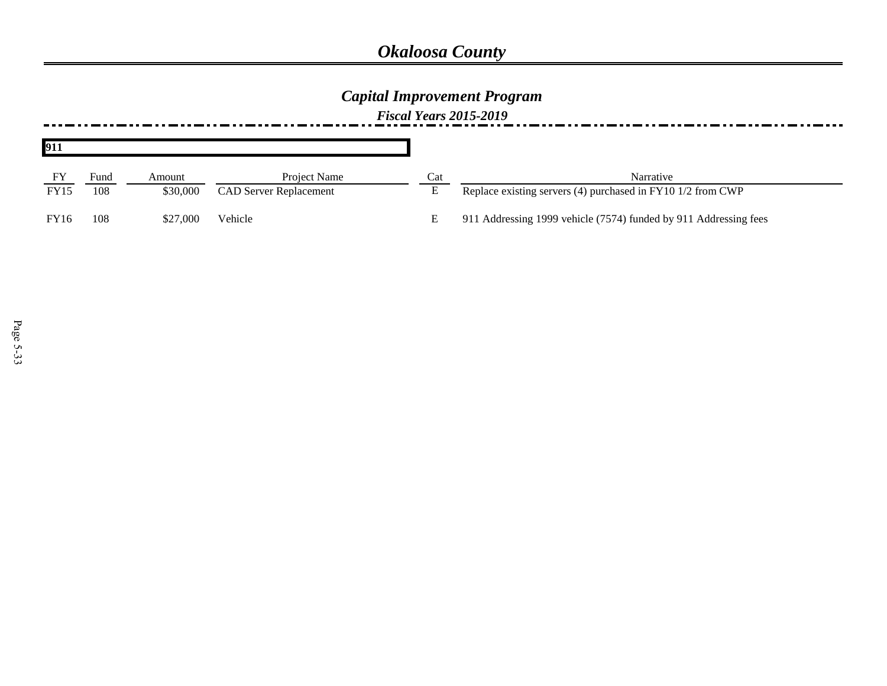# *Okaloosa County*

## *Capital Improvement Program*

### *Fiscal Years 2015-2019*

**911**

| FY | Fund | Amount | Project Name | Cat | Narrative |
|---|---|---|---|---|---|
| FY15 | 108 | $30,000 | CAD Server Replacement | E | Replace existing servers (4) purchased in FY10 1/2 from CWP |
| FY16 | 108 | $27,000 | Vehicle | E | 911 Addressing 1999 vehicle (7574) funded by 911 Addressing fees |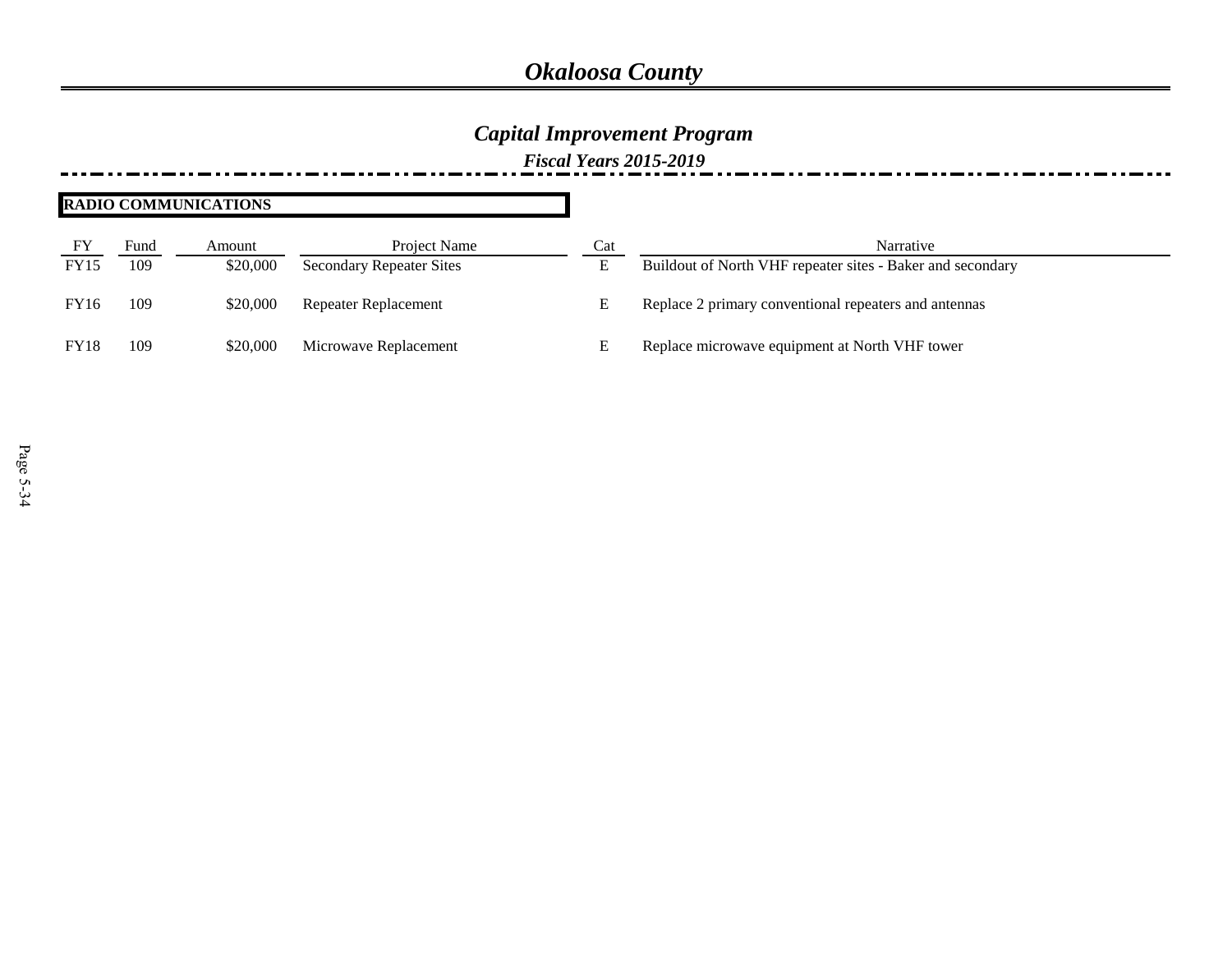# *Okaloosa County*

## *Capital Improvement Program*

### *Fiscal Years 2015-2019*

**RADIO COMMUNICATIONS**

| FY | Fund | Amount | Project Name | Cat | Narrative |
|---|---|---|---|---|---|
| FY15 | 109 | $20,000 | Secondary Repeater Sites | E | Buildout of North VHF repeater sites - Baker and secondary |
| FY16 | 109 | $20,000 | Repeater Replacement | E | Replace 2 primary conventional repeaters and antennas |
| FY18 | 109 | $20,000 | Microwave Replacement | E | Replace microwave equipment at North VHF tower |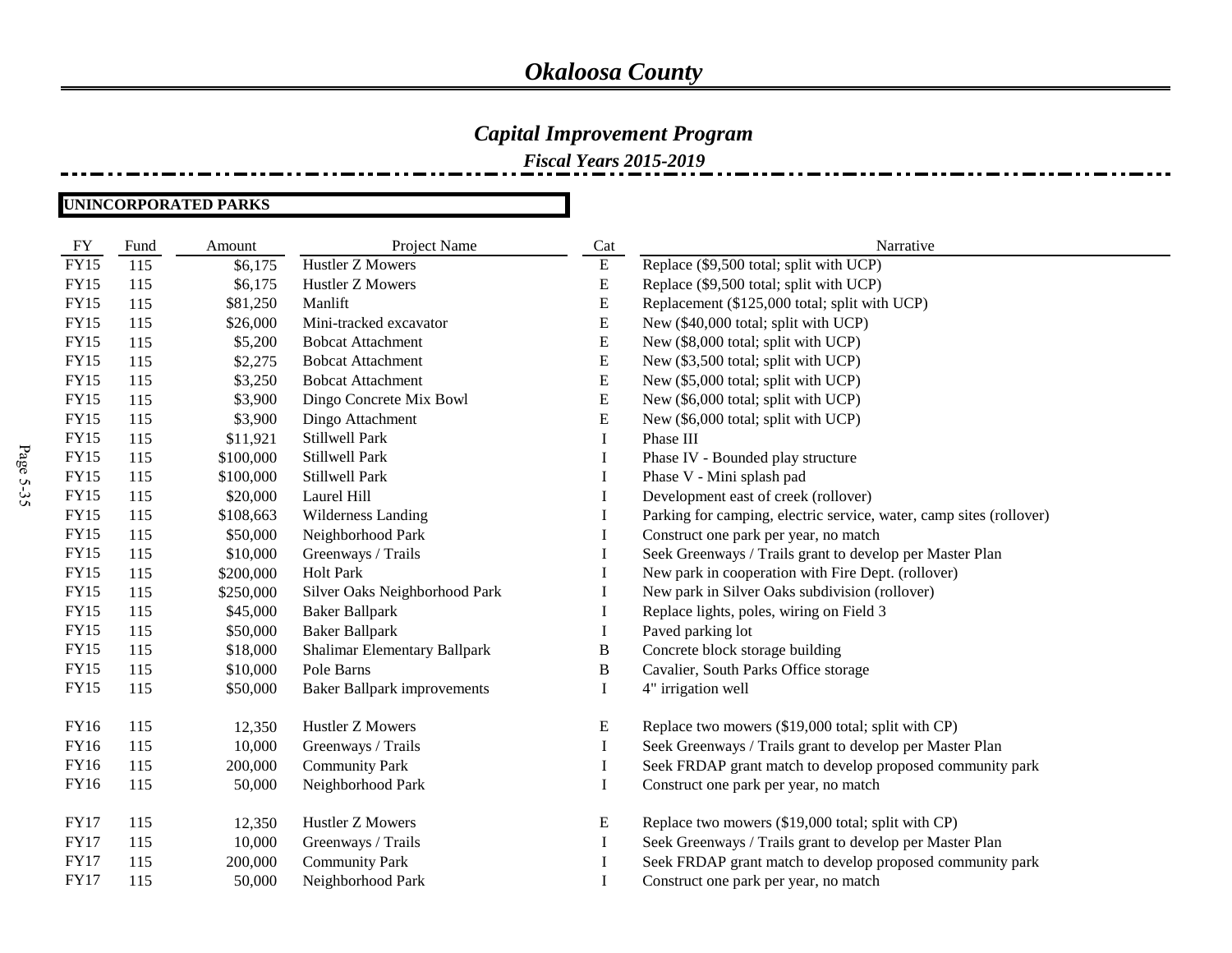# *Okaloosa County*

## *Capital Improvement Program*

### *Fiscal Years 2015-2019*

**UNINCORPORATED PARKS**

| FY | Fund | Amount | Project Name | Cat | Narrative |
|---|---|---|---|---|---|
| FY15 | 115 | $6,175 | Hustler Z Mowers | E | Replace ($9,500 total; split with UCP) |
| FY15 | 115 | $6,175 | Hustler Z Mowers | E | Replace ($9,500 total; split with UCP) |
| FY15 | 115 | $81,250 | Manlift | E | Replacement ($125,000 total; split with UCP) |
| FY15 | 115 | $26,000 | Mini-tracked excavator | E | New ($40,000 total; split with UCP) |
| FY15 | 115 | $5,200 | Bobcat Attachment | E | New ($8,000 total; split with UCP) |
| FY15 | 115 | $2,275 | Bobcat Attachment | E | New ($3,500 total; split with UCP) |
| FY15 | 115 | $3,250 | Bobcat Attachment | E | New ($5,000 total; split with UCP) |
| FY15 | 115 | $3,900 | Dingo Concrete Mix Bowl | E | New ($6,000 total; split with UCP) |
| FY15 | 115 | $3,900 | Dingo Attachment | E | New ($6,000 total; split with UCP) |
| FY15 | 115 | $11,921 | Stillwell Park | I | Phase III |
| FY15 | 115 | $100,000 | Stillwell Park | I | Phase IV - Bounded play structure |
| FY15 | 115 | $100,000 | Stillwell Park | I | Phase V - Mini splash pad |
| FY15 | 115 | $20,000 | Laurel Hill | I | Development east of creek (rollover) |
| FY15 | 115 | $108,663 | Wilderness Landing | I | Parking for camping, electric service, water, camp sites (rollover) |
| FY15 | 115 | $50,000 | Neighborhood Park | I | Construct one park per year, no match |
| FY15 | 115 | $10,000 | Greenways / Trails | I | Seek Greenways / Trails grant to develop per Master Plan |
| FY15 | 115 | $200,000 | Holt Park | I | New park in cooperation with Fire Dept. (rollover) |
| FY15 | 115 | $250,000 | Silver Oaks Neighborhood Park | I | New park in Silver Oaks subdivision (rollover) |
| FY15 | 115 | $45,000 | Baker Ballpark | I | Replace lights, poles, wiring on Field 3 |
| FY15 | 115 | $50,000 | Baker Ballpark | I | Paved parking lot |
| FY15 | 115 | $18,000 | Shalimar Elementary Ballpark | B | Concrete block storage building |
| FY15 | 115 | $10,000 | Pole Barns | B | Cavalier, South Parks Office storage |
| FY15 | 115 | $50,000 | Baker Ballpark improvements | I | 4" irrigation well |
| | | | | | |
| FY16 | 115 | 12,350 | Hustler Z Mowers | E | Replace two mowers ($19,000 total; split with CP) |
| FY16 | 115 | 10,000 | Greenways / Trails | I | Seek Greenways / Trails grant to develop per Master Plan |
| FY16 | 115 | 200,000 | Community Park | I | Seek FRDAP grant match to develop proposed community park |
| FY16 | 115 | 50,000 | Neighborhood Park | I | Construct one park per year, no match |
| | | | | | |
| FY17 | 115 | 12,350 | Hustler Z Mowers | E | Replace two mowers ($19,000 total; split with CP) |
| FY17 | 115 | 10,000 | Greenways / Trails | I | Seek Greenways / Trails grant to develop per Master Plan |
| FY17 | 115 | 200,000 | Community Park | I | Seek FRDAP grant match to develop proposed community park |
| FY17 | 115 | 50,000 | Neighborhood Park | I | Construct one park per year, no match |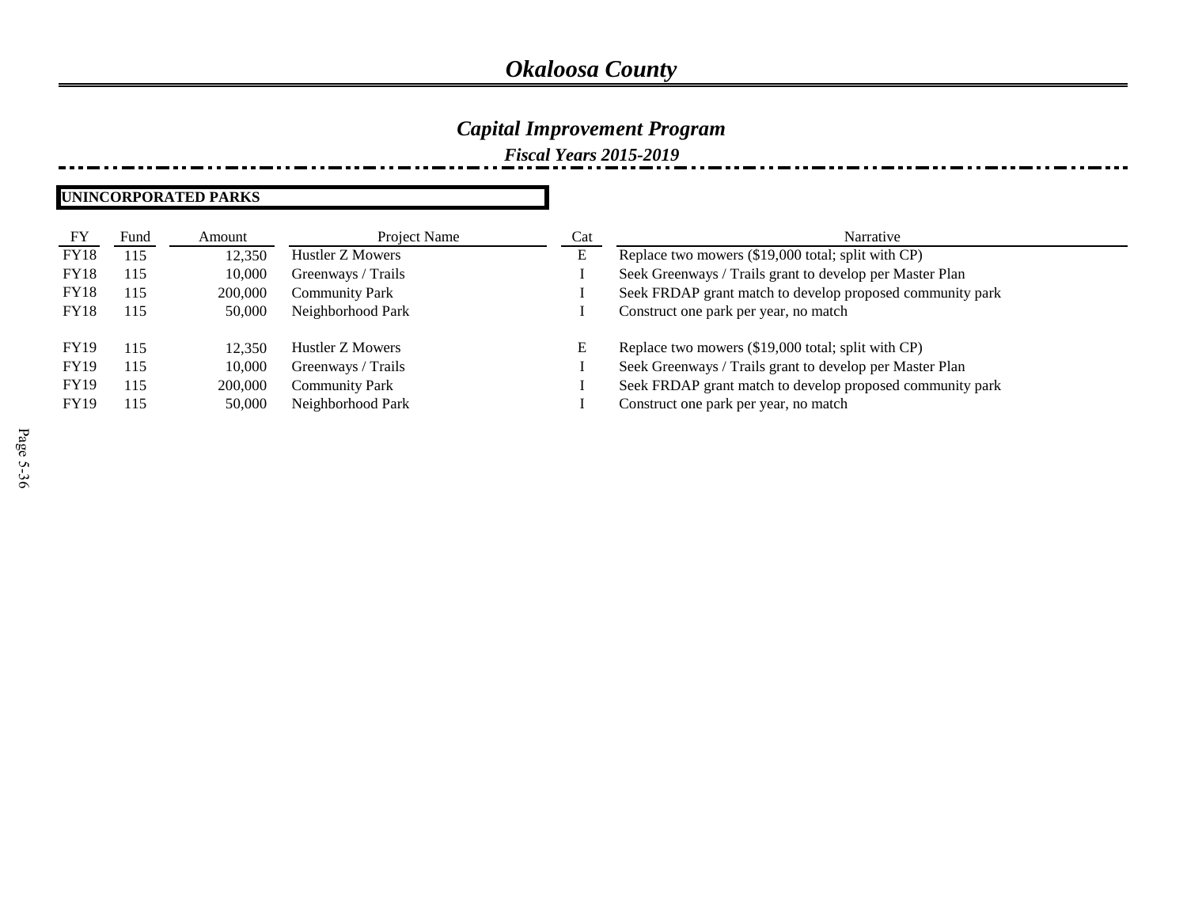# *Okaloosa County*

## *Capital Improvement Program*

### *Fiscal Years 2015-2019*

**UNINCORPORATED PARKS**

| FY | Fund | Amount | Project Name | Cat | Narrative |
|---|---|---|---|---|---|
| FY18 | 115 | 12,350 | Hustler Z Mowers | E | Replace two mowers ($19,000 total; split with CP) |
| FY18 | 115 | 10,000 | Greenways / Trails | I | Seek Greenways / Trails grant to develop per Master Plan |
| FY18 | 115 | 200,000 | Community Park | I | Seek FRDAP grant match to develop proposed community park |
| FY18 | 115 | 50,000 | Neighborhood Park | I | Construct one park per year, no match |
| FY19 | 115 | 12,350 | Hustler Z Mowers | E | Replace two mowers ($19,000 total; split with CP) |
| FY19 | 115 | 10,000 | Greenways / Trails | I | Seek Greenways / Trails grant to develop per Master Plan |
| FY19 | 115 | 200,000 | Community Park | I | Seek FRDAP grant match to develop proposed community park |
| FY19 | 115 | 50,000 | Neighborhood Park | I | Construct one park per year, no match |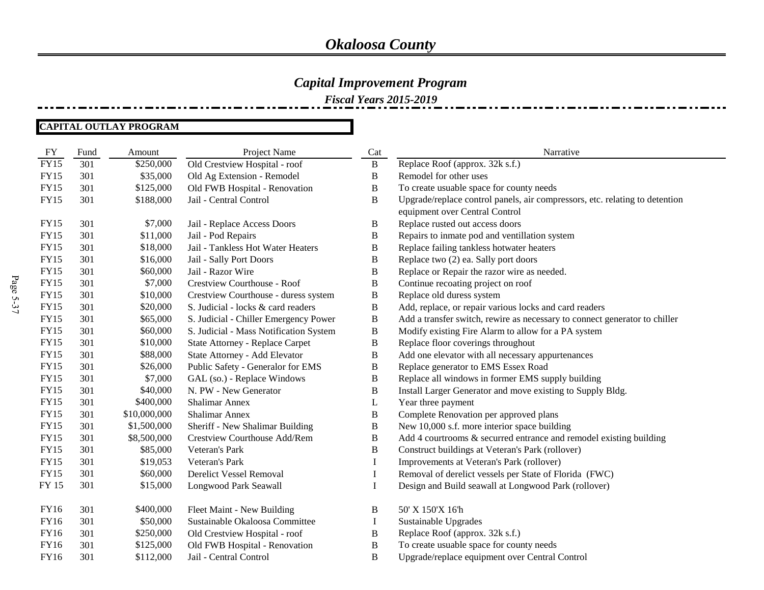# *Okaloosa County*

## *Capital Improvement Program*

### *Fiscal Years 2015-2019*

**CAPITAL OUTLAY PROGRAM**

| FY | Fund | Amount | Project Name | Cat | Narrative |
|---|---|---|---|---|---|
| FY15 | 301 | $250,000 | Old Crestview Hospital - roof | B | Replace Roof (approx. 32k s.f.) |
| FY15 | 301 | $35,000 | Old Ag Extension - Remodel | B | Remodel for other uses |
| FY15 | 301 | $125,000 | Old FWB Hospital - Renovation | B | To create usuable space for county needs |
| FY15 | 301 | $188,000 | Jail - Central Control | B | Upgrade/replace control panels, air compressors, etc. relating to detention equipment over Central Control |
| FY15 | 301 | $7,000 | Jail - Replace Access Doors | B | Replace rusted out access doors |
| FY15 | 301 | $11,000 | Jail - Pod Repairs | B | Repairs to inmate pod and ventillation system |
| FY15 | 301 | $18,000 | Jail - Tankless Hot Water Heaters | B | Replace failing tankless hotwater heaters |
| FY15 | 301 | $16,000 | Jail - Sally Port Doors | B | Replace two (2) ea. Sally port doors |
| FY15 | 301 | $60,000 | Jail - Razor Wire | B | Replace or Repair the razor wire as needed. |
| FY15 | 301 | $7,000 | Crestview Courthouse - Roof | B | Continue recoating project on roof |
| FY15 | 301 | $10,000 | Crestview Courthouse - duress system | B | Replace old duress system |
| FY15 | 301 | $20,000 | S. Judicial - locks & card readers | B | Add, replace, or repair various locks and card readers |
| FY15 | 301 | $65,000 | S. Judicial - Chiller Emergency Power | B | Add a transfer switch, rewire as necessary to connect generator to chiller |
| FY15 | 301 | $60,000 | S. Judicial - Mass Notification System | B | Modify existing Fire Alarm to allow for a PA system |
| FY15 | 301 | $10,000 | State Attorney - Replace Carpet | B | Replace floor coverings throughout |
| FY15 | 301 | $88,000 | State Attorney - Add Elevator | B | Add one elevator with all necessary appurtenances |
| FY15 | 301 | $26,000 | Public Safety - Generator for EMS | B | Replace generator to EMS Essex Road |
| FY15 | 301 | $7,000 | GAL (so.) - Replace Windows | B | Replace all windows in former EMS supply building |
| FY15 | 301 | $40,000 | N. PW - New Generator | B | Install Larger Generator and move existing to Supply Bldg. |
| FY15 | 301 | $400,000 | Shalimar Annex | L | Year three payment |
| FY15 | 301 | $10,000,000 | Shalimar Annex | B | Complete Renovation per approved plans |
| FY15 | 301 | $1,500,000 | Sheriff - New Shalimar Building | B | New 10,000 s.f. more interior space building |
| FY15 | 301 | $8,500,000 | Crestview Courthouse Add/Rem | B | Add 4 courtrooms & securred entrance and remodel existing building |
| FY15 | 301 | $85,000 | Veteran's Park | B | Construct buildings at Veteran's Park (rollover) |
| FY15 | 301 | $19,053 | Veteran's Park | I | Improvements at Veteran's Park (rollover) |
| FY15 | 301 | $60,000 | Derelict Vessel Removal | I | Removal of derelict vessels per State of Florida (FWC) |
| FY 15 | 301 | $15,000 | Longwood Park Seawall | I | Design and Build seawall at Longwood Park (rollover) |
| FY16 | 301 | $400,000 | Fleet Maint - New Building | B | 50' X 150'X 16'h |
| FY16 | 301 | $50,000 | Sustainable Okaloosa Committee | I | Sustainable Upgrades |
| FY16 | 301 | $250,000 | Old Crestview Hospital - roof | B | Replace Roof (approx. 32k s.f.) |
| FY16 | 301 | $125,000 | Old FWB Hospital - Renovation | B | To create usuable space for county needs |
| FY16 | 301 | $112,000 | Jail - Central Control | B | Upgrade/replace equipment over Central Control |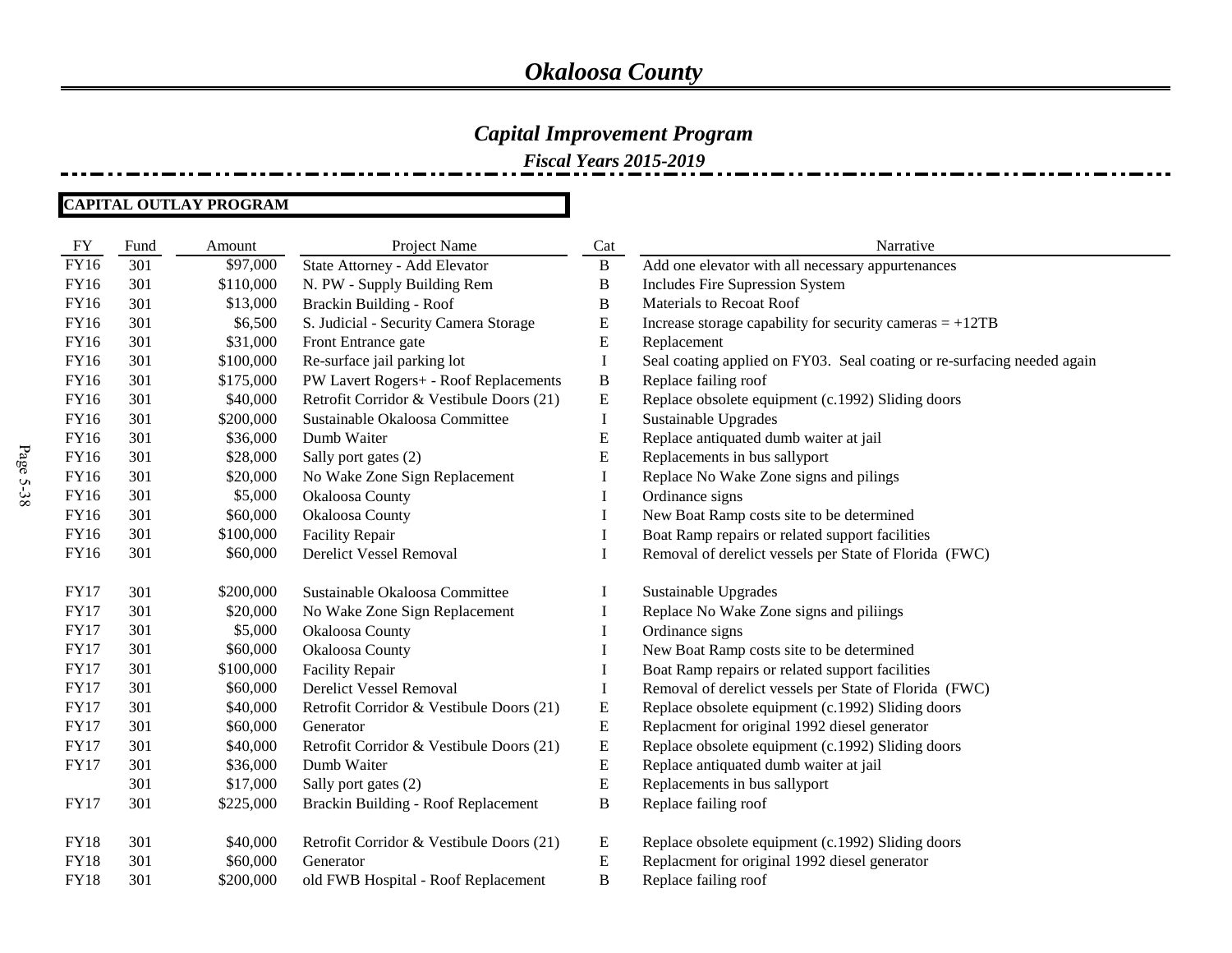# *Okaloosa County*

## *Capital Improvement Program*

### *Fiscal Years 2015-2019*

**CAPITAL OUTLAY PROGRAM**

| FY | Fund | Amount | Project Name | Cat | Narrative |
|---|---|---|---|---|---|
| FY16 | 301 | $97,000 | State Attorney - Add Elevator | B | Add one elevator with all necessary appurtenances |
| FY16 | 301 | $110,000 | N. PW - Supply Building Rem | B | Includes Fire Supression System |
| FY16 | 301 | $13,000 | Brackin Building - Roof | B | Materials to Recoat Roof |
| FY16 | 301 | $6,500 | S. Judicial - Security Camera Storage | E | Increase storage capability for security cameras = +12TB |
| FY16 | 301 | $31,000 | Front Entrance gate | E | Replacement |
| FY16 | 301 | $100,000 | Re-surface jail parking lot | I | Seal coating applied on FY03. Seal coating or re-surfacing needed again |
| FY16 | 301 | $175,000 | PW Lavert Rogers+ - Roof Replacements | B | Replace failing roof |
| FY16 | 301 | $40,000 | Retrofit Corridor & Vestibule Doors (21) | E | Replace obsolete equipment (c.1992) Sliding doors |
| FY16 | 301 | $200,000 | Sustainable Okaloosa Committee | I | Sustainable Upgrades |
| FY16 | 301 | $36,000 | Dumb Waiter | E | Replace antiquated dumb waiter at jail |
| FY16 | 301 | $28,000 | Sally port gates (2) | E | Replacements in bus sallyport |
| FY16 | 301 | $20,000 | No Wake Zone Sign Replacement | I | Replace No Wake Zone signs and pilings |
| FY16 | 301 | $5,000 | Okaloosa County | I | Ordinance signs |
| FY16 | 301 | $60,000 | Okaloosa County | I | New Boat Ramp costs site to be determined |
| FY16 | 301 | $100,000 | Facility Repair | I | Boat Ramp repairs or related support facilities |
| FY16 | 301 | $60,000 | Derelict Vessel Removal | I | Removal of derelict vessels per State of Florida (FWC) |
| FY17 | 301 | $200,000 | Sustainable Okaloosa Committee | I | Sustainable Upgrades |
| FY17 | 301 | $20,000 | No Wake Zone Sign Replacement | I | Replace No Wake Zone signs and piliings |
| FY17 | 301 | $5,000 | Okaloosa County | I | Ordinance signs |
| FY17 | 301 | $60,000 | Okaloosa County | I | New Boat Ramp costs site to be determined |
| FY17 | 301 | $100,000 | Facility Repair | I | Boat Ramp repairs or related support facilities |
| FY17 | 301 | $60,000 | Derelict Vessel Removal | I | Removal of derelict vessels per State of Florida (FWC) |
| FY17 | 301 | $40,000 | Retrofit Corridor & Vestibule Doors (21) | E | Replace obsolete equipment (c.1992) Sliding doors |
| FY17 | 301 | $60,000 | Generator | E | Replacment for original 1992 diesel generator |
| FY17 | 301 | $40,000 | Retrofit Corridor & Vestibule Doors (21) | E | Replace obsolete equipment (c.1992) Sliding doors |
| FY17 | 301 | $36,000 | Dumb Waiter | E | Replace antiquated dumb waiter at jail |
| | 301 | $17,000 | Sally port gates (2) | E | Replacements in bus sallyport |
| FY17 | 301 | $225,000 | Brackin Building - Roof Replacement | B | Replace failing roof |
| FY18 | 301 | $40,000 | Retrofit Corridor & Vestibule Doors (21) | E | Replace obsolete equipment (c.1992) Sliding doors |
| FY18 | 301 | $60,000 | Generator | E | Replacment for original 1992 diesel generator |
| FY18 | 301 | $200,000 | old FWB Hospital - Roof Replacement | B | Replace failing roof |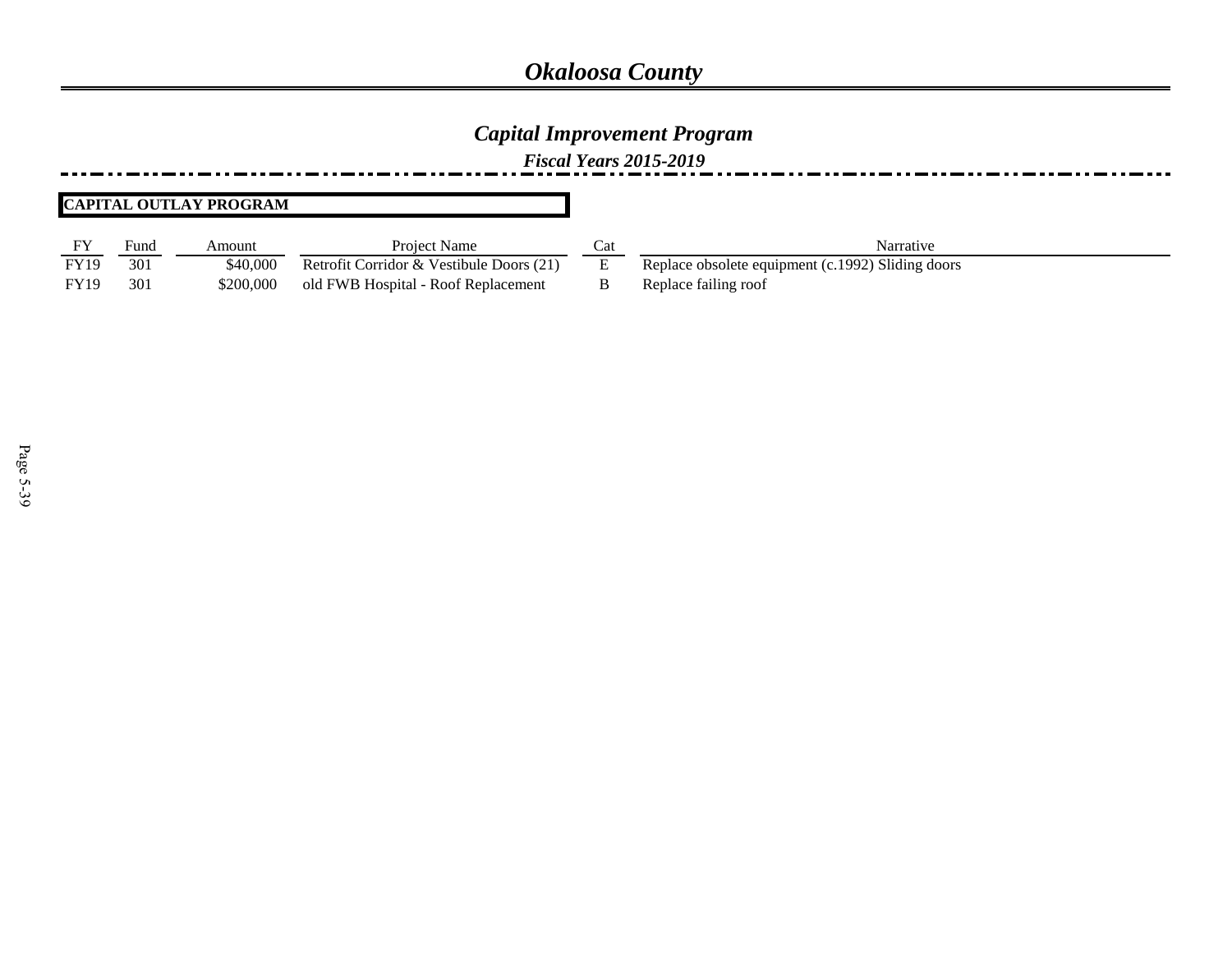# *Okaloosa County*

## *Capital Improvement Program*

### *Fiscal Years 2015-2019*

**CAPITAL OUTLAY PROGRAM**

| FY | Fund | Amount | Project Name | Cat | Narrative |
|---|---|---|---|---|---|
| FY19 | 301 | $40,000 | Retrofit Corridor & Vestibule Doors (21) | E | Replace obsolete equipment (c.1992) Sliding doors |
| FY19 | 301 | $200,000 | old FWB Hospital - Roof Replacement | B | Replace failing roof |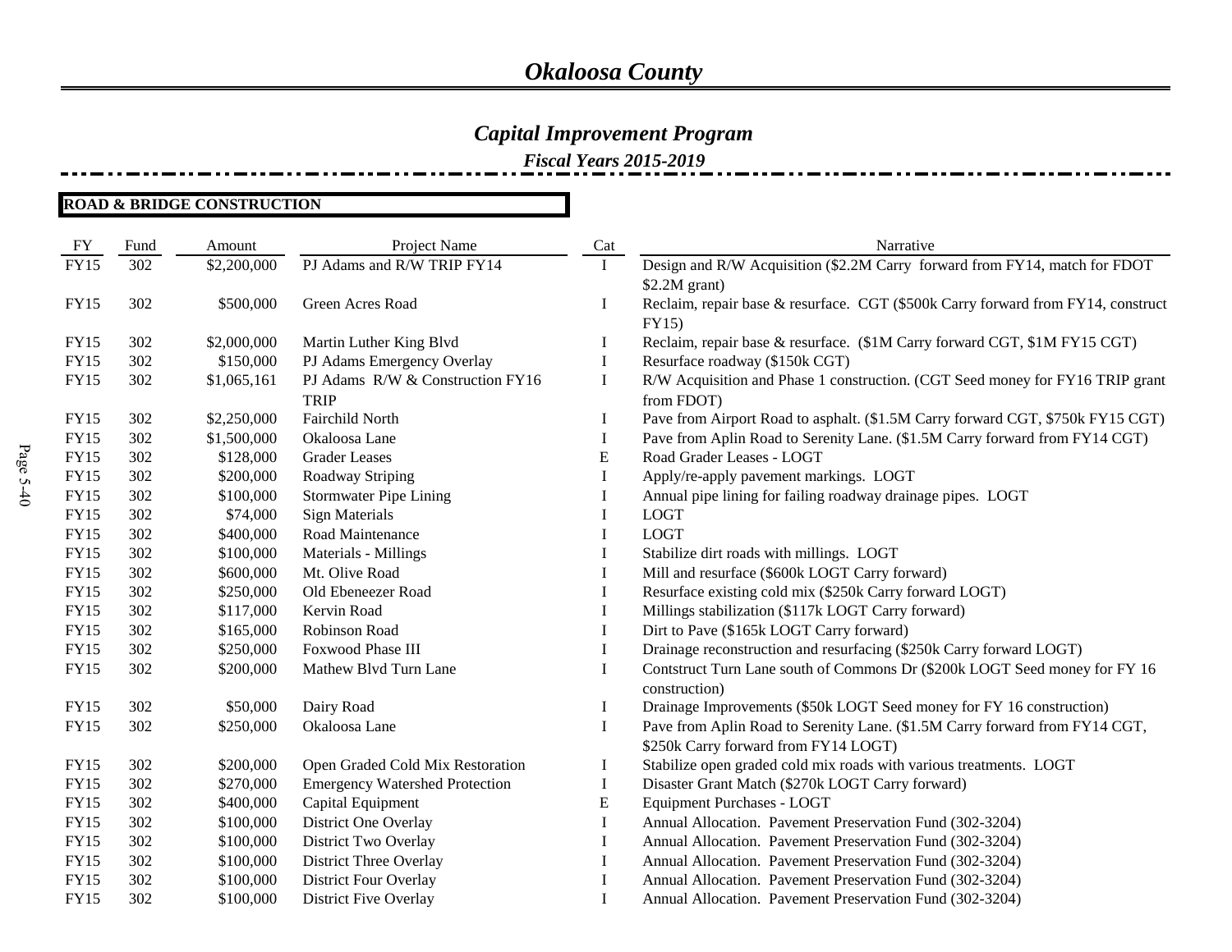# Okaloosa County

## Capital Improvement Program

### Fiscal Years 2015-2019

**ROAD & BRIDGE CONSTRUCTION**

| FY | Fund | Amount | Project Name | Cat | Narrative |
|---|---|---|---|---|---|
| FY15 | 302 | $2,200,000 | PJ Adams and R/W TRIP FY14 | I | Design and R/W Acquisition ($2.2M Carry forward from FY14, match for FDOT $2.2M grant) |
| FY15 | 302 | $500,000 | Green Acres Road | I | Reclaim, repair base & resurface. CGT ($500k Carry forward from FY14, construct FY15) |
| FY15 | 302 | $2,000,000 | Martin Luther King Blvd | I | Reclaim, repair base & resurface. ($1M Carry forward CGT, $1M FY15 CGT) |
| FY15 | 302 | $150,000 | PJ Adams Emergency Overlay | I | Resurface roadway ($150k CGT) |
| FY15 | 302 | $1,065,161 | PJ Adams R/W & Construction FY16 TRIP | I | R/W Acquisition and Phase 1 construction. (CGT Seed money for FY16 TRIP grant from FDOT) |
| FY15 | 302 | $2,250,000 | Fairchild North | I | Pave from Airport Road to asphalt. ($1.5M Carry forward CGT, $750k FY15 CGT) |
| FY15 | 302 | $1,500,000 | Okaloosa Lane | I | Pave from Aplin Road to Serenity Lane. ($1.5M Carry forward from FY14 CGT) |
| FY15 | 302 | $128,000 | Grader Leases | E | Road Grader Leases - LOGT |
| FY15 | 302 | $200,000 | Roadway Striping | I | Apply/re-apply pavement markings. LOGT |
| FY15 | 302 | $100,000 | Stormwater Pipe Lining | I | Annual pipe lining for failing roadway drainage pipes. LOGT |
| FY15 | 302 | $74,000 | Sign Materials | I | LOGT |
| FY15 | 302 | $400,000 | Road Maintenance | I | LOGT |
| FY15 | 302 | $100,000 | Materials - Millings | I | Stabilize dirt roads with millings. LOGT |
| FY15 | 302 | $600,000 | Mt. Olive Road | I | Mill and resurface ($600k LOGT Carry forward) |
| FY15 | 302 | $250,000 | Old Ebeneezer Road | I | Resurface existing cold mix ($250k Carry forward LOGT) |
| FY15 | 302 | $117,000 | Kervin Road | I | Millings stabilization ($117k LOGT Carry forward) |
| FY15 | 302 | $165,000 | Robinson Road | I | Dirt to Pave ($165k LOGT Carry forward) |
| FY15 | 302 | $250,000 | Foxwood Phase III | I | Drainage reconstruction and resurfacing ($250k Carry forward LOGT) |
| FY15 | 302 | $200,000 | Mathew Blvd Turn Lane | I | Contstruct Turn Lane south of Commons Dr ($200k LOGT Seed money for FY 16 construction) |
| FY15 | 302 | $50,000 | Dairy Road | I | Drainage Improvements ($50k LOGT Seed money for FY 16 construction) |
| FY15 | 302 | $250,000 | Okaloosa Lane | I | Pave from Aplin Road to Serenity Lane. ($1.5M Carry forward from FY14 CGT, $250k Carry forward from FY14 LOGT) |
| FY15 | 302 | $200,000 | Open Graded Cold Mix Restoration | I | Stabilize open graded cold mix roads with various treatments. LOGT |
| FY15 | 302 | $270,000 | Emergency Watershed Protection | I | Disaster Grant Match ($270k LOGT Carry forward) |
| FY15 | 302 | $400,000 | Capital Equipment | E | Equipment Purchases - LOGT |
| FY15 | 302 | $100,000 | District One Overlay | I | Annual Allocation. Pavement Preservation Fund (302-3204) |
| FY15 | 302 | $100,000 | District Two Overlay | I | Annual Allocation. Pavement Preservation Fund (302-3204) |
| FY15 | 302 | $100,000 | District Three Overlay | I | Annual Allocation. Pavement Preservation Fund (302-3204) |
| FY15 | 302 | $100,000 | District Four Overlay | I | Annual Allocation. Pavement Preservation Fund (302-3204) |
| FY15 | 302 | $100,000 | District Five Overlay | I | Annual Allocation. Pavement Preservation Fund (302-3204) |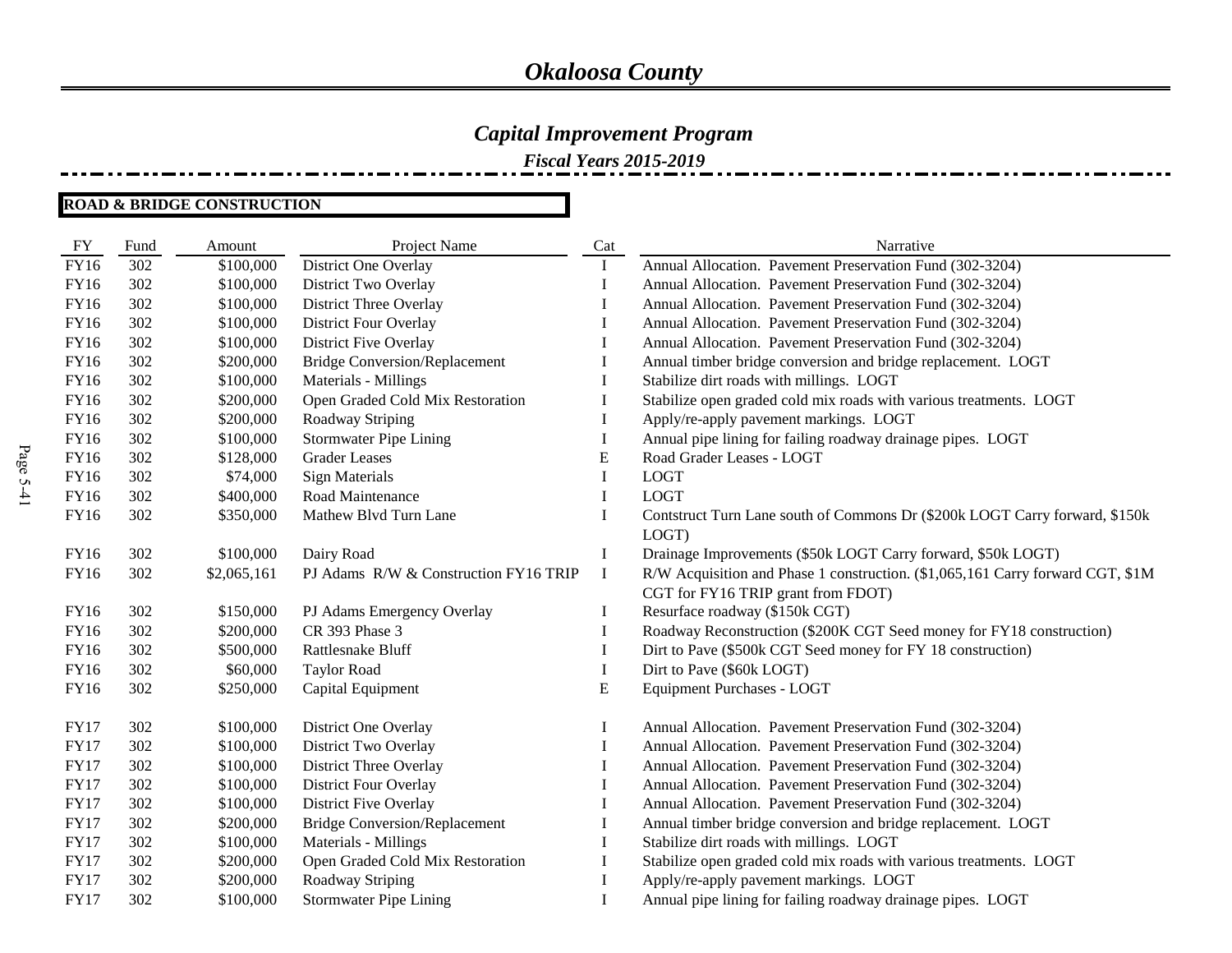# *Okaloosa County*

## *Capital Improvement Program*

### *Fiscal Years 2015-2019*

**ROAD & BRIDGE CONSTRUCTION**

| FY | Fund | Amount | Project Name | Cat | Narrative |
|---|---|---|---|---|---|
| FY16 | 302 | $100,000 | District One Overlay | I | Annual Allocation. Pavement Preservation Fund (302-3204) |
| FY16 | 302 | $100,000 | District Two Overlay | I | Annual Allocation. Pavement Preservation Fund (302-3204) |
| FY16 | 302 | $100,000 | District Three Overlay | I | Annual Allocation. Pavement Preservation Fund (302-3204) |
| FY16 | 302 | $100,000 | District Four Overlay | I | Annual Allocation. Pavement Preservation Fund (302-3204) |
| FY16 | 302 | $100,000 | District Five Overlay | I | Annual Allocation. Pavement Preservation Fund (302-3204) |
| FY16 | 302 | $200,000 | Bridge Conversion/Replacement | I | Annual timber bridge conversion and bridge replacement. LOGT |
| FY16 | 302 | $100,000 | Materials - Millings | I | Stabilize dirt roads with millings. LOGT |
| FY16 | 302 | $200,000 | Open Graded Cold Mix Restoration | I | Stabilize open graded cold mix roads with various treatments. LOGT |
| FY16 | 302 | $200,000 | Roadway Striping | I | Apply/re-apply pavement markings. LOGT |
| FY16 | 302 | $100,000 | Stormwater Pipe Lining | I | Annual pipe lining for failing roadway drainage pipes. LOGT |
| FY16 | 302 | $128,000 | Grader Leases | E | Road Grader Leases - LOGT |
| FY16 | 302 | $74,000 | Sign Materials | I | LOGT |
| FY16 | 302 | $400,000 | Road Maintenance | I | LOGT |
| FY16 | 302 | $350,000 | Mathew Blvd Turn Lane | I | Contstruct Turn Lane south of Commons Dr ($200k LOGT Carry forward, $150k LOGT) |
| FY16 | 302 | $100,000 | Dairy Road | I | Drainage Improvements ($50k LOGT Carry forward, $50k LOGT) |
| FY16 | 302 | $2,065,161 | PJ Adams R/W & Construction FY16 TRIP | I | R/W Acquisition and Phase 1 construction. ($1,065,161 Carry forward CGT, $1M CGT for FY16 TRIP grant from FDOT) |
| FY16 | 302 | $150,000 | PJ Adams Emergency Overlay | I | Resurface roadway ($150k CGT) |
| FY16 | 302 | $200,000 | CR 393 Phase 3 | I | Roadway Reconstruction ($200K CGT Seed money for FY18 construction) |
| FY16 | 302 | $500,000 | Rattlesnake Bluff | I | Dirt to Pave ($500k CGT Seed money for FY 18 construction) |
| FY16 | 302 | $60,000 | Taylor Road | I | Dirt to Pave ($60k LOGT) |
| FY16 | 302 | $250,000 | Capital Equipment | E | Equipment Purchases - LOGT |
| | | | | | |
| FY17 | 302 | $100,000 | District One Overlay | I | Annual Allocation. Pavement Preservation Fund (302-3204) |
| FY17 | 302 | $100,000 | District Two Overlay | I | Annual Allocation. Pavement Preservation Fund (302-3204) |
| FY17 | 302 | $100,000 | District Three Overlay | I | Annual Allocation. Pavement Preservation Fund (302-3204) |
| FY17 | 302 | $100,000 | District Four Overlay | I | Annual Allocation. Pavement Preservation Fund (302-3204) |
| FY17 | 302 | $100,000 | District Five Overlay | I | Annual Allocation. Pavement Preservation Fund (302-3204) |
| FY17 | 302 | $200,000 | Bridge Conversion/Replacement | I | Annual timber bridge conversion and bridge replacement. LOGT |
| FY17 | 302 | $100,000 | Materials - Millings | I | Stabilize dirt roads with millings. LOGT |
| FY17 | 302 | $200,000 | Open Graded Cold Mix Restoration | I | Stabilize open graded cold mix roads with various treatments. LOGT |
| FY17 | 302 | $200,000 | Roadway Striping | I | Apply/re-apply pavement markings. LOGT |
| FY17 | 302 | $100,000 | Stormwater Pipe Lining | I | Annual pipe lining for failing roadway drainage pipes. LOGT |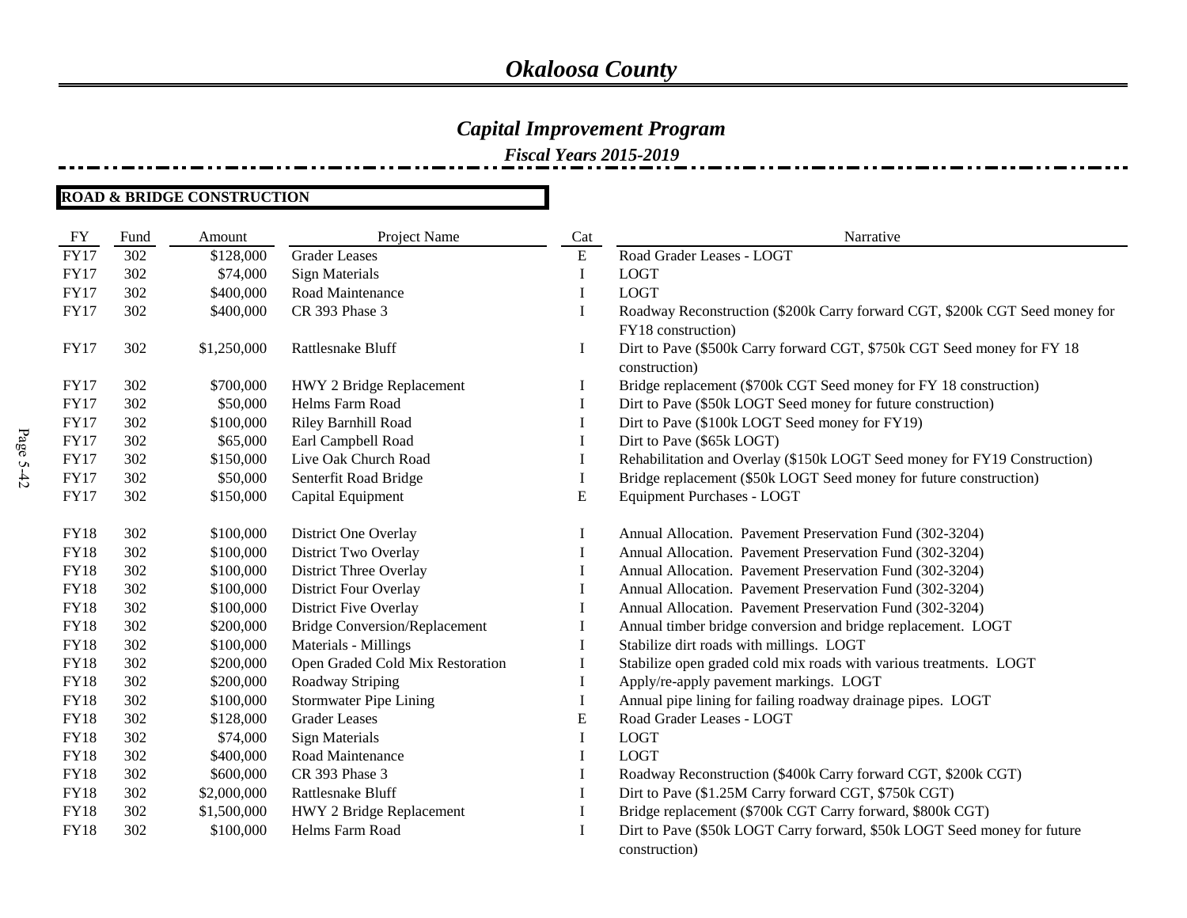# *Okaloosa County*

## *Capital Improvement Program*

### *Fiscal Years 2015-2019*

**ROAD & BRIDGE CONSTRUCTION**

| FY | Fund | Amount | Project Name | Cat | Narrative |
|---|---|---|---|---|---|
| FY17 | 302 | $128,000 | Grader Leases | E | Road Grader Leases - LOGT |
| FY17 | 302 | $74,000 | Sign Materials | I | LOGT |
| FY17 | 302 | $400,000 | Road Maintenance | I | LOGT |
| FY17 | 302 | $400,000 | CR 393 Phase 3 | I | Roadway Reconstruction ($200k Carry forward CGT, $200k CGT Seed money for FY18 construction) |
| FY17 | 302 | $1,250,000 | Rattlesnake Bluff | I | Dirt to Pave ($500k Carry forward CGT, $750k CGT Seed money for FY 18 construction) |
| FY17 | 302 | $700,000 | HWY 2 Bridge Replacement | I | Bridge replacement ($700k CGT Seed money for FY 18 construction) |
| FY17 | 302 | $50,000 | Helms Farm Road | I | Dirt to Pave ($50k LOGT Seed money for future construction) |
| FY17 | 302 | $100,000 | Riley Barnhill Road | I | Dirt to Pave ($100k LOGT Seed money for FY19) |
| FY17 | 302 | $65,000 | Earl Campbell Road | I | Dirt to Pave ($65k LOGT) |
| FY17 | 302 | $150,000 | Live Oak Church Road | I | Rehabilitation and Overlay ($150k LOGT Seed money for FY19 Construction) |
| FY17 | 302 | $50,000 | Senterfit Road Bridge | I | Bridge replacement ($50k LOGT Seed money for future construction) |
| FY17 | 302 | $150,000 | Capital Equipment | E | Equipment Purchases - LOGT |
| FY18 | 302 | $100,000 | District One Overlay | I | Annual Allocation. Pavement Preservation Fund (302-3204) |
| FY18 | 302 | $100,000 | District Two Overlay | I | Annual Allocation. Pavement Preservation Fund (302-3204) |
| FY18 | 302 | $100,000 | District Three Overlay | I | Annual Allocation. Pavement Preservation Fund (302-3204) |
| FY18 | 302 | $100,000 | District Four Overlay | I | Annual Allocation. Pavement Preservation Fund (302-3204) |
| FY18 | 302 | $100,000 | District Five Overlay | I | Annual Allocation. Pavement Preservation Fund (302-3204) |
| FY18 | 302 | $200,000 | Bridge Conversion/Replacement | I | Annual timber bridge conversion and bridge replacement. LOGT |
| FY18 | 302 | $100,000 | Materials - Millings | I | Stabilize dirt roads with millings. LOGT |
| FY18 | 302 | $200,000 | Open Graded Cold Mix Restoration | I | Stabilize open graded cold mix roads with various treatments. LOGT |
| FY18 | 302 | $200,000 | Roadway Striping | I | Apply/re-apply pavement markings. LOGT |
| FY18 | 302 | $100,000 | Stormwater Pipe Lining | I | Annual pipe lining for failing roadway drainage pipes. LOGT |
| FY18 | 302 | $128,000 | Grader Leases | E | Road Grader Leases - LOGT |
| FY18 | 302 | $74,000 | Sign Materials | I | LOGT |
| FY18 | 302 | $400,000 | Road Maintenance | I | LOGT |
| FY18 | 302 | $600,000 | CR 393 Phase 3 | I | Roadway Reconstruction ($400k Carry forward CGT, $200k CGT) |
| FY18 | 302 | $2,000,000 | Rattlesnake Bluff | I | Dirt to Pave ($1.25M Carry forward CGT, $750k CGT) |
| FY18 | 302 | $1,500,000 | HWY 2 Bridge Replacement | I | Bridge replacement ($700k CGT Carry forward, $800k CGT) |
| FY18 | 302 | $100,000 | Helms Farm Road | I | Dirt to Pave ($50k LOGT Carry forward, $50k LOGT Seed money for future construction) |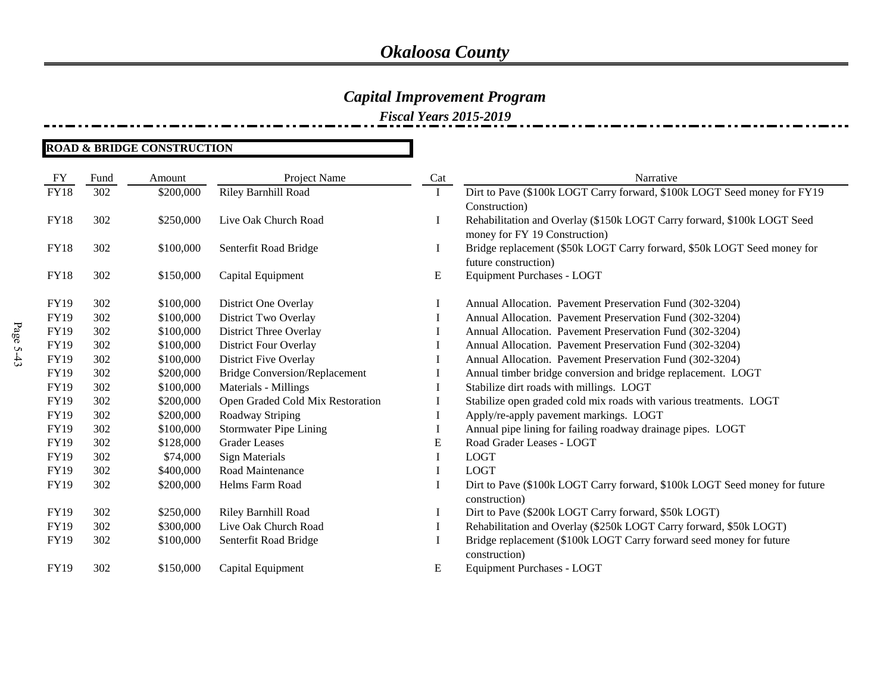# Okaloosa County

## Capital Improvement Program

### Fiscal Years 2015-2019

**ROAD & BRIDGE CONSTRUCTION**

| FY | Fund | Amount | Project Name | Cat | Narrative |
|---|---|---|---|---|---|
| FY18 | 302 | $200,000 | Riley Barnhill Road | I | Dirt to Pave ($100k LOGT Carry forward, $100k LOGT Seed money for FY19 Construction) |
| FY18 | 302 | $250,000 | Live Oak Church Road | I | Rehabilitation and Overlay ($150k LOGT Carry forward, $100k LOGT Seed money for FY 19 Construction) |
| FY18 | 302 | $100,000 | Senterfit Road Bridge | I | Bridge replacement ($50k LOGT Carry forward, $50k LOGT Seed money for future construction) |
| FY18 | 302 | $150,000 | Capital Equipment | E | Equipment Purchases - LOGT |
| FY19 | 302 | $100,000 | District One Overlay | I | Annual Allocation. Pavement Preservation Fund (302-3204) |
| FY19 | 302 | $100,000 | District Two Overlay | I | Annual Allocation. Pavement Preservation Fund (302-3204) |
| FY19 | 302 | $100,000 | District Three Overlay | I | Annual Allocation. Pavement Preservation Fund (302-3204) |
| FY19 | 302 | $100,000 | District Four Overlay | I | Annual Allocation. Pavement Preservation Fund (302-3204) |
| FY19 | 302 | $100,000 | District Five Overlay | I | Annual Allocation. Pavement Preservation Fund (302-3204) |
| FY19 | 302 | $200,000 | Bridge Conversion/Replacement | I | Annual timber bridge conversion and bridge replacement. LOGT |
| FY19 | 302 | $100,000 | Materials - Millings | I | Stabilize dirt roads with millings. LOGT |
| FY19 | 302 | $200,000 | Open Graded Cold Mix Restoration | I | Stabilize open graded cold mix roads with various treatments. LOGT |
| FY19 | 302 | $200,000 | Roadway Striping | I | Apply/re-apply pavement markings. LOGT |
| FY19 | 302 | $100,000 | Stormwater Pipe Lining | I | Annual pipe lining for failing roadway drainage pipes. LOGT |
| FY19 | 302 | $128,000 | Grader Leases | E | Road Grader Leases - LOGT |
| FY19 | 302 | $74,000 | Sign Materials | I | LOGT |
| FY19 | 302 | $400,000 | Road Maintenance | I | LOGT |
| FY19 | 302 | $200,000 | Helms Farm Road | I | Dirt to Pave ($100k LOGT Carry forward, $100k LOGT Seed money for future construction) |
| FY19 | 302 | $250,000 | Riley Barnhill Road | I | Dirt to Pave ($200k LOGT Carry forward, $50k LOGT) |
| FY19 | 302 | $300,000 | Live Oak Church Road | I | Rehabilitation and Overlay ($250k LOGT Carry forward, $50k LOGT) |
| FY19 | 302 | $100,000 | Senterfit Road Bridge | I | Bridge replacement ($100k LOGT Carry forward seed money for future construction) |
| FY19 | 302 | $150,000 | Capital Equipment | E | Equipment Purchases - LOGT |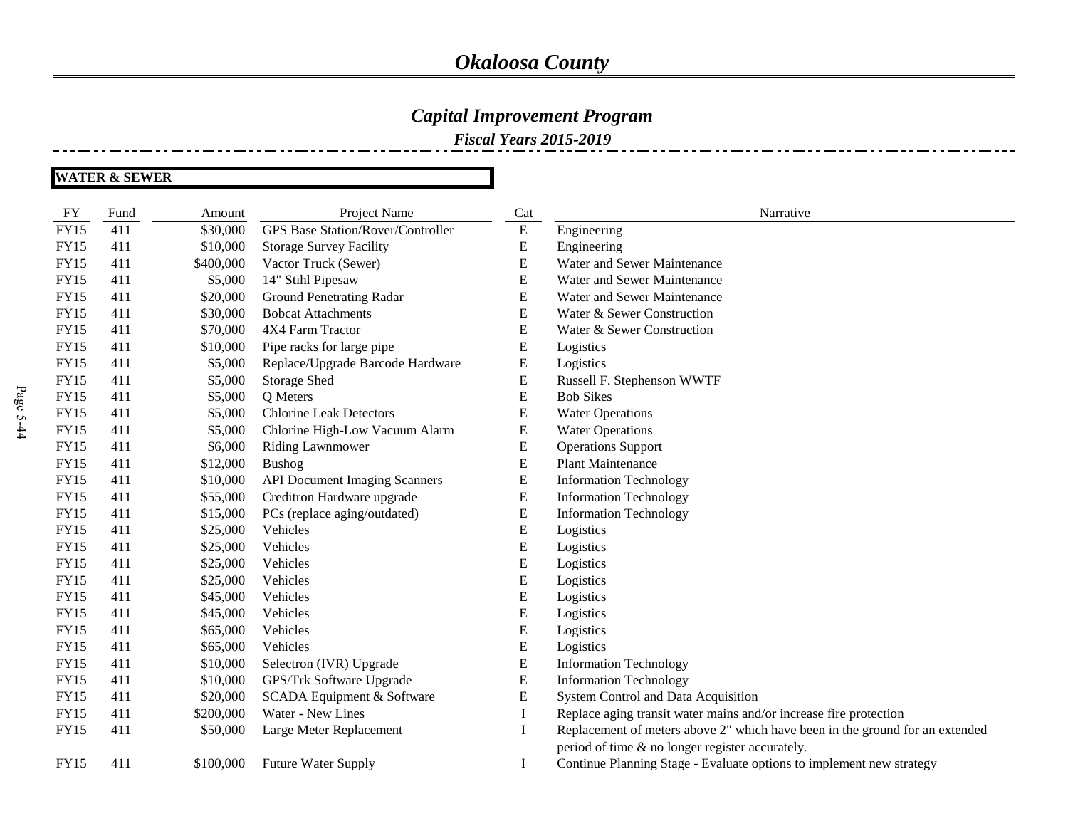# *Okaloosa County*

## *Capital Improvement Program*

### *Fiscal Years 2015-2019*

**WATER & SEWER**

| FY | Fund | Amount | Project Name | Cat | Narrative |
|---|---|---|---|---|---|
| FY15 | 411 | $30,000 | GPS Base Station/Rover/Controller | E | Engineering |
| FY15 | 411 | $10,000 | Storage Survey Facility | E | Engineering |
| FY15 | 411 | $400,000 | Vactor Truck (Sewer) | E | Water and Sewer Maintenance |
| FY15 | 411 | $5,000 | 14" Stihl Pipesaw | E | Water and Sewer Maintenance |
| FY15 | 411 | $20,000 | Ground Penetrating Radar | E | Water and Sewer Maintenance |
| FY15 | 411 | $30,000 | Bobcat Attachments | E | Water & Sewer Construction |
| FY15 | 411 | $70,000 | 4X4 Farm Tractor | E | Water & Sewer Construction |
| FY15 | 411 | $10,000 | Pipe racks for large pipe | E | Logistics |
| FY15 | 411 | $5,000 | Replace/Upgrade Barcode Hardware | E | Logistics |
| FY15 | 411 | $5,000 | Storage Shed | E | Russell F. Stephenson WWTF |
| FY15 | 411 | $5,000 | Q Meters | E | Bob Sikes |
| FY15 | 411 | $5,000 | Chlorine Leak Detectors | E | Water Operations |
| FY15 | 411 | $5,000 | Chlorine High-Low Vacuum Alarm | E | Water Operations |
| FY15 | 411 | $6,000 | Riding Lawnmower | E | Operations Support |
| FY15 | 411 | $12,000 | Bushog | E | Plant Maintenance |
| FY15 | 411 | $10,000 | API Document Imaging Scanners | E | Information Technology |
| FY15 | 411 | $55,000 | Creditron Hardware upgrade | E | Information Technology |
| FY15 | 411 | $15,000 | PCs (replace aging/outdated) | E | Information Technology |
| FY15 | 411 | $25,000 | Vehicles | E | Logistics |
| FY15 | 411 | $25,000 | Vehicles | E | Logistics |
| FY15 | 411 | $25,000 | Vehicles | E | Logistics |
| FY15 | 411 | $25,000 | Vehicles | E | Logistics |
| FY15 | 411 | $45,000 | Vehicles | E | Logistics |
| FY15 | 411 | $45,000 | Vehicles | E | Logistics |
| FY15 | 411 | $65,000 | Vehicles | E | Logistics |
| FY15 | 411 | $65,000 | Vehicles | E | Logistics |
| FY15 | 411 | $10,000 | Selectron (IVR) Upgrade | E | Information Technology |
| FY15 | 411 | $10,000 | GPS/Trk Software Upgrade | E | Information Technology |
| FY15 | 411 | $20,000 | SCADA Equipment & Software | E | System Control and Data Acquisition |
| FY15 | 411 | $200,000 | Water - New Lines | I | Replace aging transit water mains and/or increase fire protection |
| FY15 | 411 | $50,000 | Large Meter Replacement | I | Replacement of meters above 2" which have been in the ground for an extended period of time & no longer register accurately. |
| FY15 | 411 | $100,000 | Future Water Supply | I | Continue Planning Stage - Evaluate options to implement new strategy |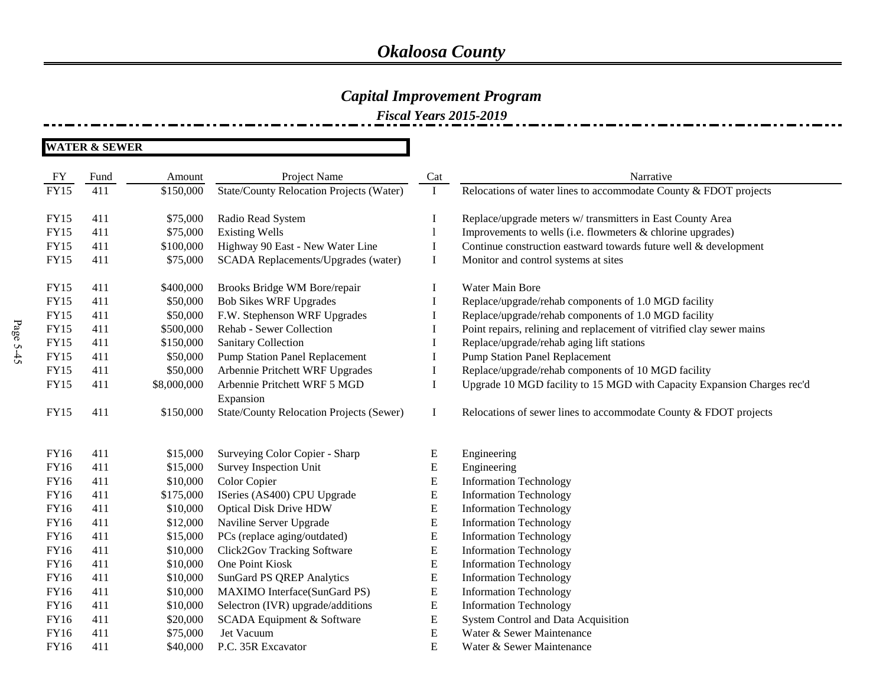# *Okaloosa County*

## *Capital Improvement Program*

### *Fiscal Years 2015-2019*

**WATER & SEWER**

| FY | Fund | Amount | Project Name | Cat | Narrative |
|---|---|---|---|---|---|
| FY15 | 411 | \$150,000 | State/County Relocation Projects (Water) | I | Relocations of water lines to accommodate County & FDOT projects |
| FY15 | 411 | \$75,000 | Radio Read System | I | Replace/upgrade meters w/ transmitters in East County Area |
| FY15 | 411 | \$75,000 | Existing Wells | l | Improvements to wells (i.e. flowmeters & chlorine upgrades) |
| FY15 | 411 | \$100,000 | Highway 90 East - New Water Line | I | Continue construction eastward towards future well & development |
| FY15 | 411 | \$75,000 | SCADA Replacements/Upgrades (water) | I | Monitor and control systems at sites |
| FY15 | 411 | \$400,000 | Brooks Bridge WM Bore/repair | I | Water Main Bore |
| FY15 | 411 | \$50,000 | Bob Sikes WRF Upgrades | I | Replace/upgrade/rehab components of 1.0 MGD facility |
| FY15 | 411 | \$50,000 | F.W. Stephenson WRF Upgrades | I | Replace/upgrade/rehab components of 1.0 MGD facility |
| FY15 | 411 | \$500,000 | Rehab - Sewer Collection | I | Point repairs, relining and replacement of vitrified clay sewer mains |
| FY15 | 411 | \$150,000 | Sanitary Collection | I | Replace/upgrade/rehab aging lift stations |
| FY15 | 411 | \$50,000 | Pump Station Panel Replacement | I | Pump Station Panel Replacement |
| FY15 | 411 | \$50,000 | Arbennie Pritchett WRF Upgrades | I | Replace/upgrade/rehab components of 10 MGD facility |
| FY15 | 411 | \$8,000,000 | Arbennie Pritchett WRF 5 MGD Expansion | I | Upgrade 10 MGD facility to 15 MGD with Capacity Expansion Charges rec'd |
| FY15 | 411 | \$150,000 | State/County Relocation Projects (Sewer) | I | Relocations of sewer lines to accommodate County & FDOT projects |
| FY16 | 411 | \$15,000 | Surveying Color Copier - Sharp | E | Engineering |
| FY16 | 411 | \$15,000 | Survey Inspection Unit | E | Engineering |
| FY16 | 411 | \$10,000 | Color Copier | E | Information Technology |
| FY16 | 411 | \$175,000 | ISeries (AS400) CPU Upgrade | E | Information Technology |
| FY16 | 411 | \$10,000 | Optical Disk Drive HDW | E | Information Technology |
| FY16 | 411 | \$12,000 | Naviline Server Upgrade | E | Information Technology |
| FY16 | 411 | \$15,000 | PCs (replace aging/outdated) | E | Information Technology |
| FY16 | 411 | \$10,000 | Click2Gov Tracking Software | E | Information Technology |
| FY16 | 411 | \$10,000 | One Point Kiosk | E | Information Technology |
| FY16 | 411 | \$10,000 | SunGard PS QREP Analytics | E | Information Technology |
| FY16 | 411 | \$10,000 | MAXIMO Interface(SunGard PS) | E | Information Technology |
| FY16 | 411 | \$10,000 | Selectron (IVR) upgrade/additions | E | Information Technology |
| FY16 | 411 | \$20,000 | SCADA Equipment & Software | E | System Control and Data Acquisition |
| FY16 | 411 | \$75,000 | Jet Vacuum | E | Water & Sewer Maintenance |
| FY16 | 411 | \$40,000 | P.C. 35R Excavator | E | Water & Sewer Maintenance |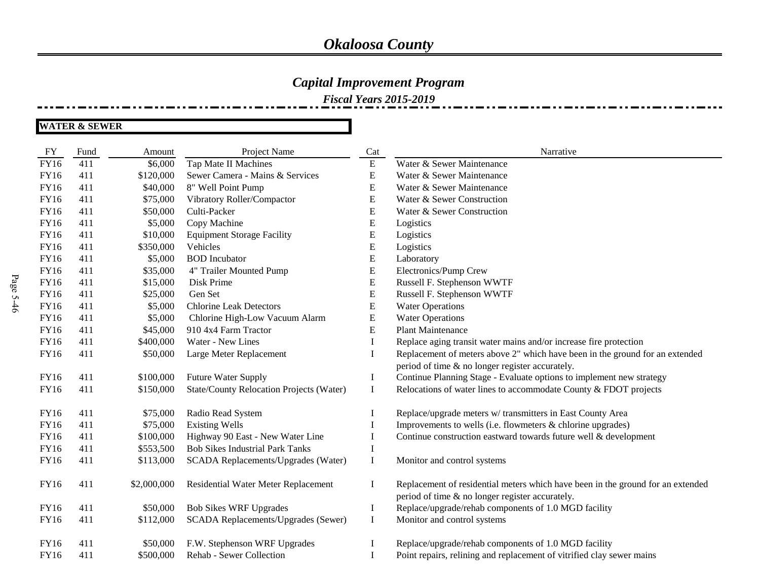# Okaloosa County

## Capital Improvement Program

### Fiscal Years 2015-2019

**WATER & SEWER**

| FY | Fund | Amount | Project Name | Cat | Narrative |
|---|---|---|---|---|---|
| FY16 | 411 | $6,000 | Tap Mate II Machines | E | Water & Sewer Maintenance |
| FY16 | 411 | $120,000 | Sewer Camera - Mains & Services | E | Water & Sewer Maintenance |
| FY16 | 411 | $40,000 | 8" Well Point Pump | E | Water & Sewer Maintenance |
| FY16 | 411 | $75,000 | Vibratory Roller/Compactor | E | Water & Sewer Construction |
| FY16 | 411 | $50,000 | Culti-Packer | E | Water & Sewer Construction |
| FY16 | 411 | $5,000 | Copy Machine | E | Logistics |
| FY16 | 411 | $10,000 | Equipment Storage Facility | E | Logistics |
| FY16 | 411 | $350,000 | Vehicles | E | Logistics |
| FY16 | 411 | $5,000 | BOD Incubator | E | Laboratory |
| FY16 | 411 | $35,000 | 4" Trailer Mounted Pump | E | Electronics/Pump Crew |
| FY16 | 411 | $15,000 | Disk Prime | E | Russell F. Stephenson WWTF |
| FY16 | 411 | $25,000 | Gen Set | E | Russell F. Stephenson WWTF |
| FY16 | 411 | $5,000 | Chlorine Leak Detectors | E | Water Operations |
| FY16 | 411 | $5,000 | Chlorine High-Low Vacuum Alarm | E | Water Operations |
| FY16 | 411 | $45,000 | 910 4x4 Farm Tractor | E | Plant Maintenance |
| FY16 | 411 | $400,000 | Water - New Lines | I | Replace aging transit water mains and/or increase fire protection |
| FY16 | 411 | $50,000 | Large Meter Replacement | I | Replacement of meters above 2" which have been in the ground for an extended period of time & no longer register accurately. |
| FY16 | 411 | $100,000 | Future Water Supply | I | Continue Planning Stage - Evaluate options to implement new strategy |
| FY16 | 411 | $150,000 | State/County Relocation Projects (Water) | I | Relocations of water lines to accommodate County & FDOT projects |
| FY16 | 411 | $75,000 | Radio Read System | I | Replace/upgrade meters w/ transmitters in East County Area |
| FY16 | 411 | $75,000 | Existing Wells | I | Improvements to wells (i.e. flowmeters & chlorine upgrades) |
| FY16 | 411 | $100,000 | Highway 90 East - New Water Line | I | Continue construction eastward towards future well & development |
| FY16 | 411 | $553,500 | Bob Sikes Industrial Park Tanks | I | |
| FY16 | 411 | $113,000 | SCADA Replacements/Upgrades (Water) | I | Monitor and control systems |
| FY16 | 411 | $2,000,000 | Residential Water Meter Replacement | I | Replacement of residential meters which have been in the ground for an extended period of time & no longer register accurately. |
| FY16 | 411 | $50,000 | Bob Sikes WRF Upgrades | I | Replace/upgrade/rehab components of 1.0 MGD facility |
| FY16 | 411 | $112,000 | SCADA Replacements/Upgrades (Sewer) | I | Monitor and control systems |
| FY16 | 411 | $50,000 | F.W. Stephenson WRF Upgrades | I | Replace/upgrade/rehab components of 1.0 MGD facility |
| FY16 | 411 | $500,000 | Rehab - Sewer Collection | I | Point repairs, relining and replacement of vitrified clay sewer mains |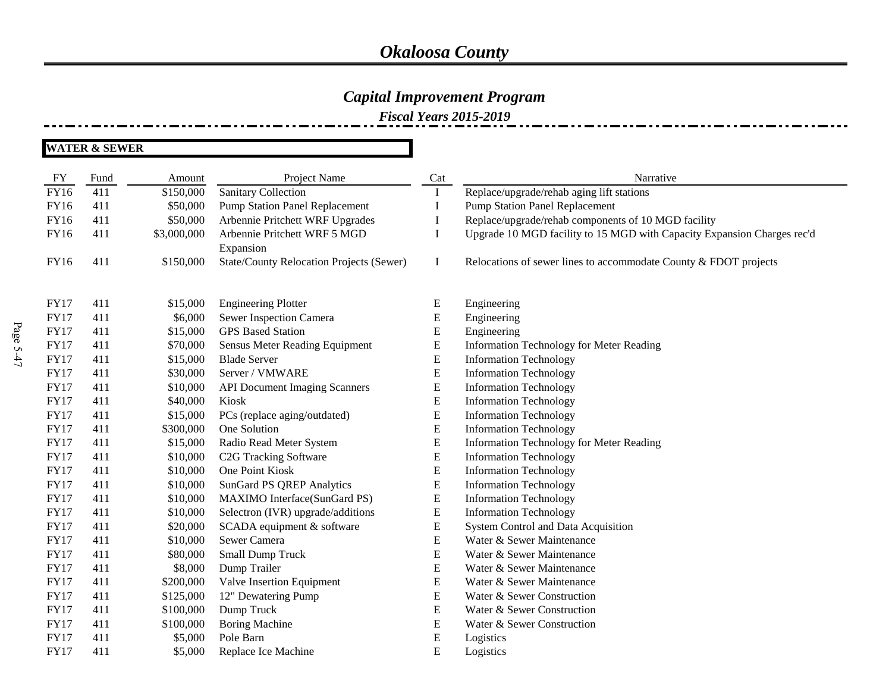# Okaloosa County

## Capital Improvement Program

### Fiscal Years 2015-2019

**WATER & SEWER**

| FY | Fund | Amount | Project Name | Cat | Narrative |
|---|---|---|---|---|---|
| FY16 | 411 | $150,000 | Sanitary Collection | I | Replace/upgrade/rehab aging lift stations |
| FY16 | 411 | $50,000 | Pump Station Panel Replacement | I | Pump Station Panel Replacement |
| FY16 | 411 | $50,000 | Arbennie Pritchett WRF Upgrades | I | Replace/upgrade/rehab components of 10 MGD facility |
| FY16 | 411 | $3,000,000 | Arbennie Pritchett WRF 5 MGD Expansion | I | Upgrade 10 MGD facility to 15 MGD with Capacity Expansion Charges rec'd |
| FY16 | 411 | $150,000 | State/County Relocation Projects (Sewer) | I | Relocations of sewer lines to accommodate County & FDOT projects |
| FY17 | 411 | $15,000 | Engineering Plotter | E | Engineering |
| FY17 | 411 | $6,000 | Sewer Inspection Camera | E | Engineering |
| FY17 | 411 | $15,000 | GPS Based Station | E | Engineering |
| FY17 | 411 | $70,000 | Sensus Meter Reading Equipment | E | Information Technology for Meter Reading |
| FY17 | 411 | $15,000 | Blade Server | E | Information Technology |
| FY17 | 411 | $30,000 | Server / VMWARE | E | Information Technology |
| FY17 | 411 | $10,000 | API Document Imaging Scanners | E | Information Technology |
| FY17 | 411 | $40,000 | Kiosk | E | Information Technology |
| FY17 | 411 | $15,000 | PCs (replace aging/outdated) | E | Information Technology |
| FY17 | 411 | $300,000 | One Solution | E | Information Technology |
| FY17 | 411 | $15,000 | Radio Read Meter System | E | Information Technology for Meter Reading |
| FY17 | 411 | $10,000 | C2G Tracking Software | E | Information Technology |
| FY17 | 411 | $10,000 | One Point Kiosk | E | Information Technology |
| FY17 | 411 | $10,000 | SunGard PS QREP Analytics | E | Information Technology |
| FY17 | 411 | $10,000 | MAXIMO Interface(SunGard PS) | E | Information Technology |
| FY17 | 411 | $10,000 | Selectron (IVR) upgrade/additions | E | Information Technology |
| FY17 | 411 | $20,000 | SCADA equipment & software | E | System Control and Data Acquisition |
| FY17 | 411 | $10,000 | Sewer Camera | E | Water & Sewer Maintenance |
| FY17 | 411 | $80,000 | Small Dump Truck | E | Water & Sewer Maintenance |
| FY17 | 411 | $8,000 | Dump Trailer | E | Water & Sewer Maintenance |
| FY17 | 411 | $200,000 | Valve Insertion Equipment | E | Water & Sewer Maintenance |
| FY17 | 411 | $125,000 | 12" Dewatering Pump | E | Water & Sewer Construction |
| FY17 | 411 | $100,000 | Dump Truck | E | Water & Sewer Construction |
| FY17 | 411 | $100,000 | Boring Machine | E | Water & Sewer Construction |
| FY17 | 411 | $5,000 | Pole Barn | E | Logistics |
| FY17 | 411 | $5,000 | Replace Ice Machine | E | Logistics |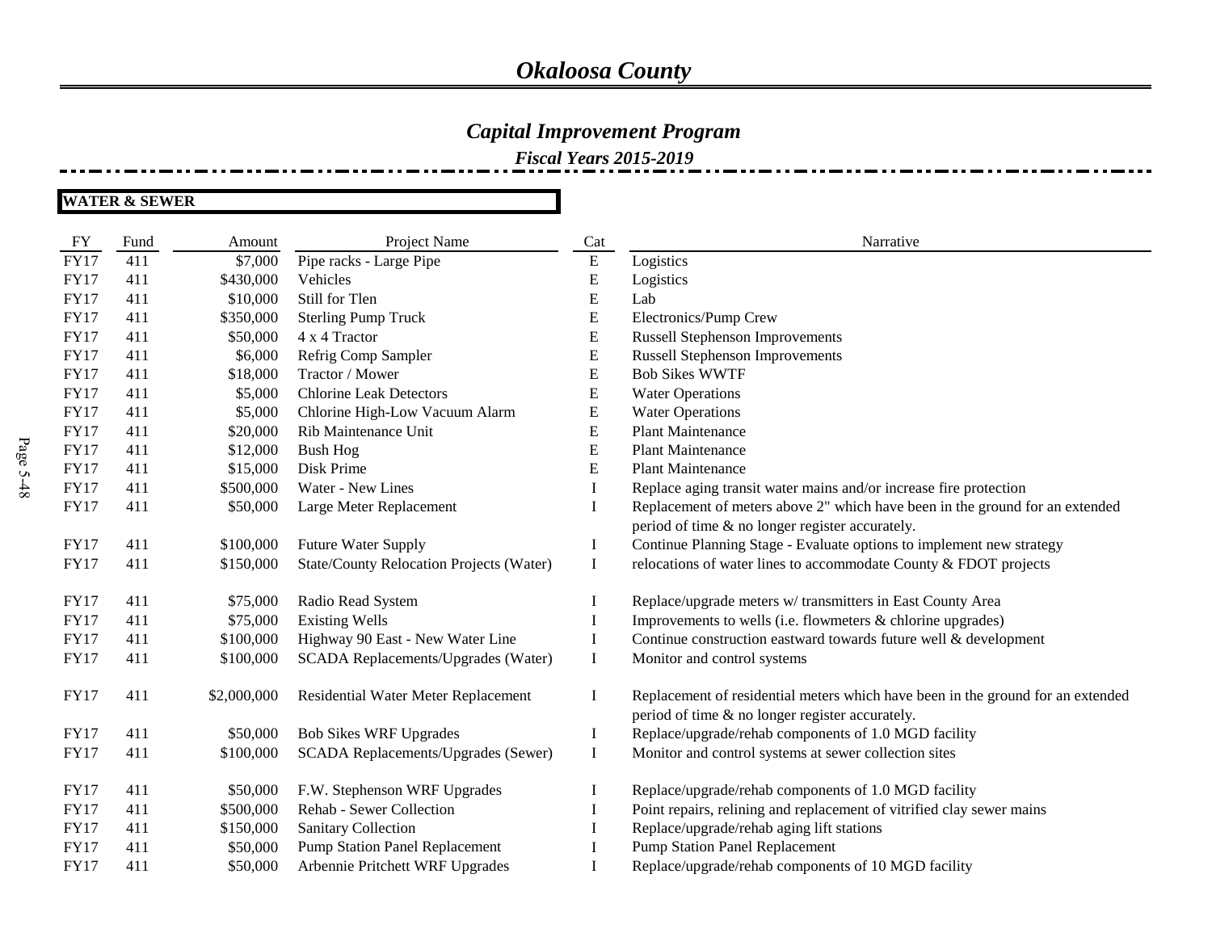# Okaloosa County

## Capital Improvement Program

### Fiscal Years 2015-2019

**WATER & SEWER**

| FY | Fund | Amount | Project Name | Cat | Narrative |
|---|---|---|---|---|---|
| FY17 | 411 | $7,000 | Pipe racks - Large Pipe | E | Logistics |
| FY17 | 411 | $430,000 | Vehicles | E | Logistics |
| FY17 | 411 | $10,000 | Still for Tlen | E | Lab |
| FY17 | 411 | $350,000 | Sterling Pump Truck | E | Electronics/Pump Crew |
| FY17 | 411 | $50,000 | 4 x 4 Tractor | E | Russell Stephenson Improvements |
| FY17 | 411 | $6,000 | Refrig Comp Sampler | E | Russell Stephenson Improvements |
| FY17 | 411 | $18,000 | Tractor / Mower | E | Bob Sikes WWTF |
| FY17 | 411 | $5,000 | Chlorine Leak Detectors | E | Water Operations |
| FY17 | 411 | $5,000 | Chlorine High-Low Vacuum Alarm | E | Water Operations |
| FY17 | 411 | $20,000 | Rib Maintenance Unit | E | Plant Maintenance |
| FY17 | 411 | $12,000 | Bush Hog | E | Plant Maintenance |
| FY17 | 411 | $15,000 | Disk Prime | E | Plant Maintenance |
| FY17 | 411 | $500,000 | Water - New Lines | I | Replace aging transit water mains and/or increase fire protection |
| FY17 | 411 | $50,000 | Large Meter Replacement | I | Replacement of meters above 2" which have been in the ground for an extended period of time & no longer register accurately. |
| FY17 | 411 | $100,000 | Future Water Supply | I | Continue Planning Stage - Evaluate options to implement new strategy |
| FY17 | 411 | $150,000 | State/County Relocation Projects (Water) | I | relocations of water lines to accommodate County & FDOT projects |
| FY17 | 411 | $75,000 | Radio Read System | I | Replace/upgrade meters w/ transmitters in East County Area |
| FY17 | 411 | $75,000 | Existing Wells | I | Improvements to wells (i.e. flowmeters & chlorine upgrades) |
| FY17 | 411 | $100,000 | Highway 90 East - New Water Line | I | Continue construction eastward towards future well & development |
| FY17 | 411 | $100,000 | SCADA Replacements/Upgrades (Water) | I | Monitor and control systems |
| FY17 | 411 | $2,000,000 | Residential Water Meter Replacement | I | Replacement of residential meters which have been in the ground for an extended period of time & no longer register accurately. |
| FY17 | 411 | $50,000 | Bob Sikes WRF Upgrades | I | Replace/upgrade/rehab components of 1.0 MGD facility |
| FY17 | 411 | $100,000 | SCADA Replacements/Upgrades (Sewer) | I | Monitor and control systems at sewer collection sites |
| FY17 | 411 | $50,000 | F.W. Stephenson WRF Upgrades | I | Replace/upgrade/rehab components of 1.0 MGD facility |
| FY17 | 411 | $500,000 | Rehab - Sewer Collection | I | Point repairs, relining and replacement of vitrified clay sewer mains |
| FY17 | 411 | $150,000 | Sanitary Collection | I | Replace/upgrade/rehab aging lift stations |
| FY17 | 411 | $50,000 | Pump Station Panel Replacement | I | Pump Station Panel Replacement |
| FY17 | 411 | $50,000 | Arbennie Pritchett WRF Upgrades | I | Replace/upgrade/rehab components of 10 MGD facility |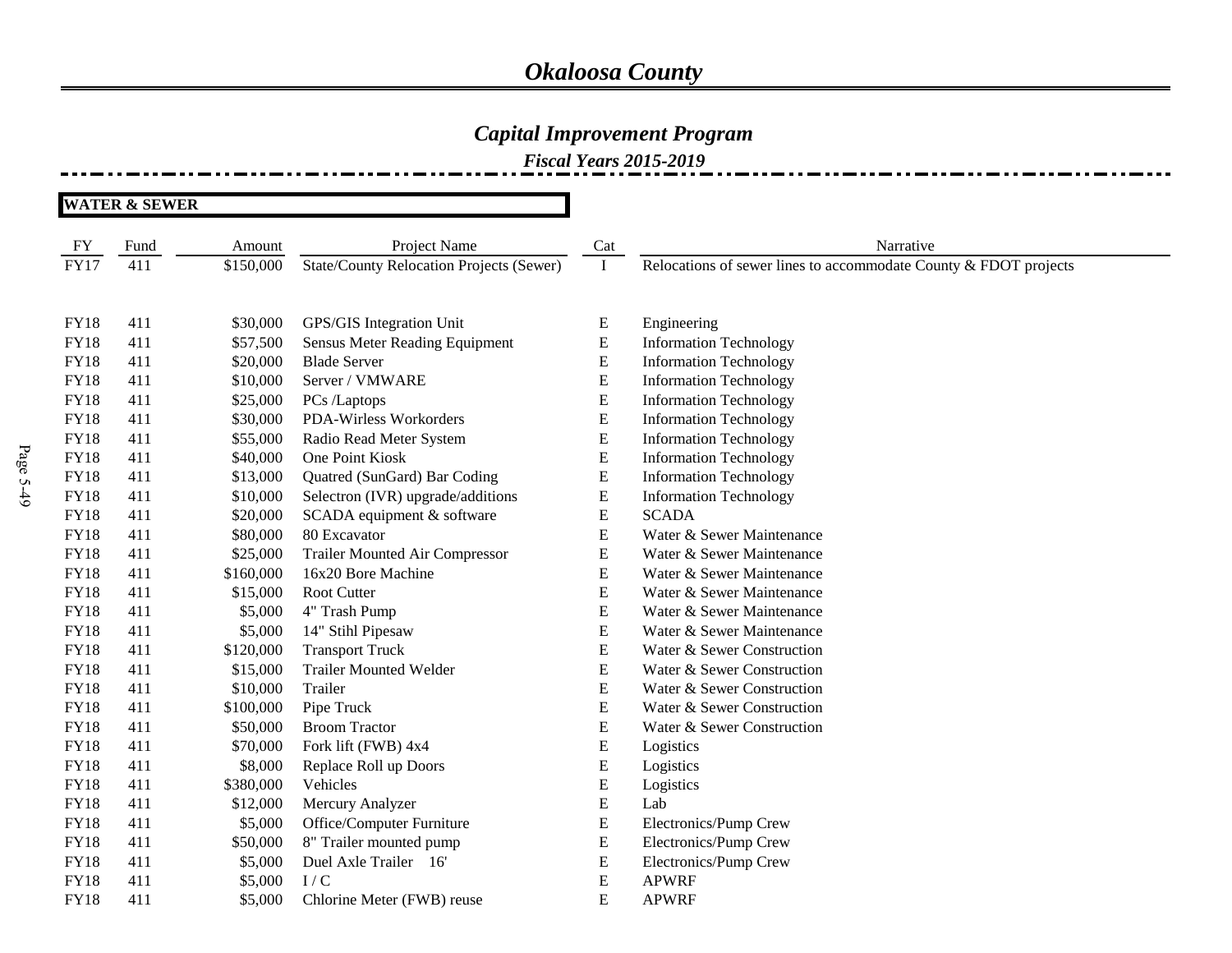# *Okaloosa County*

## *Capital Improvement Program*

### *Fiscal Years 2015-2019*

**WATER & SEWER**

| FY | Fund | Amount | Project Name | Cat | Narrative |
|---|---|---|---|---|---|
| FY17 | 411 | $150,000 | State/County Relocation Projects (Sewer) | I | Relocations of sewer lines to accommodate County & FDOT projects |
| FY18 | 411 | $30,000 | GPS/GIS Integration Unit | E | Engineering |
| FY18 | 411 | $57,500 | Sensus Meter Reading Equipment | E | Information Technology |
| FY18 | 411 | $20,000 | Blade Server | E | Information Technology |
| FY18 | 411 | $10,000 | Server / VMWARE | E | Information Technology |
| FY18 | 411 | $25,000 | PCs /Laptops | E | Information Technology |
| FY18 | 411 | $30,000 | PDA-Wirless Workorders | E | Information Technology |
| FY18 | 411 | $55,000 | Radio Read Meter System | E | Information Technology |
| FY18 | 411 | $40,000 | One Point Kiosk | E | Information Technology |
| FY18 | 411 | $13,000 | Quatred (SunGard) Bar Coding | E | Information Technology |
| FY18 | 411 | $10,000 | Selectron (IVR) upgrade/additions | E | Information Technology |
| FY18 | 411 | $20,000 | SCADA equipment & software | E | SCADA |
| FY18 | 411 | $80,000 | 80 Excavator | E | Water & Sewer Maintenance |
| FY18 | 411 | $25,000 | Trailer Mounted Air Compressor | E | Water & Sewer Maintenance |
| FY18 | 411 | $160,000 | 16x20 Bore Machine | E | Water & Sewer Maintenance |
| FY18 | 411 | $15,000 | Root Cutter | E | Water & Sewer Maintenance |
| FY18 | 411 | $5,000 | 4" Trash Pump | E | Water & Sewer Maintenance |
| FY18 | 411 | $5,000 | 14" Stihl Pipesaw | E | Water & Sewer Maintenance |
| FY18 | 411 | $120,000 | Transport Truck | E | Water & Sewer Construction |
| FY18 | 411 | $15,000 | Trailer Mounted Welder | E | Water & Sewer Construction |
| FY18 | 411 | $10,000 | Trailer | E | Water & Sewer Construction |
| FY18 | 411 | $100,000 | Pipe Truck | E | Water & Sewer Construction |
| FY18 | 411 | $50,000 | Broom Tractor | E | Water & Sewer Construction |
| FY18 | 411 | $70,000 | Fork lift (FWB) 4x4 | E | Logistics |
| FY18 | 411 | $8,000 | Replace Roll up Doors | E | Logistics |
| FY18 | 411 | $380,000 | Vehicles | E | Logistics |
| FY18 | 411 | $12,000 | Mercury Analyzer | E | Lab |
| FY18 | 411 | $5,000 | Office/Computer Furniture | E | Electronics/Pump Crew |
| FY18 | 411 | $50,000 | 8" Trailer mounted pump | E | Electronics/Pump Crew |
| FY18 | 411 | $5,000 | Duel Axle Trailer 16' | E | Electronics/Pump Crew |
| FY18 | 411 | $5,000 | I / C | E | APWRF |
| FY18 | 411 | $5,000 | Chlorine Meter (FWB) reuse | E | APWRF |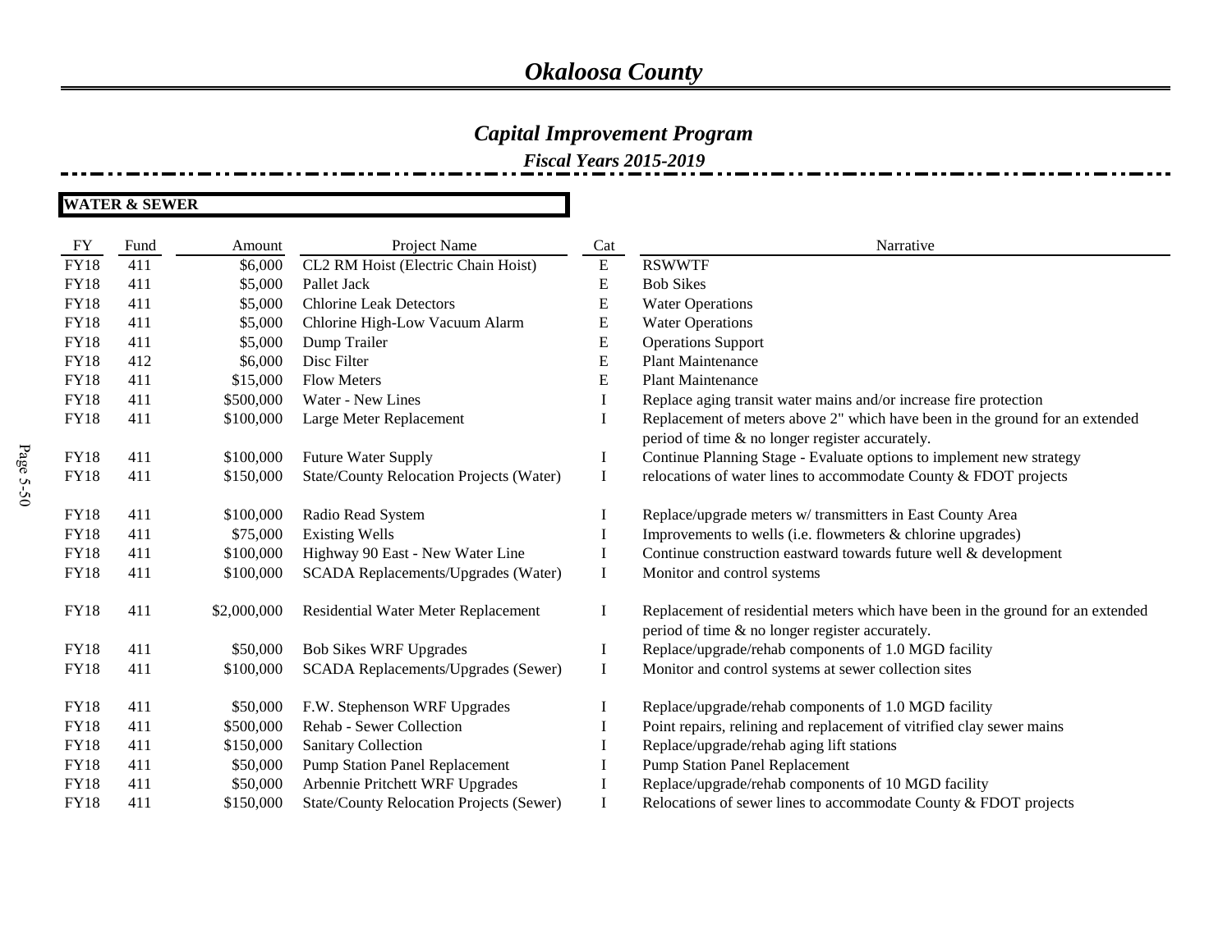# *Okaloosa County*

## *Capital Improvement Program*

### *Fiscal Years 2015-2019*

**WATER & SEWER**

| FY | Fund | Amount | Project Name | Cat | Narrative |
|---|---|---|---|---|---|
| FY18 | 411 | $6,000 | CL2 RM Hoist (Electric Chain Hoist) | E | RSWWTF |
| FY18 | 411 | $5,000 | Pallet Jack | E | Bob Sikes |
| FY18 | 411 | $5,000 | Chlorine Leak Detectors | E | Water Operations |
| FY18 | 411 | $5,000 | Chlorine High-Low Vacuum Alarm | E | Water Operations |
| FY18 | 411 | $5,000 | Dump Trailer | E | Operations Support |
| FY18 | 412 | $6,000 | Disc Filter | E | Plant Maintenance |
| FY18 | 411 | $15,000 | Flow Meters | E | Plant Maintenance |
| FY18 | 411 | $500,000 | Water - New Lines | I | Replace aging transit water mains and/or increase fire protection |
| FY18 | 411 | $100,000 | Large Meter Replacement | I | Replacement of meters above 2" which have been in the ground for an extended period of time & no longer register accurately. |
| FY18 | 411 | $100,000 | Future Water Supply | I | Continue Planning Stage - Evaluate options to implement new strategy |
| FY18 | 411 | $150,000 | State/County Relocation Projects (Water) | I | relocations of water lines to accommodate County & FDOT projects |
| FY18 | 411 | $100,000 | Radio Read System | I | Replace/upgrade meters w/ transmitters in East County Area |
| FY18 | 411 | $75,000 | Existing Wells | I | Improvements to wells (i.e. flowmeters & chlorine upgrades) |
| FY18 | 411 | $100,000 | Highway 90 East - New Water Line | I | Continue construction eastward towards future well & development |
| FY18 | 411 | $100,000 | SCADA Replacements/Upgrades (Water) | I | Monitor and control systems |
| FY18 | 411 | $2,000,000 | Residential Water Meter Replacement | I | Replacement of residential meters which have been in the ground for an extended period of time & no longer register accurately. |
| FY18 | 411 | $50,000 | Bob Sikes WRF Upgrades | I | Replace/upgrade/rehab components of 1.0 MGD facility |
| FY18 | 411 | $100,000 | SCADA Replacements/Upgrades (Sewer) | I | Monitor and control systems at sewer collection sites |
| FY18 | 411 | $50,000 | F.W. Stephenson WRF Upgrades | I | Replace/upgrade/rehab components of 1.0 MGD facility |
| FY18 | 411 | $500,000 | Rehab - Sewer Collection | I | Point repairs, relining and replacement of vitrified clay sewer mains |
| FY18 | 411 | $150,000 | Sanitary Collection | I | Replace/upgrade/rehab aging lift stations |
| FY18 | 411 | $50,000 | Pump Station Panel Replacement | I | Pump Station Panel Replacement |
| FY18 | 411 | $50,000 | Arbennie Pritchett WRF Upgrades | I | Replace/upgrade/rehab components of 10 MGD facility |
| FY18 | 411 | $150,000 | State/County Relocation Projects (Sewer) | I | Relocations of sewer lines to accommodate County & FDOT projects |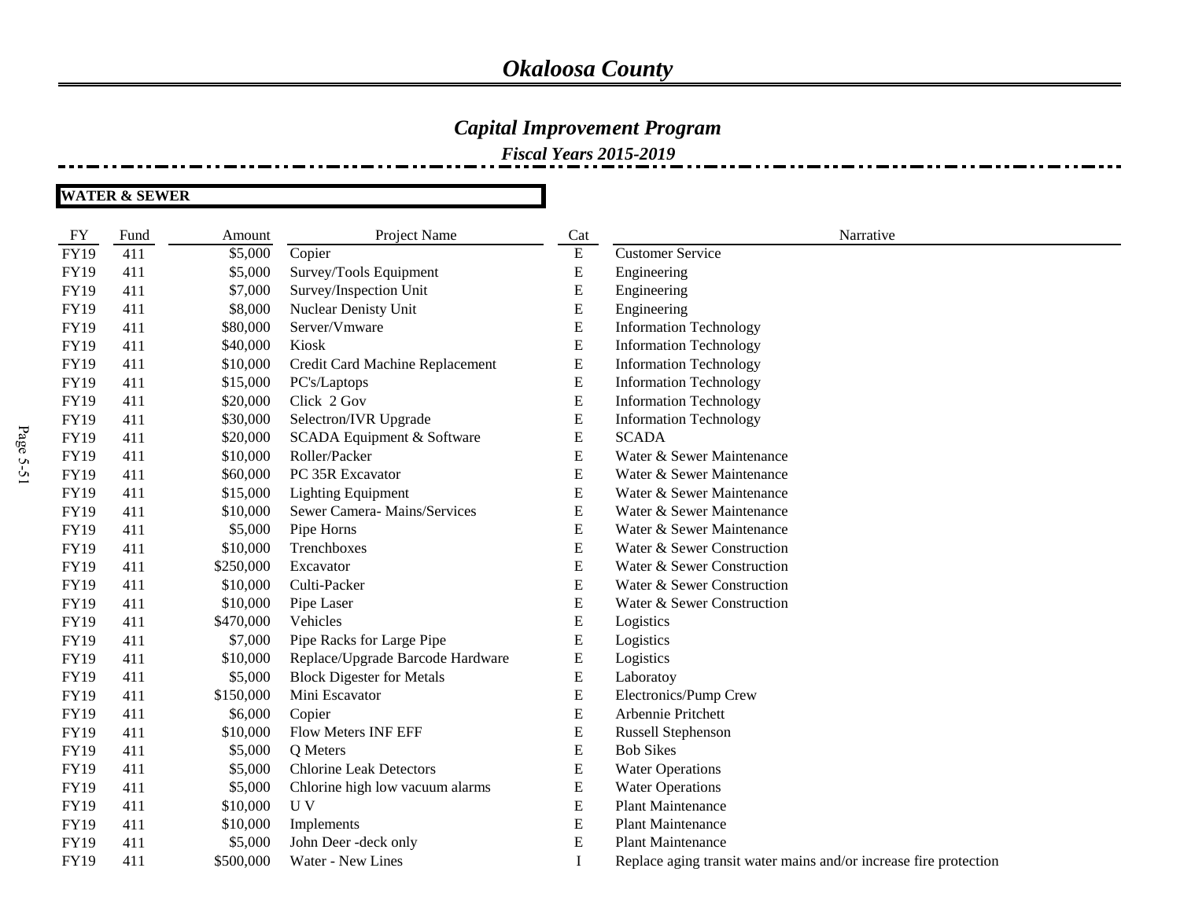# *Okaloosa County*

## *Capital Improvement Program*

### *Fiscal Years 2015-2019*

**WATER & SEWER**

| FY | Fund | Amount | Project Name | Cat | Narrative |
|---|---|---|---|---|---|
| FY19 | 411 | $5,000 | Copier | E | Customer Service |
| FY19 | 411 | $5,000 | Survey/Tools Equipment | E | Engineering |
| FY19 | 411 | $7,000 | Survey/Inspection Unit | E | Engineering |
| FY19 | 411 | $8,000 | Nuclear Denisty Unit | E | Engineering |
| FY19 | 411 | $80,000 | Server/Vmware | E | Information Technology |
| FY19 | 411 | $40,000 | Kiosk | E | Information Technology |
| FY19 | 411 | $10,000 | Credit Card Machine Replacement | E | Information Technology |
| FY19 | 411 | $15,000 | PC's/Laptops | E | Information Technology |
| FY19 | 411 | $20,000 | Click 2 Gov | E | Information Technology |
| FY19 | 411 | $30,000 | Selectron/IVR Upgrade | E | Information Technology |
| FY19 | 411 | $20,000 | SCADA Equipment & Software | E | SCADA |
| FY19 | 411 | $10,000 | Roller/Packer | E | Water & Sewer Maintenance |
| FY19 | 411 | $60,000 | PC 35R Excavator | E | Water & Sewer Maintenance |
| FY19 | 411 | $15,000 | Lighting Equipment | E | Water & Sewer Maintenance |
| FY19 | 411 | $10,000 | Sewer Camera- Mains/Services | E | Water & Sewer Maintenance |
| FY19 | 411 | $5,000 | Pipe Horns | E | Water & Sewer Maintenance |
| FY19 | 411 | $10,000 | Trenchboxes | E | Water & Sewer Construction |
| FY19 | 411 | $250,000 | Excavator | E | Water & Sewer Construction |
| FY19 | 411 | $10,000 | Culti-Packer | E | Water & Sewer Construction |
| FY19 | 411 | $10,000 | Pipe Laser | E | Water & Sewer Construction |
| FY19 | 411 | $470,000 | Vehicles | E | Logistics |
| FY19 | 411 | $7,000 | Pipe Racks for Large Pipe | E | Logistics |
| FY19 | 411 | $10,000 | Replace/Upgrade Barcode Hardware | E | Logistics |
| FY19 | 411 | $5,000 | Block Digester for Metals | E | Laboratoy |
| FY19 | 411 | $150,000 | Mini Escavator | E | Electronics/Pump Crew |
| FY19 | 411 | $6,000 | Copier | E | Arbennie Pritchett |
| FY19 | 411 | $10,000 | Flow Meters INF EFF | E | Russell Stephenson |
| FY19 | 411 | $5,000 | Q Meters | E | Bob Sikes |
| FY19 | 411 | $5,000 | Chlorine Leak Detectors | E | Water Operations |
| FY19 | 411 | $5,000 | Chlorine high low vacuum alarms | E | Water Operations |
| FY19 | 411 | $10,000 | U V | E | Plant Maintenance |
| FY19 | 411 | $10,000 | Implements | E | Plant Maintenance |
| FY19 | 411 | $5,000 | John Deer -deck only | E | Plant Maintenance |
| FY19 | 411 | $500,000 | Water - New Lines | I | Replace aging transit water mains and/or increase fire protection |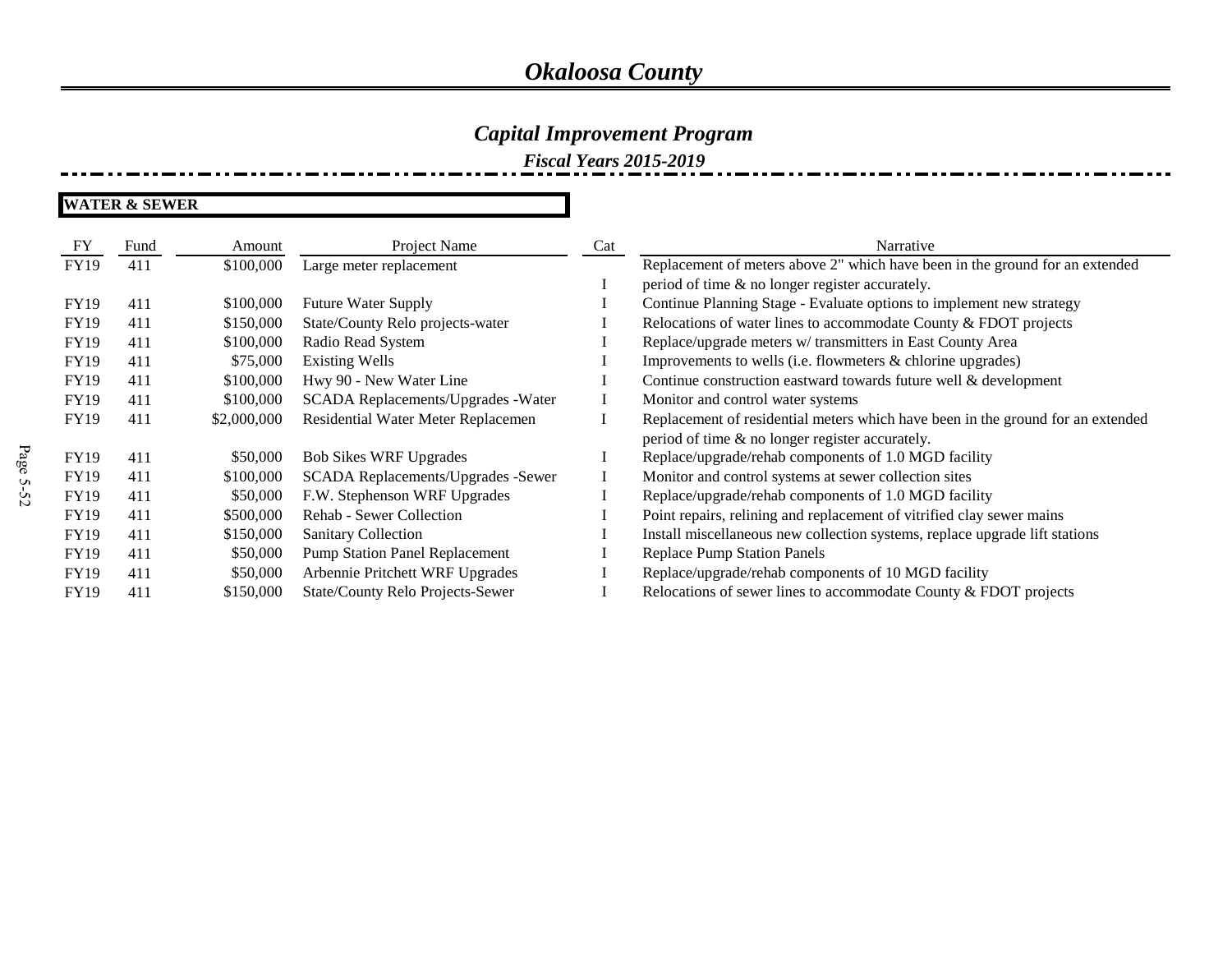# Okaloosa County

## Capital Improvement Program

### Fiscal Years 2015-2019

**WATER & SEWER**

| FY | Fund | Amount | Project Name | Cat | Narrative |
|---|---|---|---|---|---|
| FY19 | 411 | $100,000 | Large meter replacement | I | Replacement of meters above 2" which have been in the ground for an extended period of time & no longer register accurately. |
| FY19 | 411 | $100,000 | Future Water Supply | I | Continue Planning Stage - Evaluate options to implement new strategy |
| FY19 | 411 | $150,000 | State/County Relo projects-water | I | Relocations of water lines to accommodate County & FDOT projects |
| FY19 | 411 | $100,000 | Radio Read System | I | Replace/upgrade meters w/ transmitters in East County Area |
| FY19 | 411 | $75,000 | Existing Wells | I | Improvements to wells (i.e. flowmeters & chlorine upgrades) |
| FY19 | 411 | $100,000 | Hwy 90 - New Water Line | I | Continue construction eastward towards future well & development |
| FY19 | 411 | $100,000 | SCADA Replacements/Upgrades -Water | I | Monitor and control water systems |
| FY19 | 411 | $2,000,000 | Residential Water Meter Replacemen | I | Replacement of residential meters which have been in the ground for an extended period of time & no longer register accurately. |
| FY19 | 411 | $50,000 | Bob Sikes WRF Upgrades | I | Replace/upgrade/rehab components of 1.0 MGD facility |
| FY19 | 411 | $100,000 | SCADA Replacements/Upgrades -Sewer | I | Monitor and control systems at sewer collection sites |
| FY19 | 411 | $50,000 | F.W. Stephenson WRF Upgrades | I | Replace/upgrade/rehab components of 1.0 MGD facility |
| FY19 | 411 | $500,000 | Rehab - Sewer Collection | I | Point repairs, relining and replacement of vitrified clay sewer mains |
| FY19 | 411 | $150,000 | Sanitary Collection | I | Install miscellaneous new collection systems, replace upgrade lift stations |
| FY19 | 411 | $50,000 | Pump Station Panel Replacement | I | Replace Pump Station Panels |
| FY19 | 411 | $50,000 | Arbennie Pritchett WRF Upgrades | I | Replace/upgrade/rehab components of 10 MGD facility |
| FY19 | 411 | $150,000 | State/County Relo Projects-Sewer | I | Relocations of sewer lines to accommodate County & FDOT projects |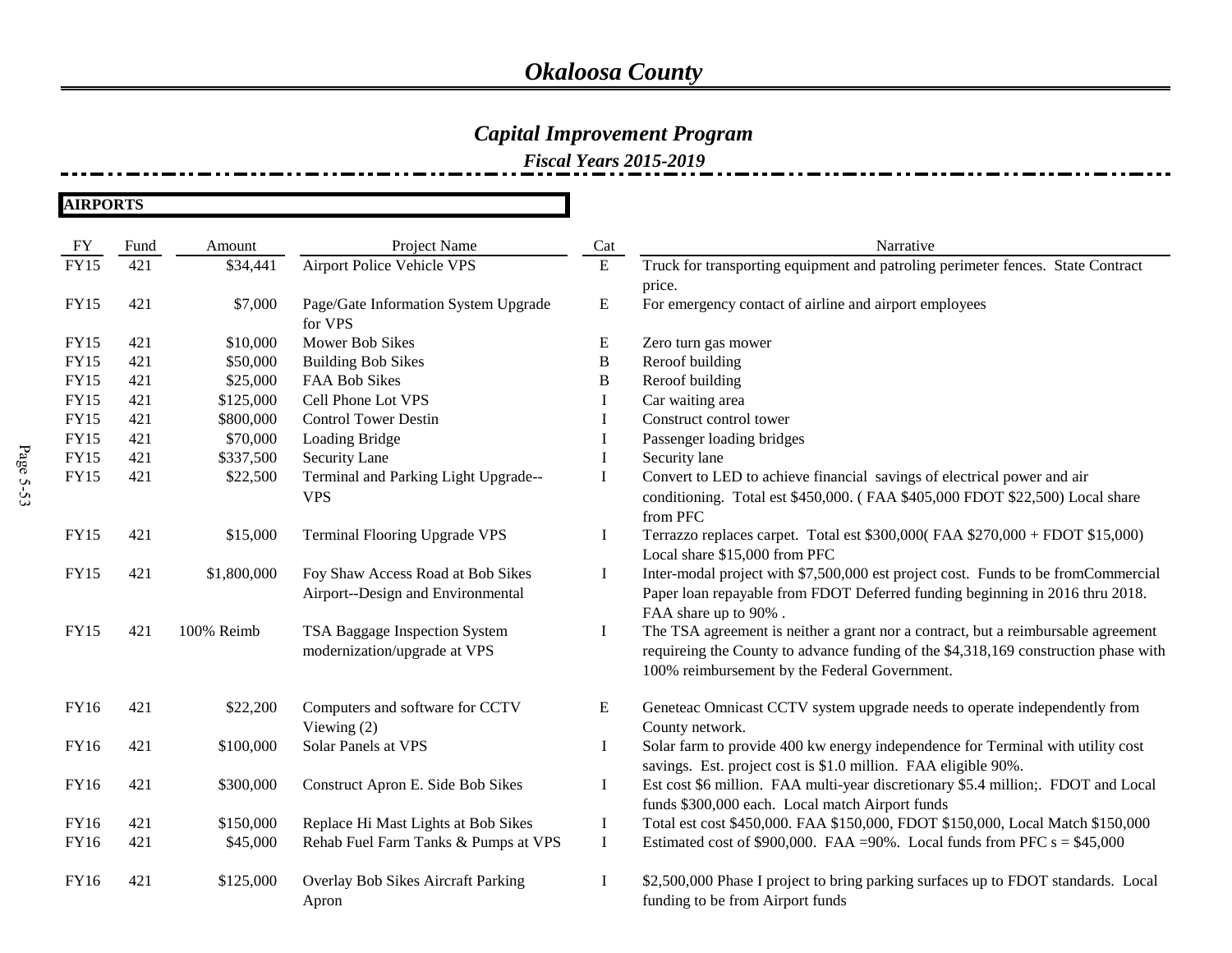# Okaloosa County

## Capital Improvement Program

### Fiscal Years 2015-2019

**AIRPORTS**

| FY | Fund | Amount | Project Name | Cat | Narrative |
|---|---|---|---|---|---|
| FY15 | 421 | $34,441 | Airport Police Vehicle VPS | E | Truck for transporting equipment and patroling perimeter fences. State Contract price. |
| FY15 | 421 | $7,000 | Page/Gate Information System Upgrade for VPS | E | For emergency contact of airline and airport employees |
| FY15 | 421 | $10,000 | Mower Bob Sikes | E | Zero turn gas mower |
| FY15 | 421 | $50,000 | Building Bob Sikes | B | Reroof building |
| FY15 | 421 | $25,000 | FAA Bob Sikes | B | Reroof building |
| FY15 | 421 | $125,000 | Cell Phone Lot VPS | I | Car waiting area |
| FY15 | 421 | $800,000 | Control Tower Destin | I | Construct control tower |
| FY15 | 421 | $70,000 | Loading Bridge | I | Passenger loading bridges |
| FY15 | 421 | $337,500 | Security Lane | I | Security lane |
| FY15 | 421 | $22,500 | Terminal and Parking Light Upgrade--VPS | I | Convert to LED to achieve financial savings of electrical power and air conditioning. Total est $450,000. ( FAA $405,000 FDOT $22,500) Local share from PFC |
| FY15 | 421 | $15,000 | Terminal Flooring Upgrade VPS | I | Terrazzo replaces carpet. Total est $300,000( FAA $270,000 + FDOT $15,000) Local share $15,000 from PFC |
| FY15 | 421 | $1,800,000 | Foy Shaw Access Road at Bob Sikes Airport--Design and Environmental | I | Inter-modal project with $7,500,000 est project cost. Funds to be fromCommercial Paper loan repayable from FDOT Deferred funding beginning in 2016 thru 2018. FAA share up to 90% . |
| FY15 | 421 | 100% Reimb | TSA Baggage Inspection System modernization/upgrade at VPS | I | The TSA agreement is neither a grant nor a contract, but a reimbursable agreement requireing the County to advance funding of the $4,318,169 construction phase with 100% reimbursement by the Federal Government. |
| FY16 | 421 | $22,200 | Computers and software for CCTV Viewing (2) | E | Geneteac Omnicast CCTV system upgrade needs to operate independently from County network. |
| FY16 | 421 | $100,000 | Solar Panels at VPS | I | Solar farm to provide 400 kw energy independence for Terminal with utility cost savings. Est. project cost is $1.0 million. FAA eligible 90%. |
| FY16 | 421 | $300,000 | Construct Apron E. Side Bob Sikes | I | Est cost $6 million. FAA multi-year discretionary $5.4 million;. FDOT and Local funds $300,000 each. Local match Airport funds |
| FY16 | 421 | $150,000 | Replace Hi Mast Lights at Bob Sikes | I | Total est cost $450,000. FAA $150,000, FDOT $150,000, Local Match $150,000 |
| FY16 | 421 | $45,000 | Rehab Fuel Farm Tanks & Pumps at VPS | I | Estimated cost of $900,000. FAA =90%. Local funds from PFC s = $45,000 |
| FY16 | 421 | $125,000 | Overlay Bob Sikes Aircraft Parking Apron | I | $2,500,000 Phase I project to bring parking surfaces up to FDOT standards. Local funding to be from Airport funds |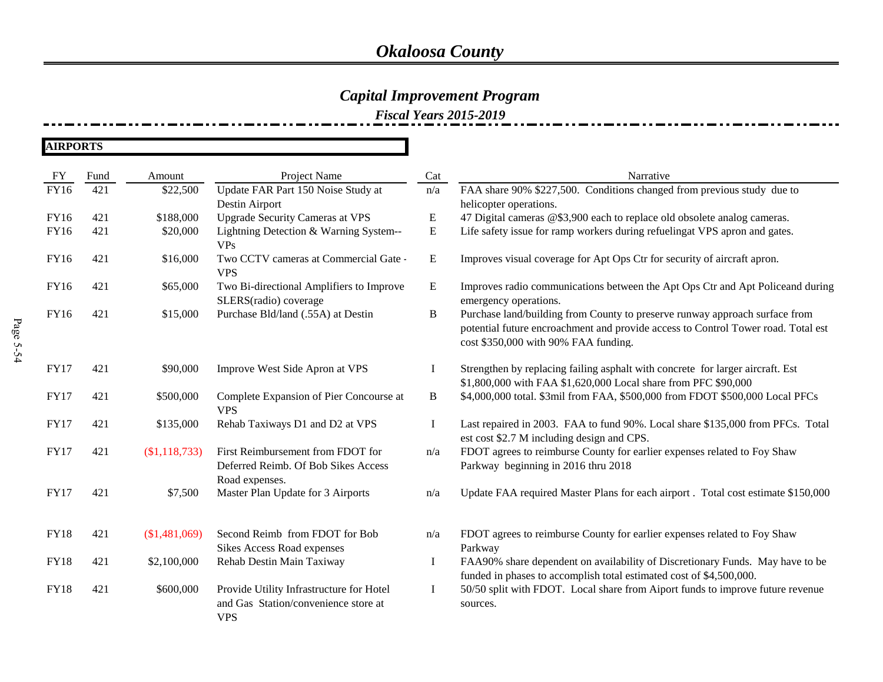# *Okaloosa County*

## *Capital Improvement Program*

### *Fiscal Years 2015-2019*

**AIRPORTS**

| FY | Fund | Amount | Project Name | Cat | Narrative |
|---|---|---|---|---|---|
| FY16 | 421 | $22,500 | Update FAR Part 150 Noise Study at Destin Airport | n/a | FAA share 90% $227,500. Conditions changed from previous study due to helicopter operations. |
| FY16 | 421 | $188,000 | Upgrade Security Cameras at VPS | E | 47 Digital cameras @$3,900 each to replace old obsolete analog cameras. |
| FY16 | 421 | $20,000 | Lightning Detection & Warning System--VPs | E | Life safety issue for ramp workers during refuelingat VPS apron and gates. |
| FY16 | 421 | $16,000 | Two CCTV cameras at Commercial Gate - VPS | E | Improves visual coverage for Apt Ops Ctr for security of aircraft apron. |
| FY16 | 421 | $65,000 | Two Bi-directional Amplifiers to Improve SLERS(radio) coverage | E | Improves radio communications between the Apt Ops Ctr and Apt Policeand during emergency operations. |
| FY16 | 421 | $15,000 | Purchase Bld/land (.55A) at Destin | B | Purchase land/building from County to preserve runway approach surface from potential future encroachment and provide access to Control Tower road. Total est cost $350,000 with 90% FAA funding. |
| FY17 | 421 | $90,000 | Improve West Side Apron at VPS | I | Strengthen by replacing failing asphalt with concrete for larger aircraft. Est $1,800,000 with FAA $1,620,000 Local share from PFC $90,000 |
| FY17 | 421 | $500,000 | Complete Expansion of Pier Concourse at VPS | B | $4,000,000 total. $3mil from FAA, $500,000 from FDOT $500,000 Local PFCs |
| FY17 | 421 | $135,000 | Rehab Taxiways D1 and D2 at VPS | I | Last repaired in 2003. FAA to fund 90%. Local share $135,000 from PFCs. Total est cost $2.7 M including design and CPS. |
| FY17 | 421 | ($1,118,733) | First Reimbursement from FDOT for Deferred Reimb. Of Bob Sikes Access Road expenses. | n/a | FDOT agrees to reimburse County for earlier expenses related to Foy Shaw Parkway beginning in 2016 thru 2018 |
| FY17 | 421 | $7,500 | Master Plan Update for 3 Airports | n/a | Update FAA required Master Plans for each airport . Total cost estimate $150,000 |
| FY18 | 421 | ($1,481,069) | Second Reimb from FDOT for Bob Sikes Access Road expenses | n/a | FDOT agrees to reimburse County for earlier expenses related to Foy Shaw Parkway |
| FY18 | 421 | $2,100,000 | Rehab Destin Main Taxiway | I | FAA90% share dependent on availability of Discretionary Funds. May have to be funded in phases to accomplish total estimated cost of $4,500,000. |
| FY18 | 421 | $600,000 | Provide Utility Infrastructure for Hotel and Gas Station/convenience store at VPS | I | 50/50 split with FDOT. Local share from Aiport funds to improve future revenue sources. |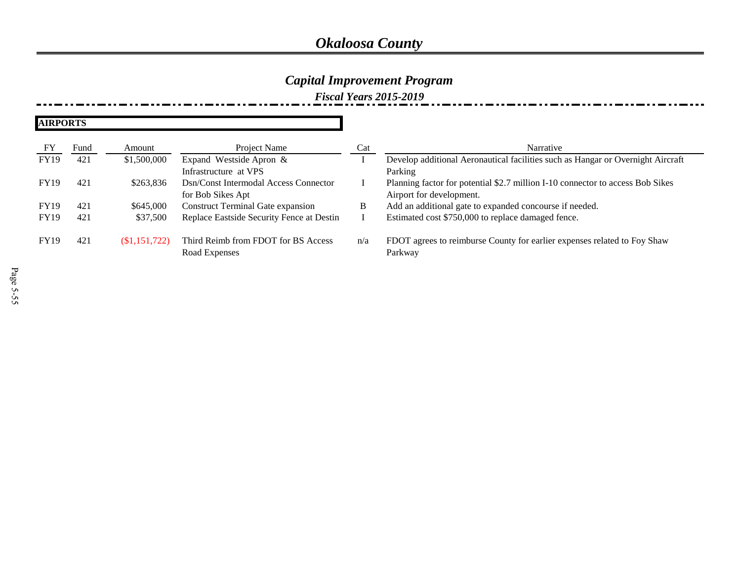# *Okaloosa County*

## *Capital Improvement Program*

### *Fiscal Years 2015-2019*

**AIRPORTS**

| FY | Fund | Amount | Project Name | Cat | Narrative |
|---|---|---|---|---|---|
| FY19 | 421 | $1,500,000 | Expand Westside Apron & Infrastructure at VPS | I | Develop additional Aeronautical facilities such as Hangar or Overnight Aircraft Parking |
| FY19 | 421 | $263,836 | Dsn/Const Intermodal Access Connector for Bob Sikes Apt | I | Planning factor for potential $2.7 million I-10 connector to access Bob Sikes Airport for development. |
| FY19 | 421 | $645,000 | Construct Terminal Gate expansion | B | Add an additional gate to expanded concourse if needed. |
| FY19 | 421 | $37,500 | Replace Eastside Security Fence at Destin | I | Estimated cost $750,000 to replace damaged fence. |
| FY19 | 421 | ($1,151,722) | Third Reimb from FDOT for BS Access Road Expenses | n/a | FDOT agrees to reimburse County for earlier expenses related to Foy Shaw Parkway |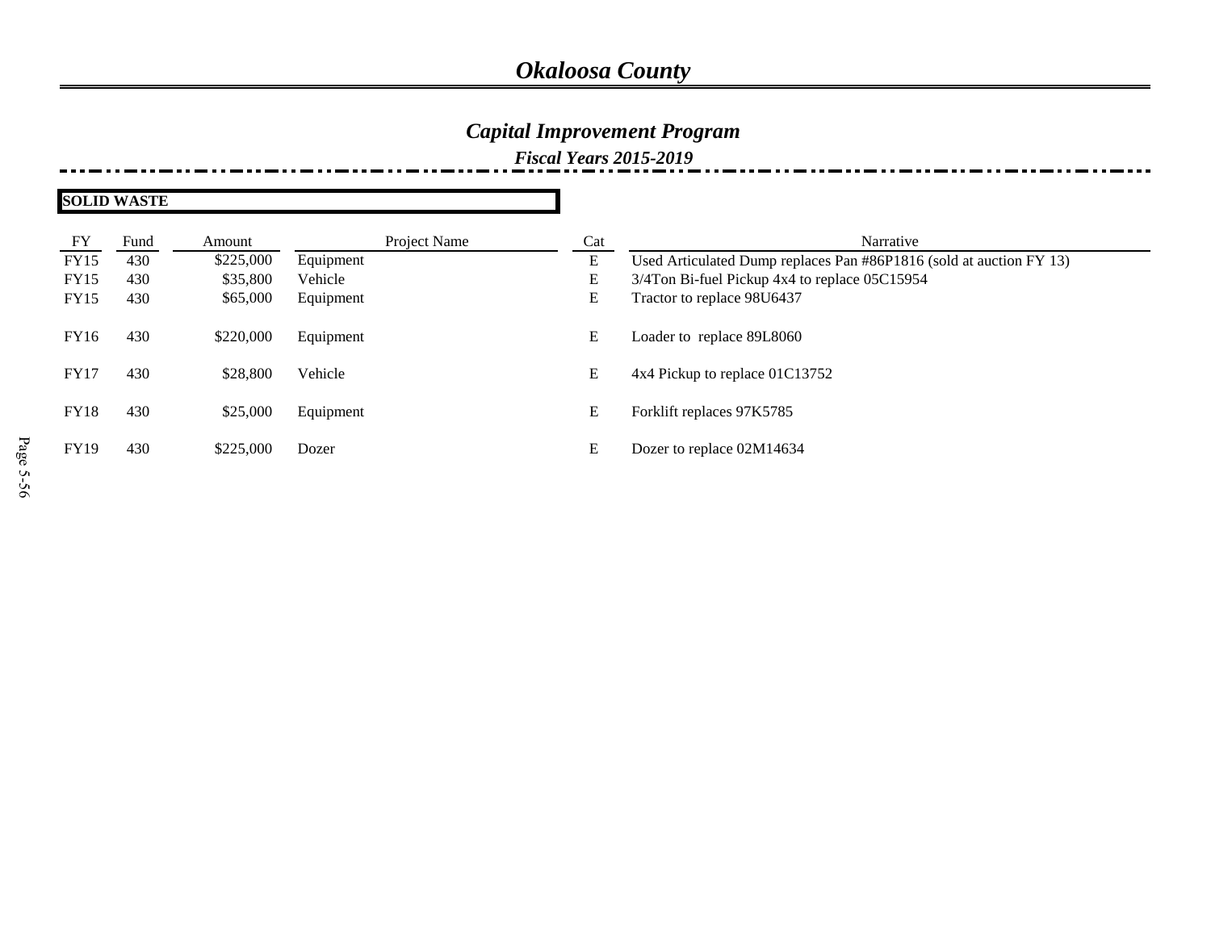# *Okaloosa County*

## *Capital Improvement Program*

### *Fiscal Years 2015-2019*

**SOLID WASTE**

| FY | Fund | Amount | Project Name | Cat | Narrative |
|---|---|---|---|---|---|
| FY15 | 430 | $225,000 | Equipment | E | Used Articulated Dump replaces Pan #86P1816 (sold at auction FY 13) |
| FY15 | 430 | $35,800 | Vehicle | E | 3/4Ton Bi-fuel Pickup 4x4 to replace 05C15954 |
| FY15 | 430 | $65,000 | Equipment | E | Tractor to replace 98U6437 |
| FY16 | 430 | $220,000 | Equipment | E | Loader to replace 89L8060 |
| FY17 | 430 | $28,800 | Vehicle | E | 4x4 Pickup to replace 01C13752 |
| FY18 | 430 | $25,000 | Equipment | E | Forklift replaces 97K5785 |
| FY19 | 430 | $225,000 | Dozer | E | Dozer to replace 02M14634 |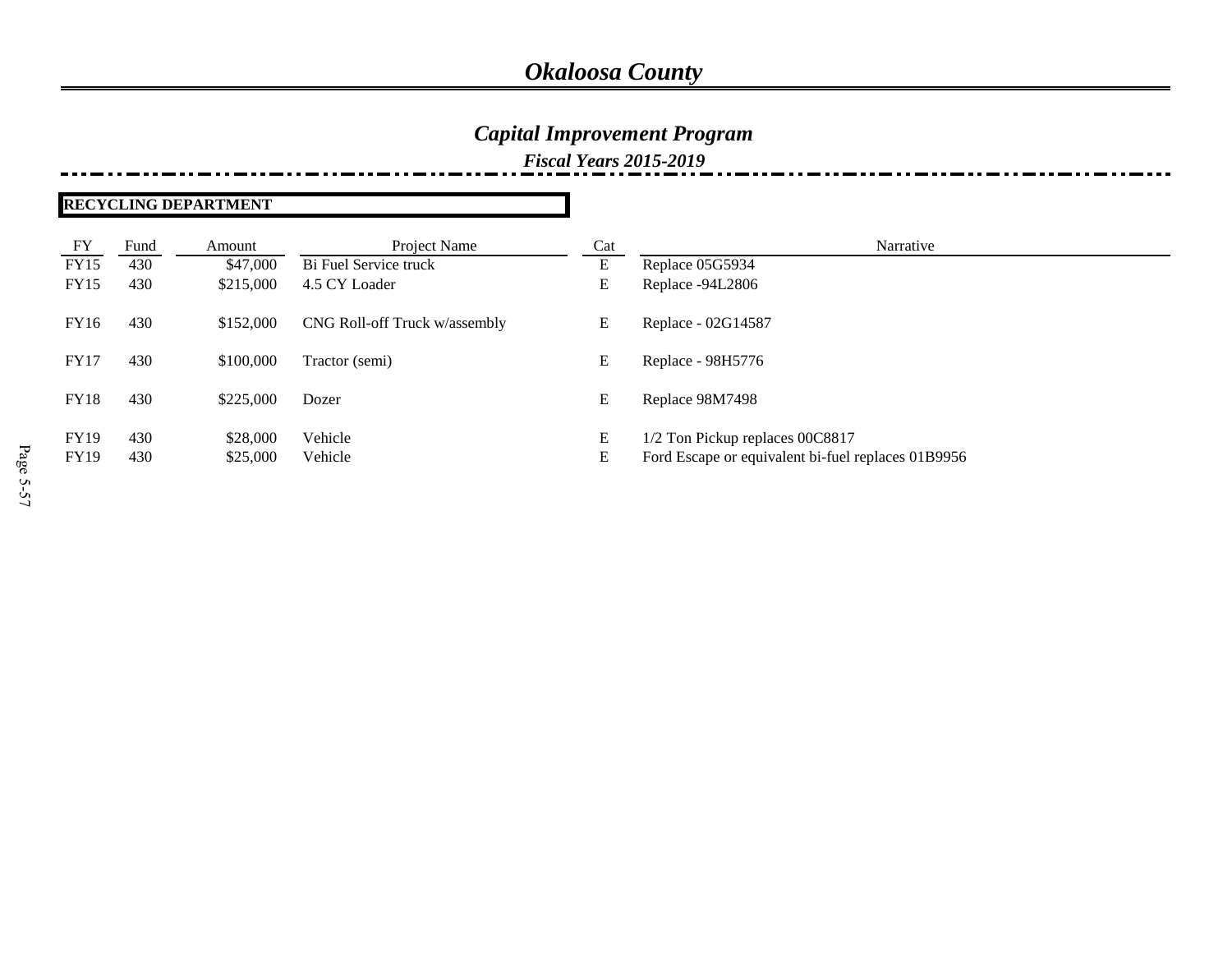# Okaloosa County

## Capital Improvement Program

### Fiscal Years 2015-2019

**RECYCLING DEPARTMENT**

| FY | Fund | Amount | Project Name | Cat | Narrative |
|---|---|---|---|---|---|
| FY15 | 430 | $47,000 | Bi Fuel Service truck | E | Replace 05G5934 |
| FY15 | 430 | $215,000 | 4.5 CY Loader | E | Replace -94L2806 |
| FY16 | 430 | $152,000 | CNG Roll-off Truck w/assembly | E | Replace - 02G14587 |
| FY17 | 430 | $100,000 | Tractor (semi) | E | Replace - 98H5776 |
| FY18 | 430 | $225,000 | Dozer | E | Replace 98M7498 |
| FY19 | 430 | $28,000 | Vehicle | E | 1/2 Ton Pickup replaces 00C8817 |
| FY19 | 430 | $25,000 | Vehicle | E | Ford Escape or equivalent bi-fuel replaces 01B9956 |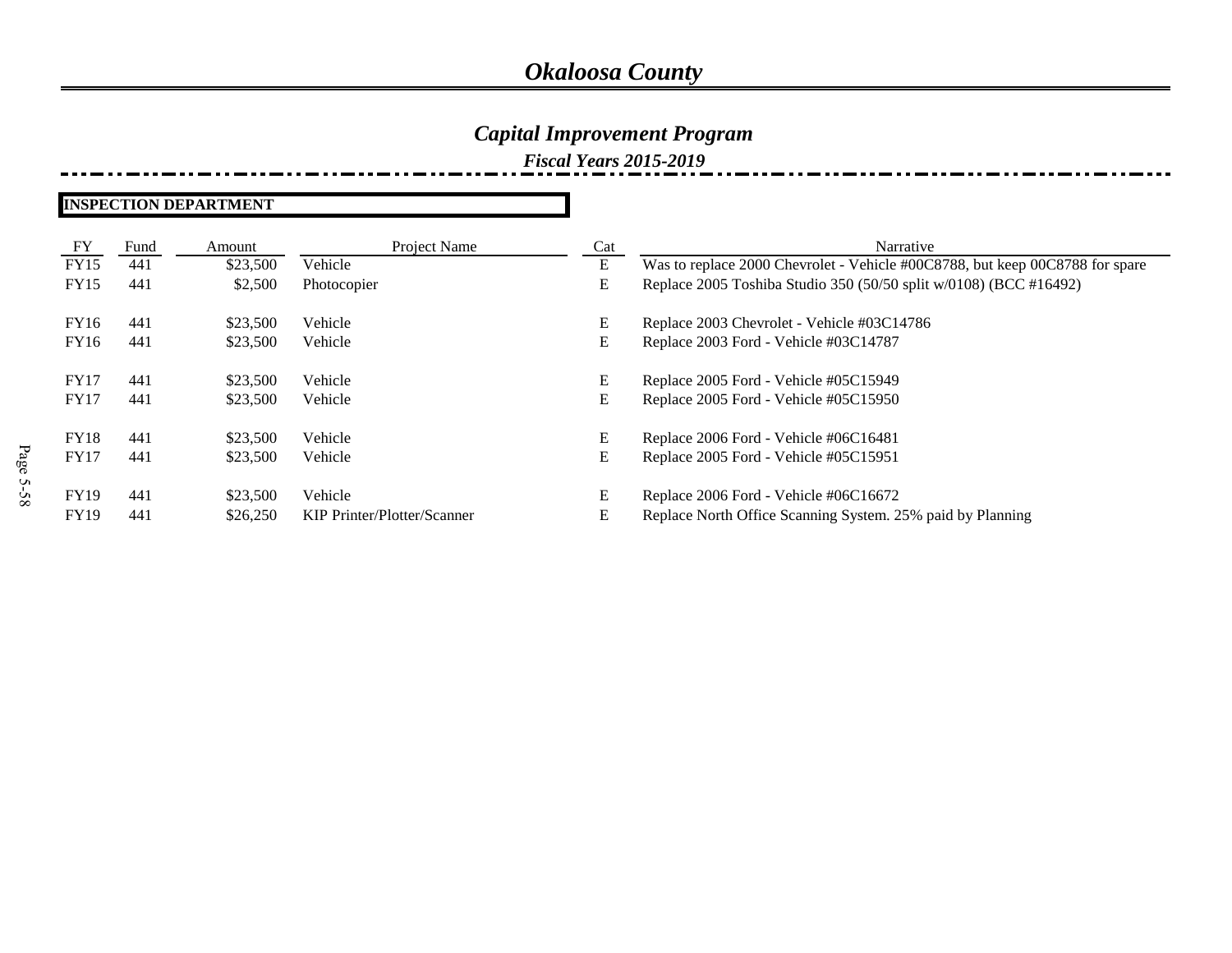# Okaloosa County

## Capital Improvement Program

### Fiscal Years 2015-2019

**INSPECTION DEPARTMENT**

| FY | Fund | Amount | Project Name | Cat | Narrative |
|---|---|---|---|---|---|
| FY15 | 441 | $23,500 | Vehicle | E | Was to replace 2000 Chevrolet - Vehicle #00C8788, but keep 00C8788 for spare |
| FY15 | 441 | $2,500 | Photocopier | E | Replace 2005 Toshiba Studio 350 (50/50 split w/0108) (BCC #16492) |
| FY16 | 441 | $23,500 | Vehicle | E | Replace 2003 Chevrolet - Vehicle #03C14786 |
| FY16 | 441 | $23,500 | Vehicle | E | Replace 2003 Ford - Vehicle #03C14787 |
| FY17 | 441 | $23,500 | Vehicle | E | Replace 2005 Ford - Vehicle #05C15949 |
| FY17 | 441 | $23,500 | Vehicle | E | Replace 2005 Ford - Vehicle #05C15950 |
| FY18 | 441 | $23,500 | Vehicle | E | Replace 2006 Ford - Vehicle #06C16481 |
| FY17 | 441 | $23,500 | Vehicle | E | Replace 2005 Ford - Vehicle #05C15951 |
| FY19 | 441 | $23,500 | Vehicle | E | Replace 2006 Ford - Vehicle #06C16672 |
| FY19 | 441 | $26,250 | KIP Printer/Plotter/Scanner | E | Replace North Office Scanning System. 25% paid by Planning |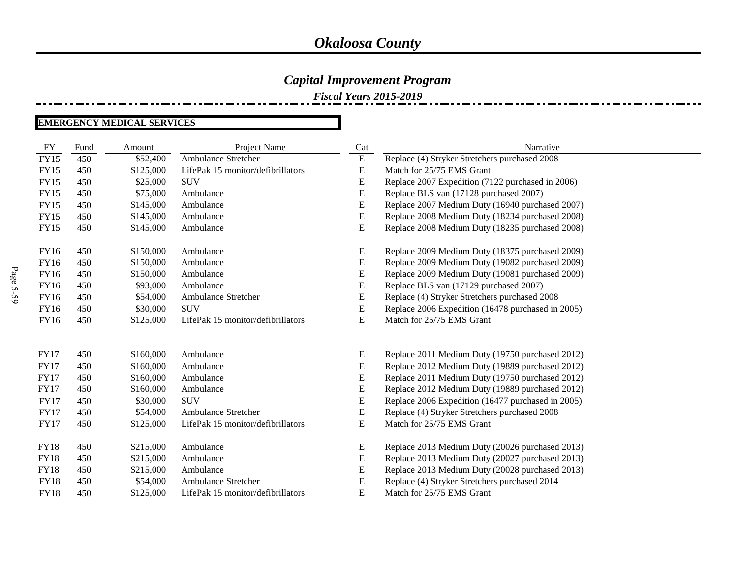# *Okaloosa County*

## *Capital Improvement Program*

### *Fiscal Years 2015-2019*

**EMERGENCY MEDICAL SERVICES**

| FY | Fund | Amount | Project Name | Cat | Narrative |
|---|---|---|---|---|---|
| FY15 | 450 | $52,400 | Ambulance Stretcher | E | Replace (4) Stryker Stretchers purchased 2008 |
| FY15 | 450 | $125,000 | LifePak 15 monitor/defibrillators | E | Match for 25/75 EMS Grant |
| FY15 | 450 | $25,000 | SUV | E | Replace 2007 Expedition (7122 purchased in 2006) |
| FY15 | 450 | $75,000 | Ambulance | E | Replace BLS van (17128 purchased 2007) |
| FY15 | 450 | $145,000 | Ambulance | E | Replace 2007 Medium Duty (16940 purchased 2007) |
| FY15 | 450 | $145,000 | Ambulance | E | Replace 2008 Medium Duty (18234 purchased 2008) |
| FY15 | 450 | $145,000 | Ambulance | E | Replace 2008 Medium Duty (18235 purchased 2008) |
| FY16 | 450 | $150,000 | Ambulance | E | Replace 2009 Medium Duty (18375 purchased 2009) |
| FY16 | 450 | $150,000 | Ambulance | E | Replace 2009 Medium Duty (19082 purchased 2009) |
| FY16 | 450 | $150,000 | Ambulance | E | Replace 2009 Medium Duty (19081 purchased 2009) |
| FY16 | 450 | $93,000 | Ambulance | E | Replace BLS van (17129 purchased 2007) |
| FY16 | 450 | $54,000 | Ambulance Stretcher | E | Replace (4) Stryker Stretchers purchased 2008 |
| FY16 | 450 | $30,000 | SUV | E | Replace 2006 Expedition (16478 purchased in 2005) |
| FY16 | 450 | $125,000 | LifePak 15 monitor/defibrillators | E | Match for 25/75 EMS Grant |
| FY17 | 450 | $160,000 | Ambulance | E | Replace 2011 Medium Duty (19750 purchased 2012) |
| FY17 | 450 | $160,000 | Ambulance | E | Replace 2012 Medium Duty (19889 purchased 2012) |
| FY17 | 450 | $160,000 | Ambulance | E | Replace 2011 Medium Duty (19750 purchased 2012) |
| FY17 | 450 | $160,000 | Ambulance | E | Replace 2012 Medium Duty (19889 purchased 2012) |
| FY17 | 450 | $30,000 | SUV | E | Replace 2006 Expedition (16477 purchased in 2005) |
| FY17 | 450 | $54,000 | Ambulance Stretcher | E | Replace (4) Stryker Stretchers purchased 2008 |
| FY17 | 450 | $125,000 | LifePak 15 monitor/defibrillators | E | Match for 25/75 EMS Grant |
| FY18 | 450 | $215,000 | Ambulance | E | Replace 2013 Medium Duty (20026 purchased 2013) |
| FY18 | 450 | $215,000 | Ambulance | E | Replace 2013 Medium Duty (20027 purchased 2013) |
| FY18 | 450 | $215,000 | Ambulance | E | Replace 2013 Medium Duty (20028 purchased 2013) |
| FY18 | 450 | $54,000 | Ambulance Stretcher | E | Replace (4) Stryker Stretchers purchased 2014 |
| FY18 | 450 | $125,000 | LifePak 15 monitor/defibrillators | E | Match for 25/75 EMS Grant |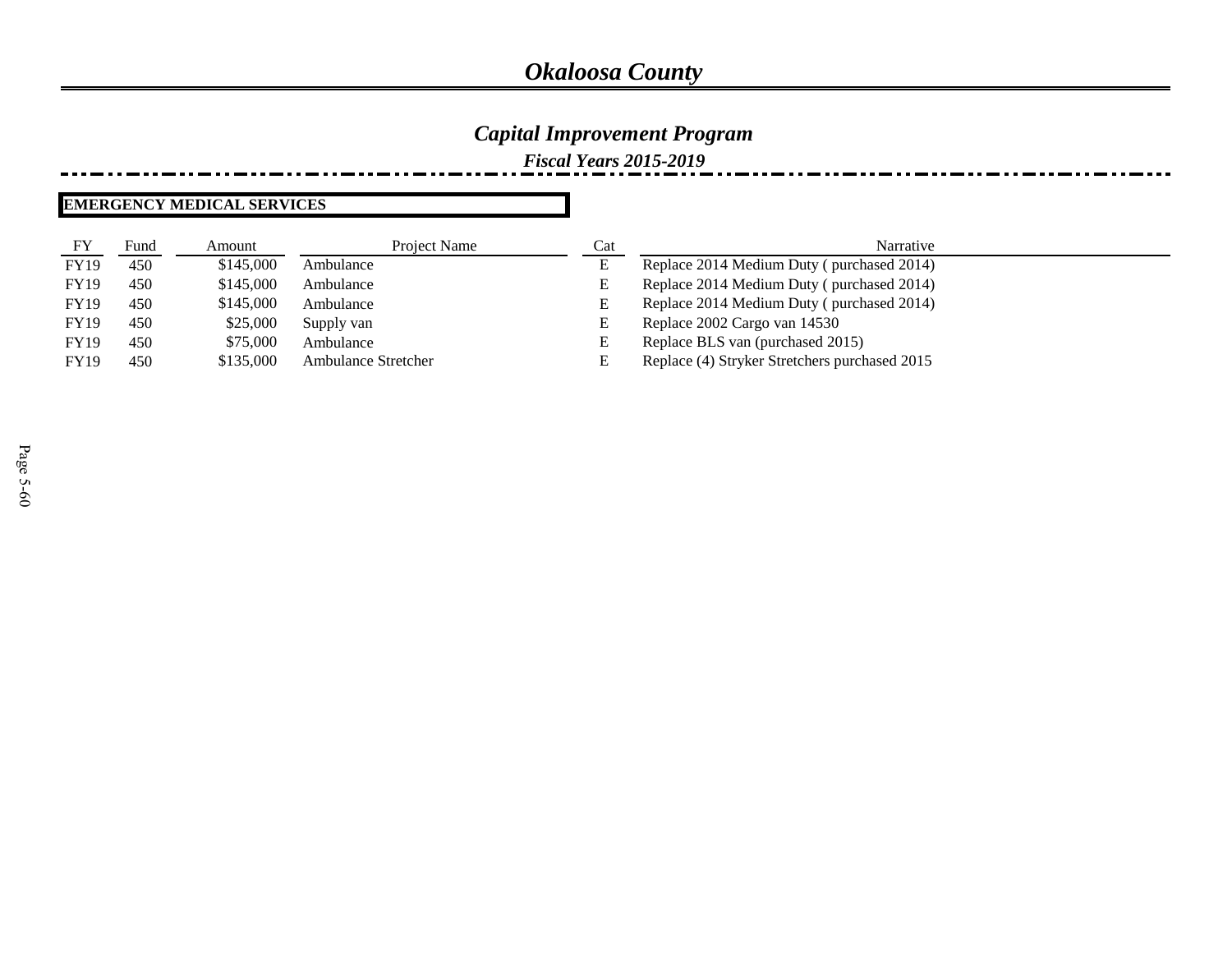# Okaloosa County

## Capital Improvement Program

### Fiscal Years 2015-2019

**EMERGENCY MEDICAL SERVICES**

| FY | Fund | Amount | Project Name | Cat | Narrative |
|---|---|---|---|---|---|
| FY19 | 450 | $145,000 | Ambulance | E | Replace 2014 Medium Duty ( purchased 2014) |
| FY19 | 450 | $145,000 | Ambulance | E | Replace 2014 Medium Duty ( purchased 2014) |
| FY19 | 450 | $145,000 | Ambulance | E | Replace 2014 Medium Duty ( purchased 2014) |
| FY19 | 450 | $25,000 | Supply van | E | Replace 2002 Cargo van 14530 |
| FY19 | 450 | $75,000 | Ambulance | E | Replace BLS van (purchased 2015) |
| FY19 | 450 | $135,000 | Ambulance Stretcher | E | Replace (4) Stryker Stretchers purchased 2015 |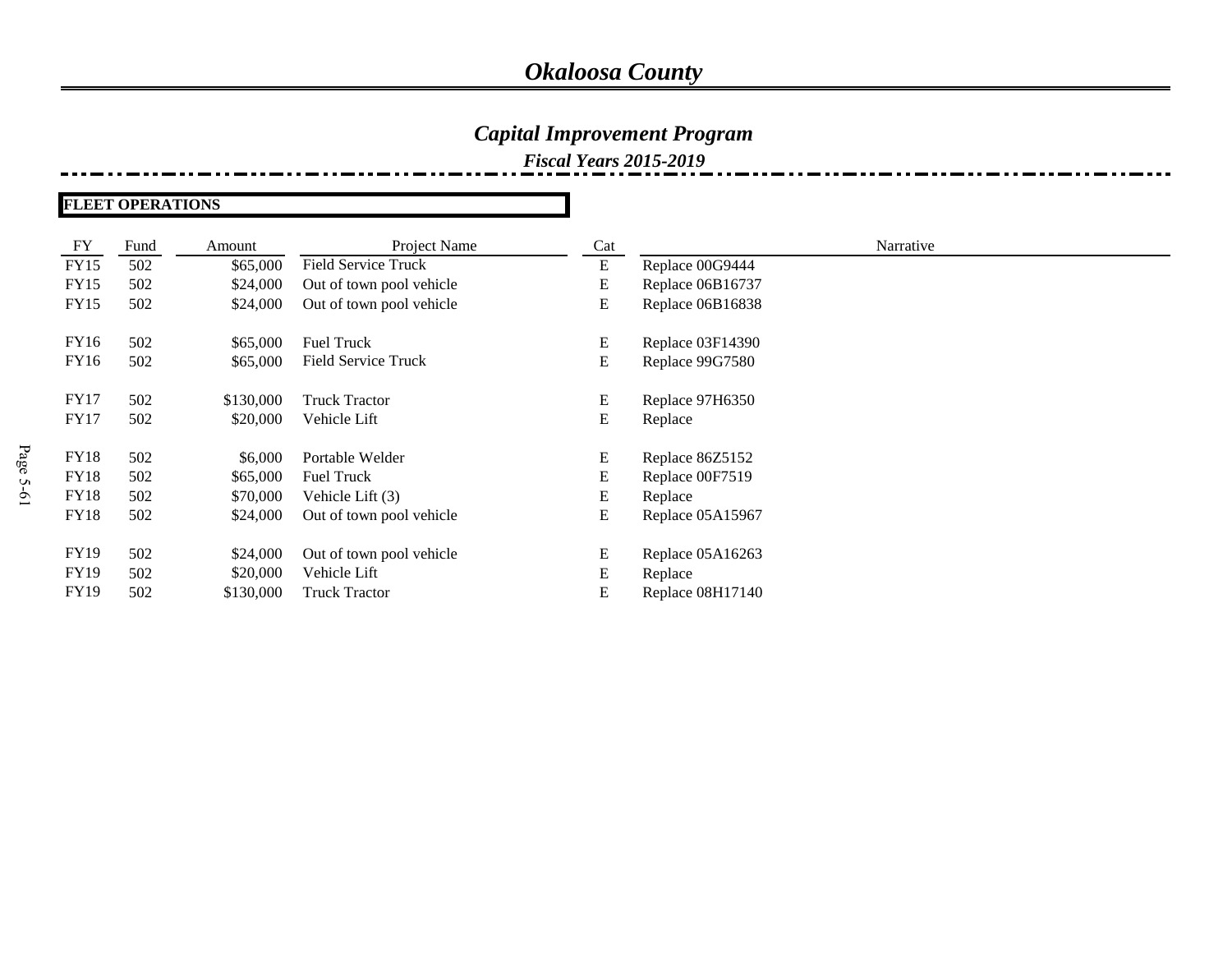# *Okaloosa County*

## *Capital Improvement Program*

### *Fiscal Years 2015-2019*

**FLEET OPERATIONS**

| FY | Fund | Amount | Project Name | Cat | Narrative |
|---|---|---|---|---|---|
| FY15 | 502 | $65,000 | Field Service Truck | E | Replace 00G9444 |
| FY15 | 502 | $24,000 | Out of town pool vehicle | E | Replace 06B16737 |
| FY15 | 502 | $24,000 | Out of town pool vehicle | E | Replace 06B16838 |
| FY16 | 502 | $65,000 | Fuel Truck | E | Replace 03F14390 |
| FY16 | 502 | $65,000 | Field Service Truck | E | Replace 99G7580 |
| FY17 | 502 | $130,000 | Truck Tractor | E | Replace 97H6350 |
| FY17 | 502 | $20,000 | Vehicle Lift | E | Replace |
| FY18 | 502 | $6,000 | Portable Welder | E | Replace 86Z5152 |
| FY18 | 502 | $65,000 | Fuel Truck | E | Replace 00F7519 |
| FY18 | 502 | $70,000 | Vehicle Lift (3) | E | Replace |
| FY18 | 502 | $24,000 | Out of town pool vehicle | E | Replace 05A15967 |
| FY19 | 502 | $24,000 | Out of town pool vehicle | E | Replace 05A16263 |
| FY19 | 502 | $20,000 | Vehicle Lift | E | Replace |
| FY19 | 502 | $130,000 | Truck Tractor | E | Replace 08H17140 |